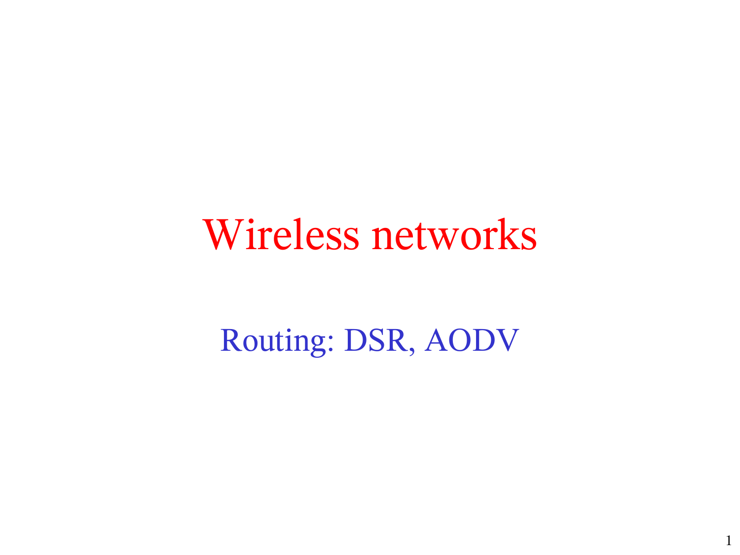# Wireless networks

## Routing: DSR, AODV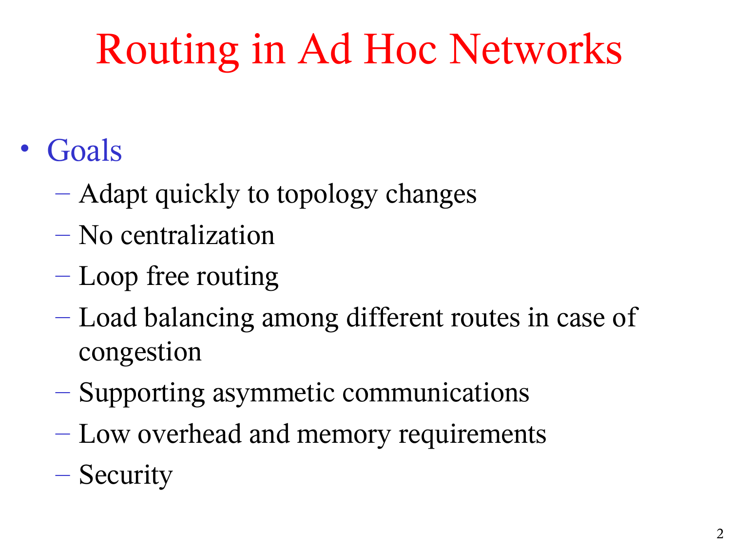# Routing in Ad Hoc Networks

- Goals
  - Adapt quickly to topology changes
  - No centralization
  - Loop free routing
  - Load balancing among different routes in case of congestion
  - Supporting asymmetic communications
  - Low overhead and memory requirements
  - Security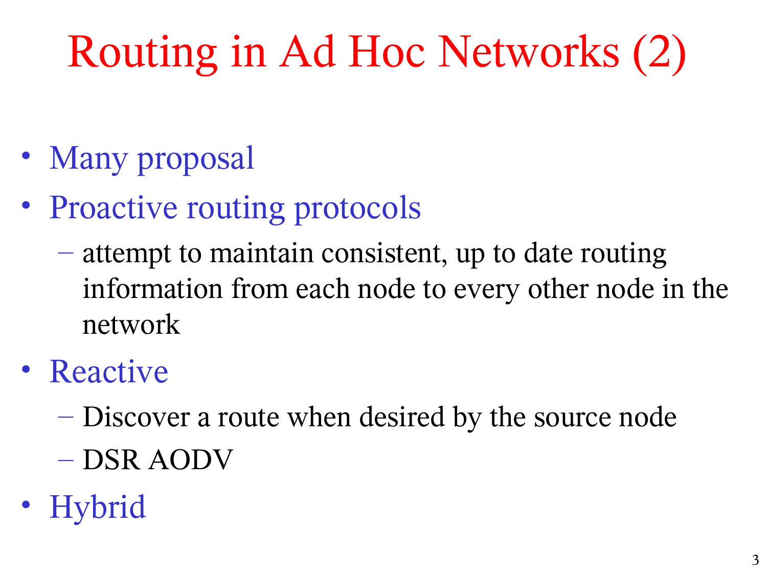# Routing in Ad Hoc Networks (2)

- Many proposal
- Proactive routing protocols
  - attempt to maintain consistent, up to date routing information from each node to every other node in the network
- Reactive
  - Discover a route when desired by the source node
  - DSR AODV
- Hybrid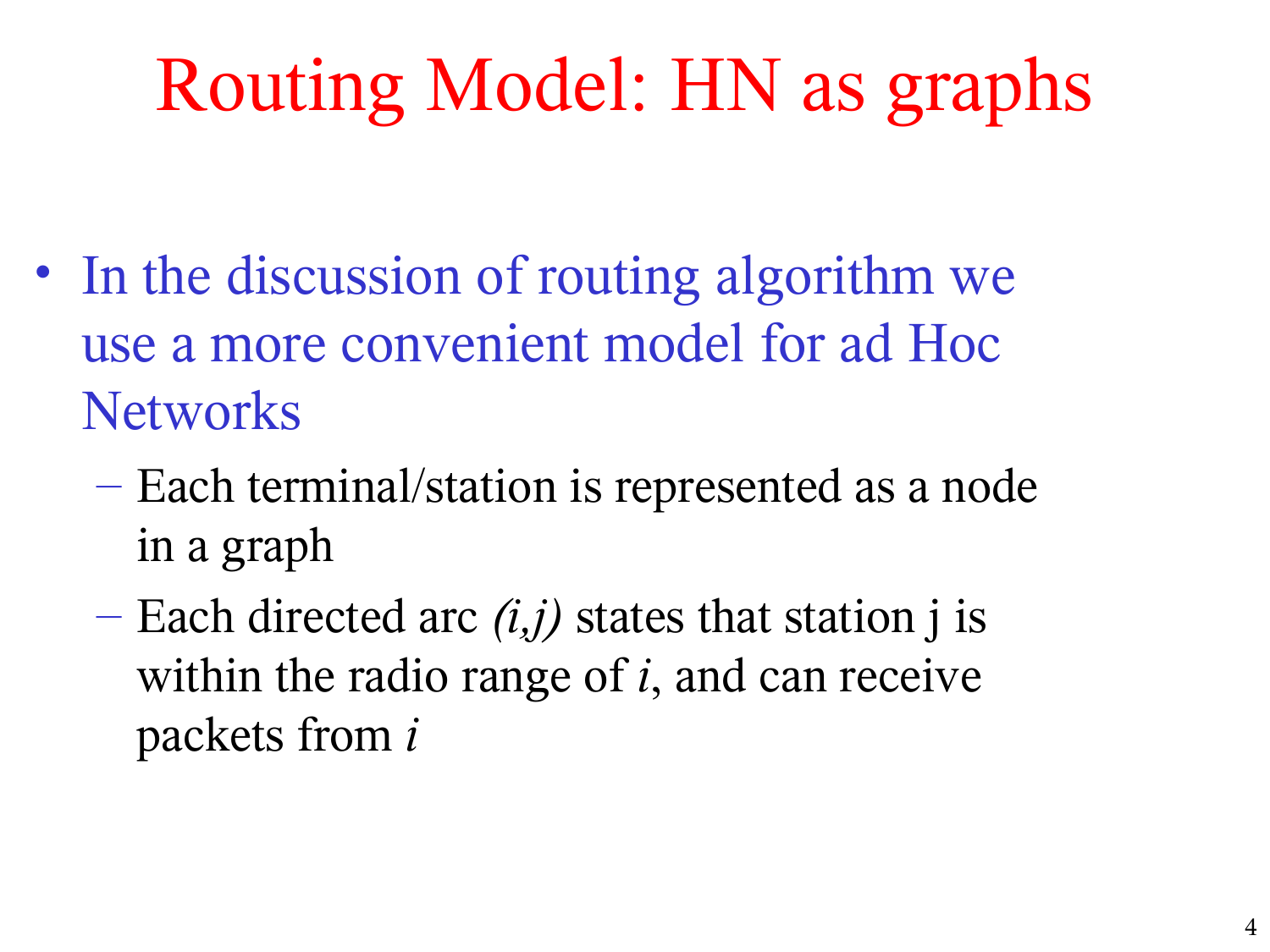# Routing Model: HN as graphs

- In the discussion of routing algorithm we use a more convenient model for ad Hoc Networks
  - Each terminal/station is represented as a node in a graph
  - Each directed arc *(i,j)* states that station j is within the radio range of *i*, and can receive packets from *i*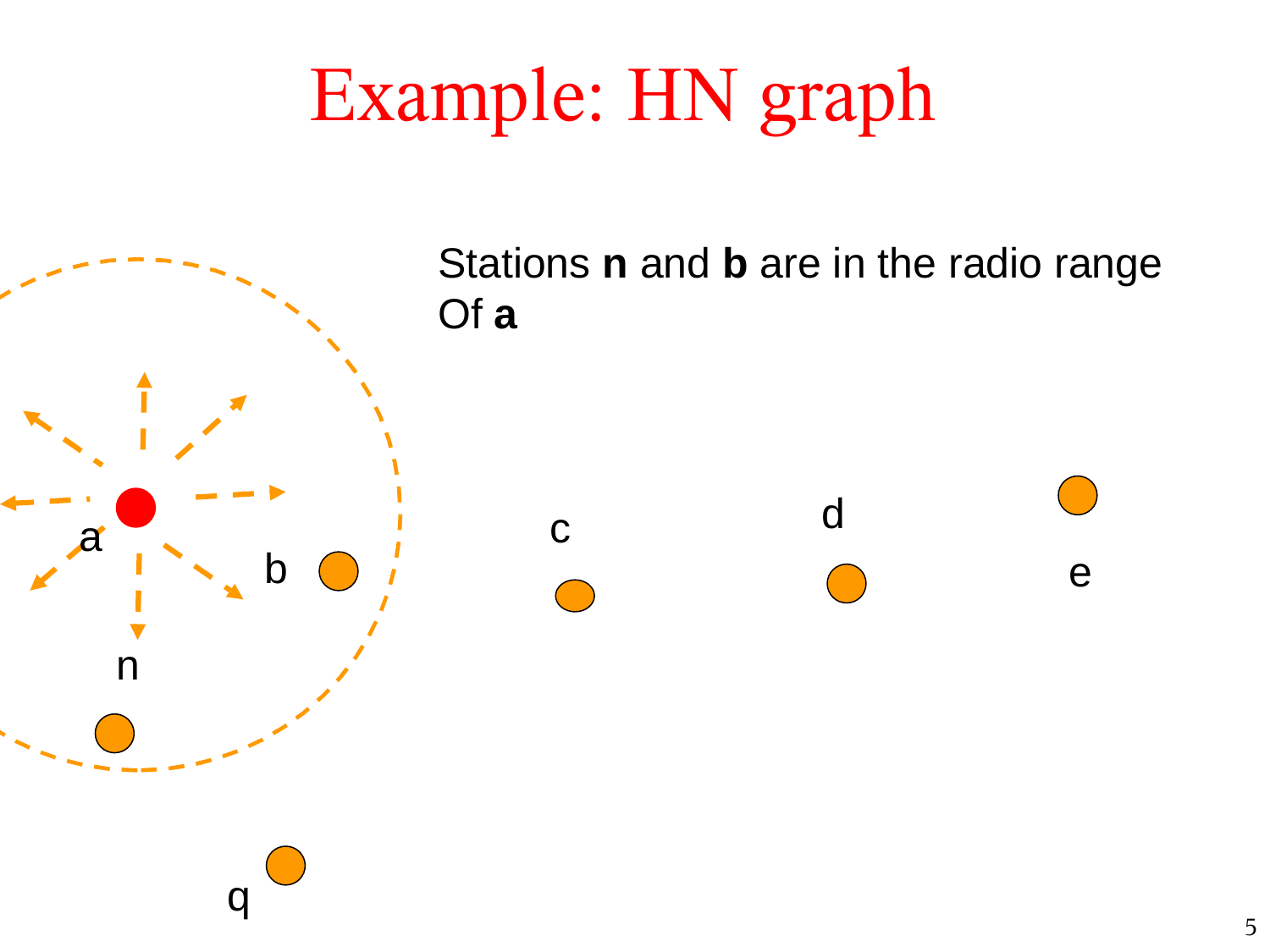# Example: HN graph

Stations **n** and **b** are in the radio range Of **a**

a

b

c

d

e

n

q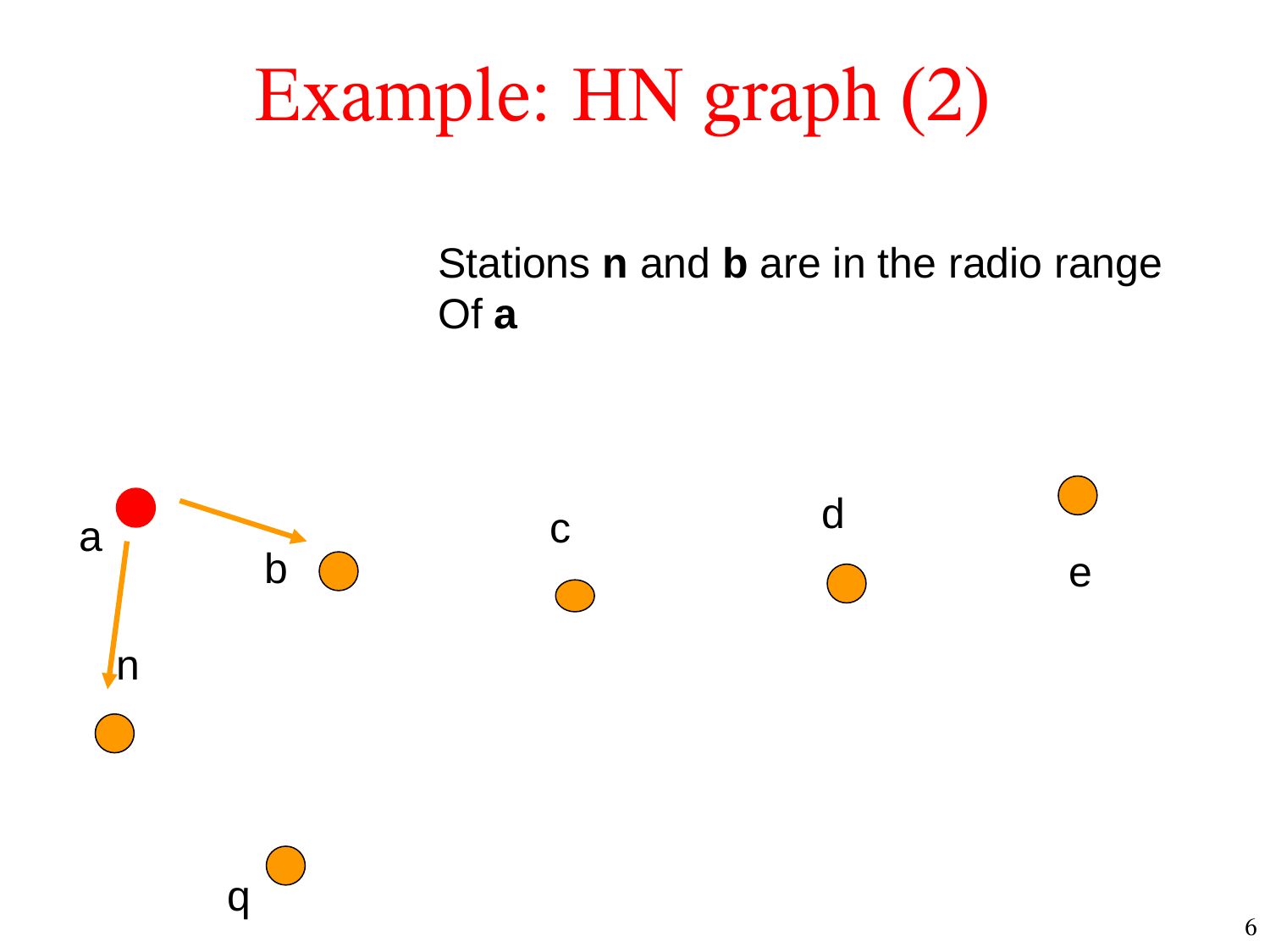# Example: HN graph (2)

Stations **n** and **b** are in the radio range Of **a**

a

b

c

d

e

n

q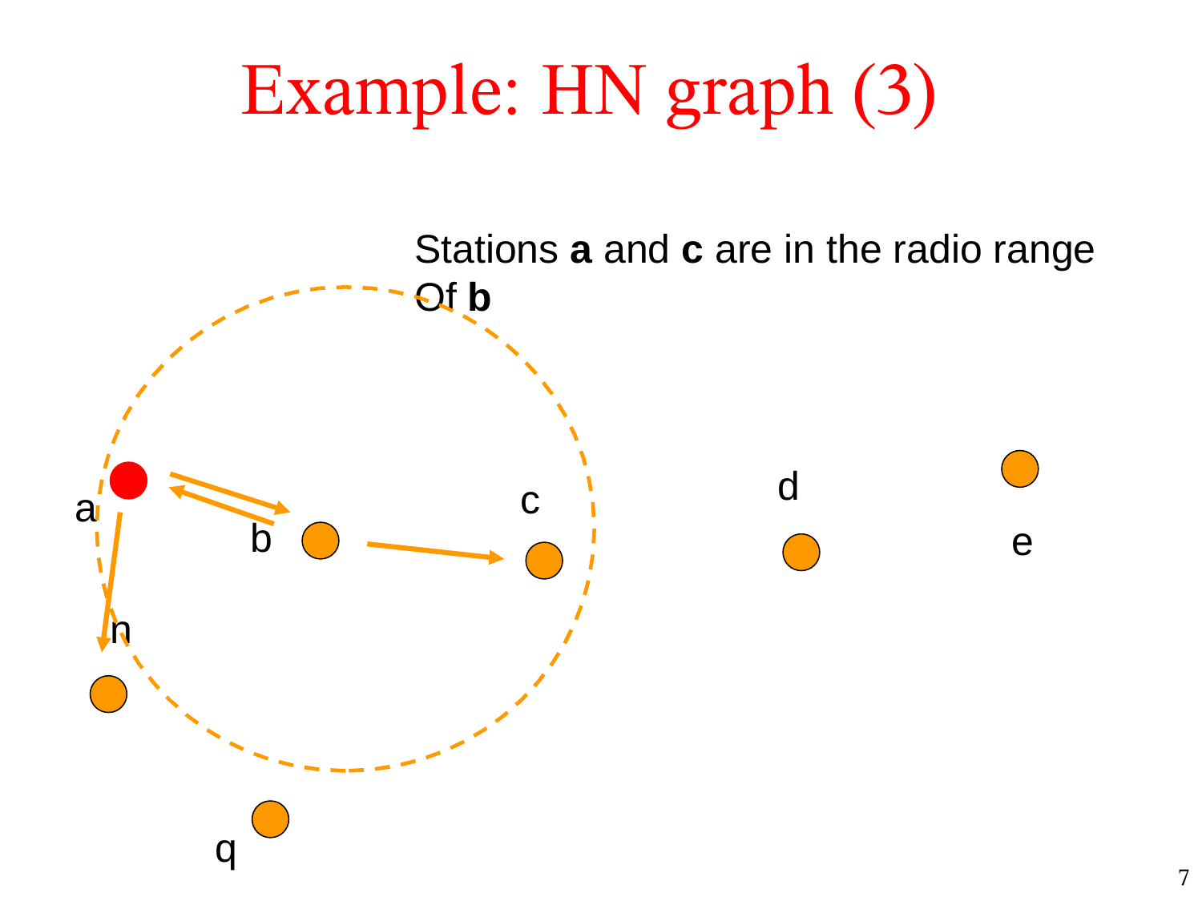# Example: HN graph (3)

Stations **a** and **c** are in the radio range Of **b**

a

b

c

d

e

n

q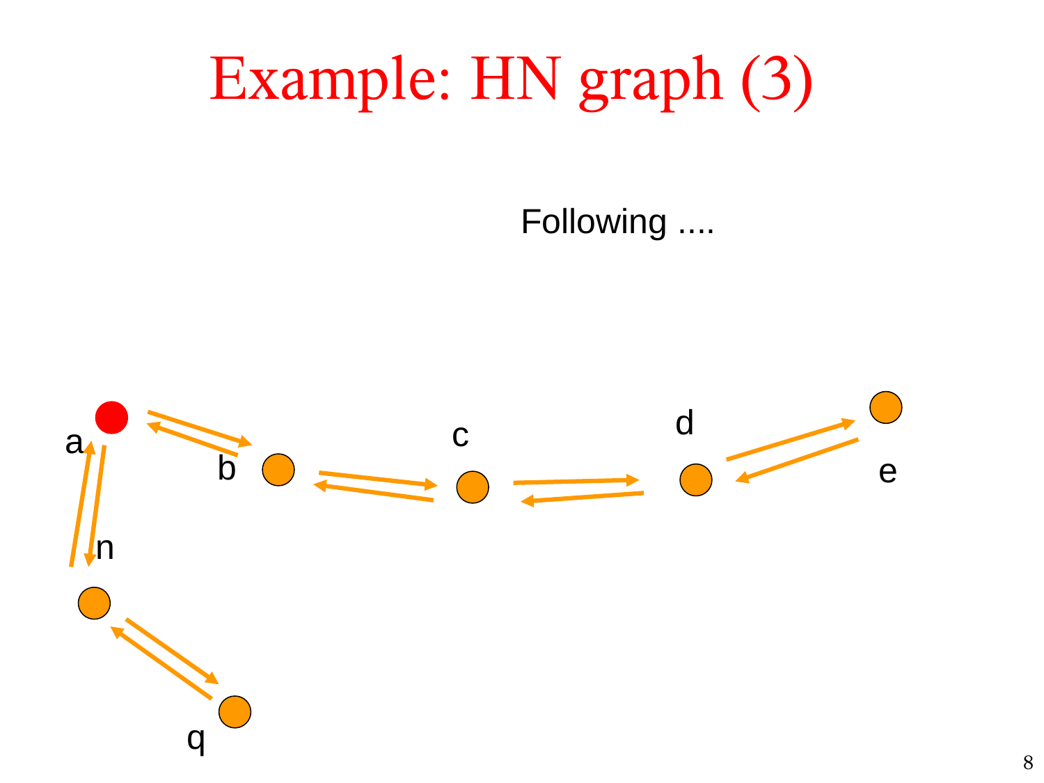# Example: HN graph (3)

Following ....

a

b

c

d

e

n

q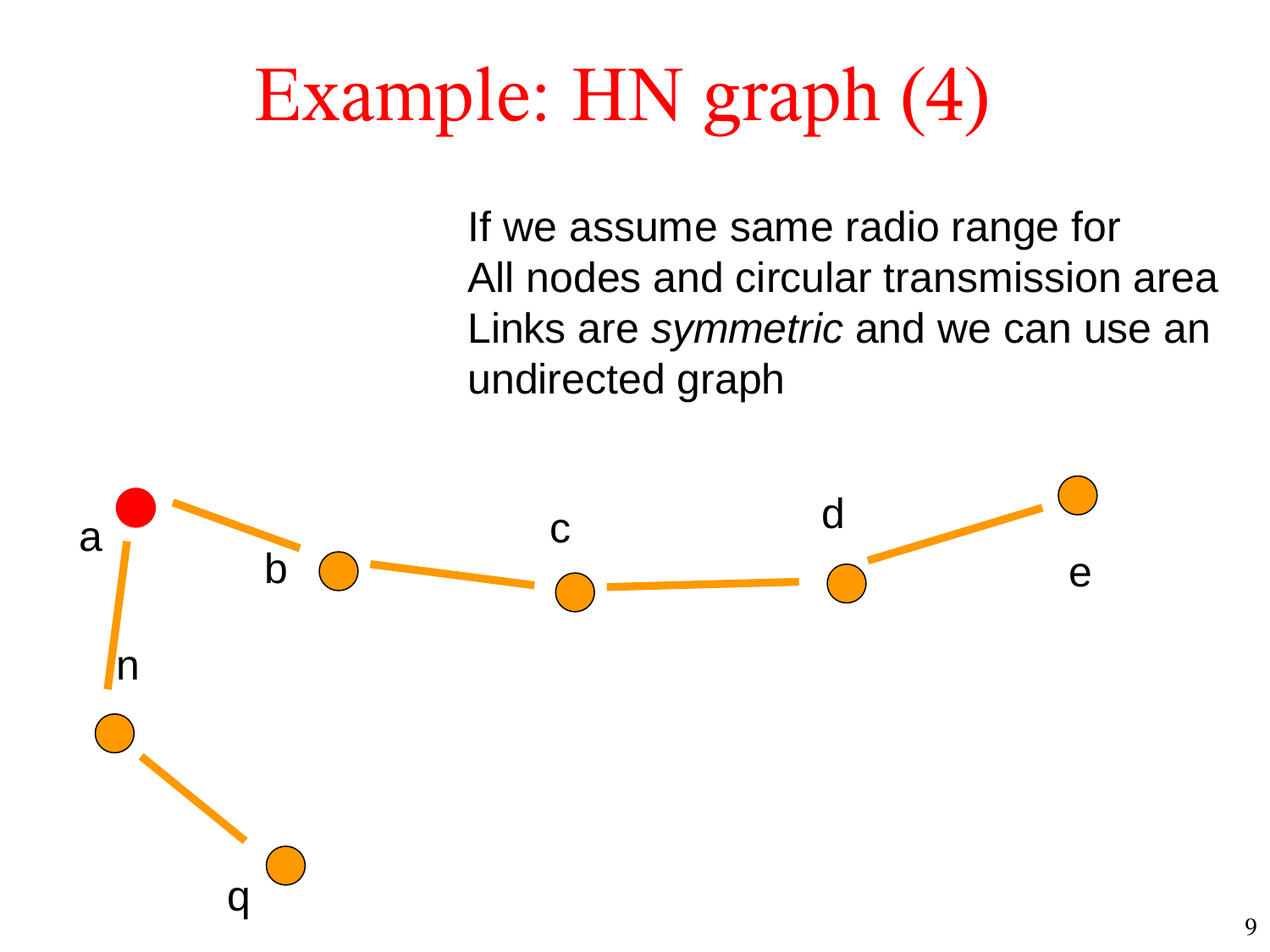# Example: HN graph (4)

If we assume same radio range for All nodes and circular transmission area Links are *symmetric* and we can use an undirected graph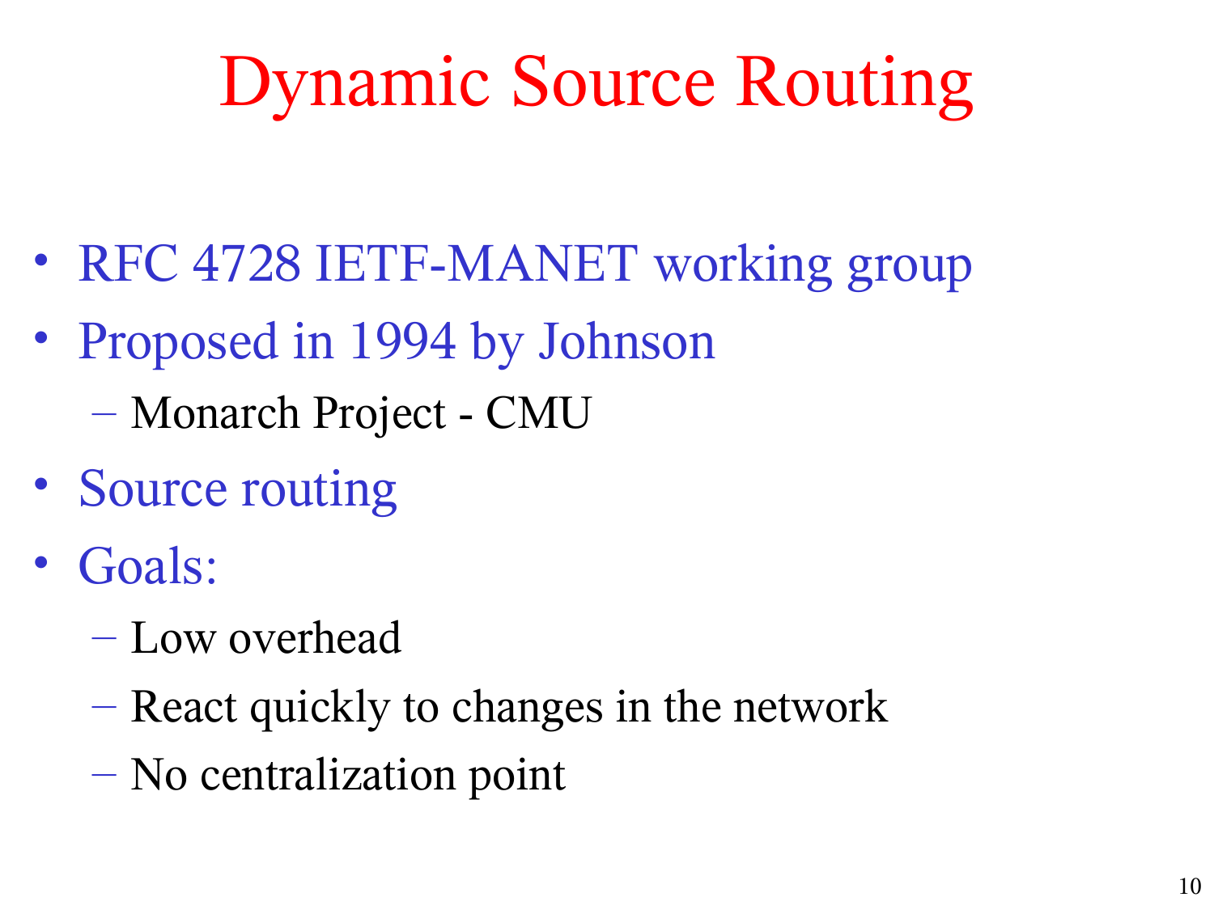# Dynamic Source Routing

- RFC 4728 IETF-MANET working group
- Proposed in 1994 by Johnson
  - Monarch Project - CMU
- Source routing
- Goals:
  - Low overhead
  - React quickly to changes in the network
  - No centralization point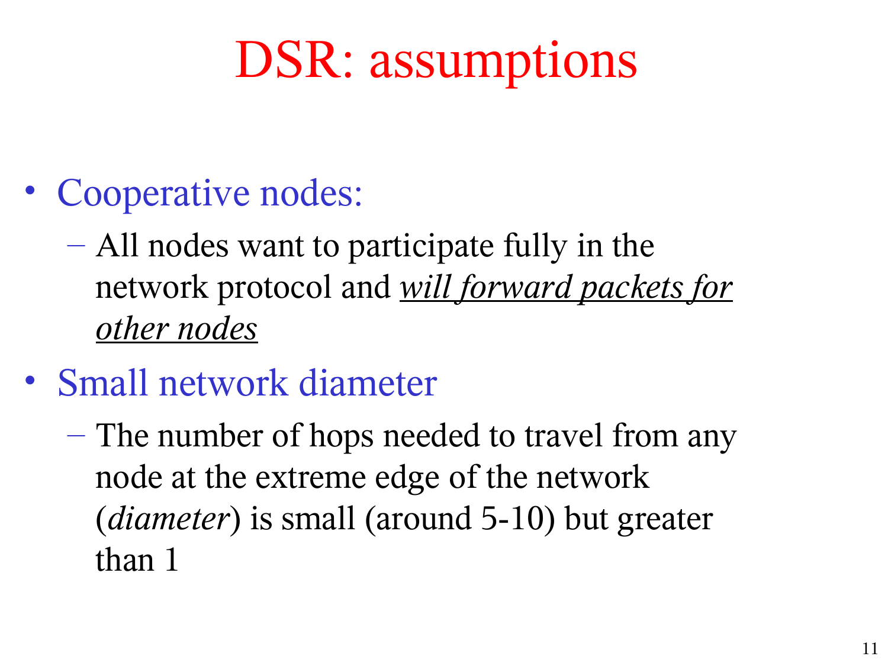# DSR: assumptions

- Cooperative nodes:
  - All nodes want to participate fully in the network protocol and <u>*will forward packets for other nodes*</u>
- Small network diameter
  - The number of hops needed to travel from any node at the extreme edge of the network (*diameter*) is small (around 5-10) but greater than 1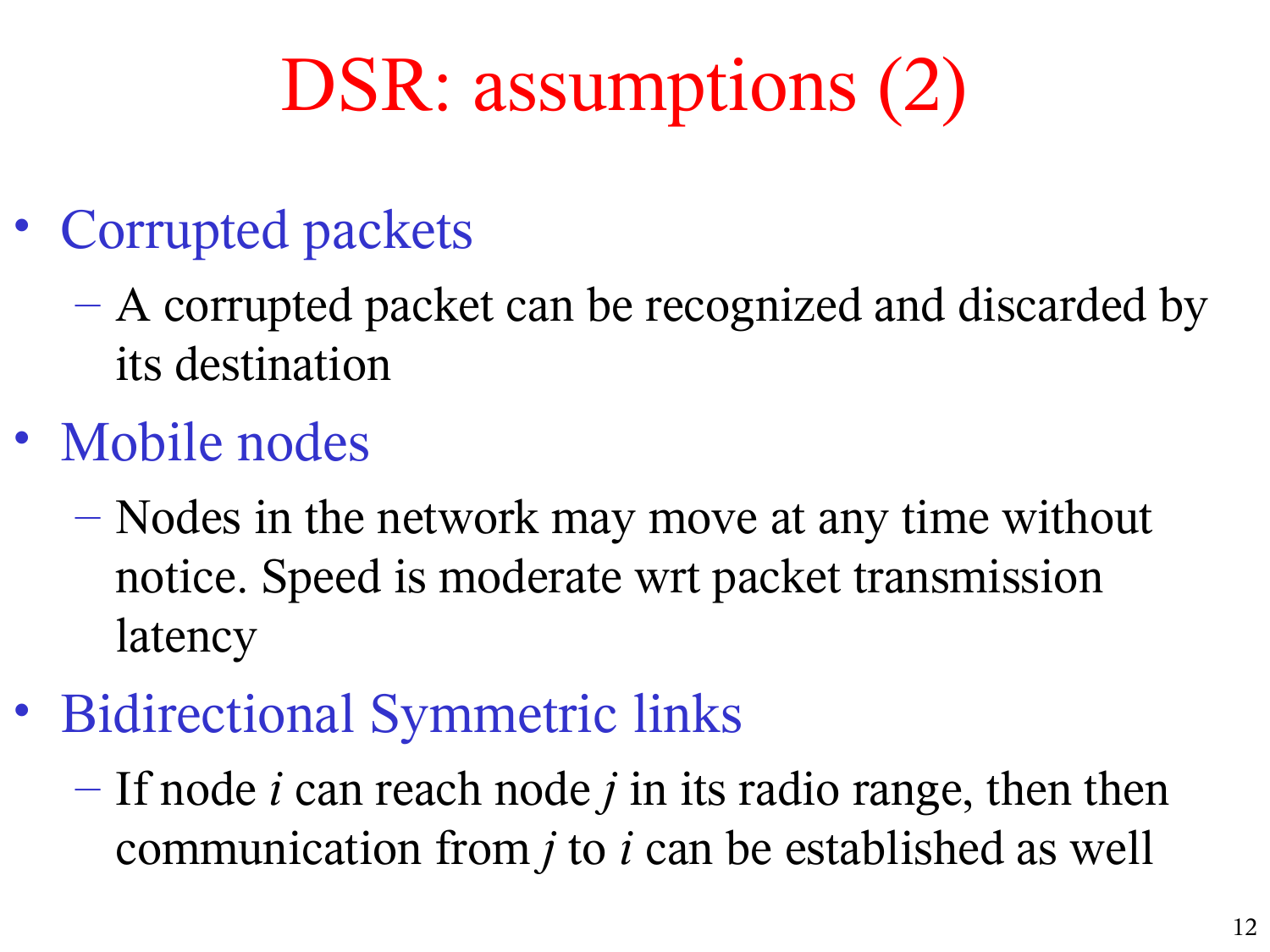# DSR: assumptions (2)

- Corrupted packets
  - A corrupted packet can be recognized and discarded by its destination
- Mobile nodes
  - Nodes in the network may move at any time without notice. Speed is moderate wrt packet transmission latency
- Bidirectional Symmetric links
  - If node $i$ can reach node $j$ in its radio range, then then communication from $j$ to $i$ can be established as well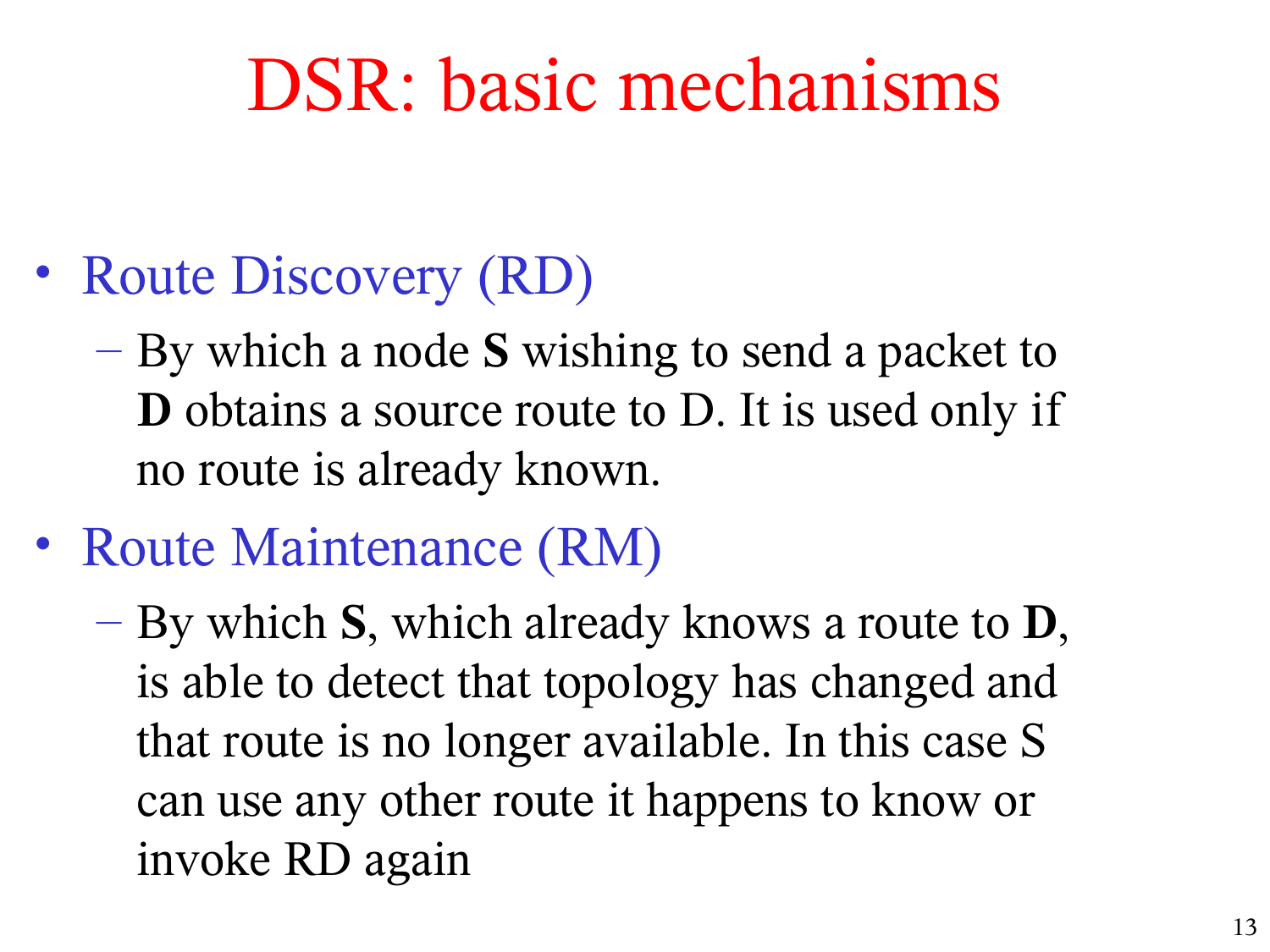# DSR: basic mechanisms

- Route Discovery (RD)
  - By which a node **S** wishing to send a packet to **D** obtains a source route to D. It is used only if no route is already known.
- Route Maintenance (RM)
  - By which **S**, which already knows a route to **D**, is able to detect that topology has changed and that route is no longer available. In this case S can use any other route it happens to know or invoke RD again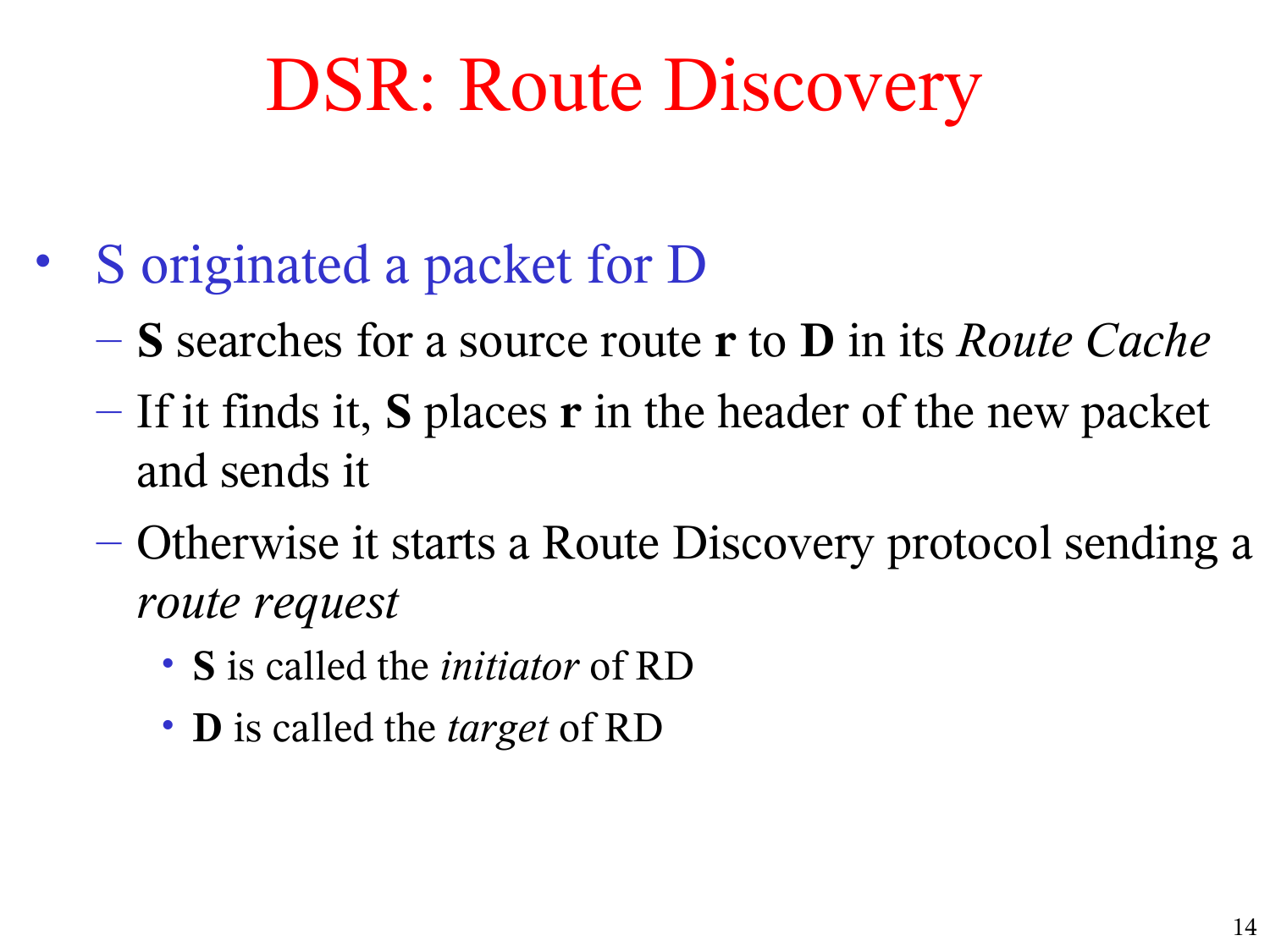# DSR: Route Discovery

- S originated a packet for D
  - **S** searches for a source route **r** to **D** in its *Route Cache*
  - If it finds it, **S** places **r** in the header of the new packet and sends it
  - Otherwise it starts a Route Discovery protocol sending a *route request*
    - **S** is called the *initiator* of RD
    - **D** is called the *target* of RD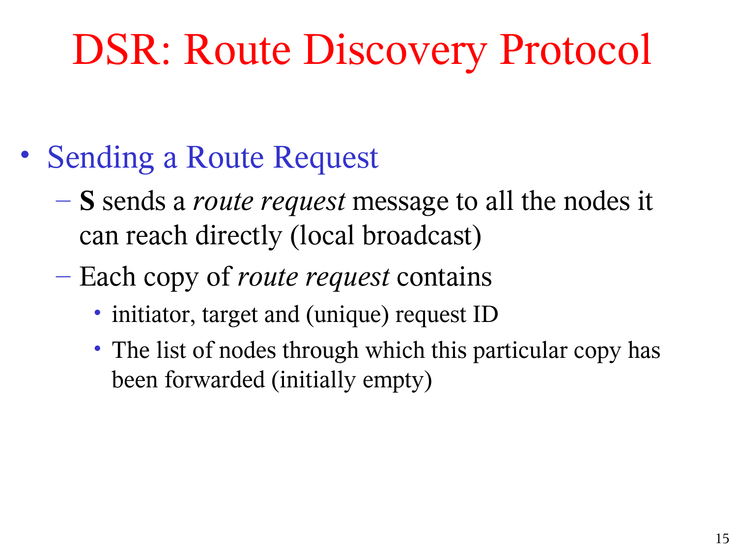# DSR: Route Discovery Protocol

- Sending a Route Request
  - **S** sends a *route request* message to all the nodes it can reach directly (local broadcast)
  - Each copy of *route request* contains
    - initiator, target and (unique) request ID
    - The list of nodes through which this particular copy has been forwarded (initially empty)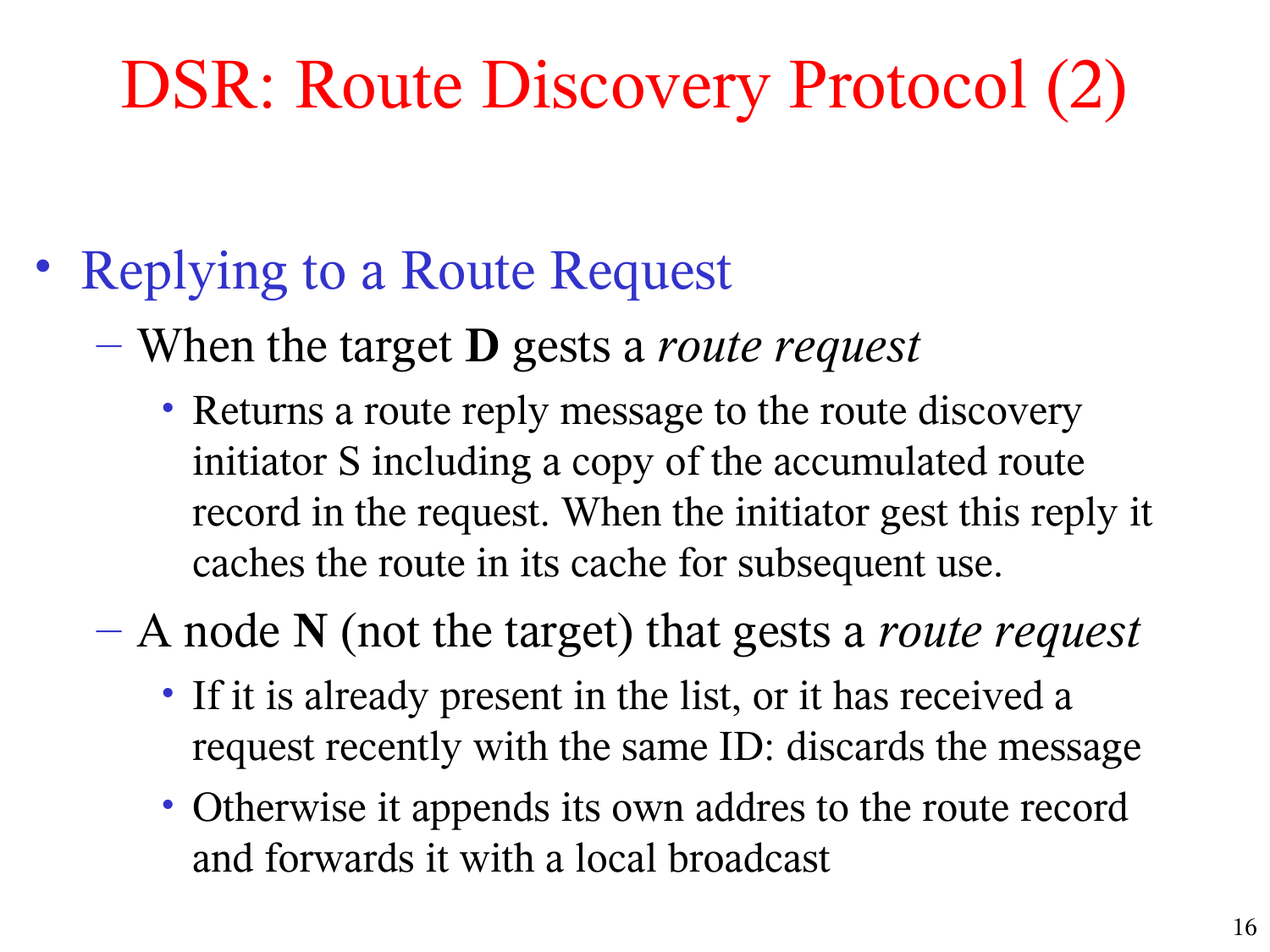# DSR: Route Discovery Protocol (2)

- Replying to a Route Request
  - When the target **D** gests a *route request*
    - Returns a route reply message to the route discovery initiator S including a copy of the accumulated route record in the request. When the initiator gest this reply it caches the route in its cache for subsequent use.
  - A node **N** (not the target) that gests a *route request*
    - If it is already present in the list, or it has received a request recently with the same ID: discards the message
    - Otherwise it appends its own addres to the route record and forwards it with a local broadcast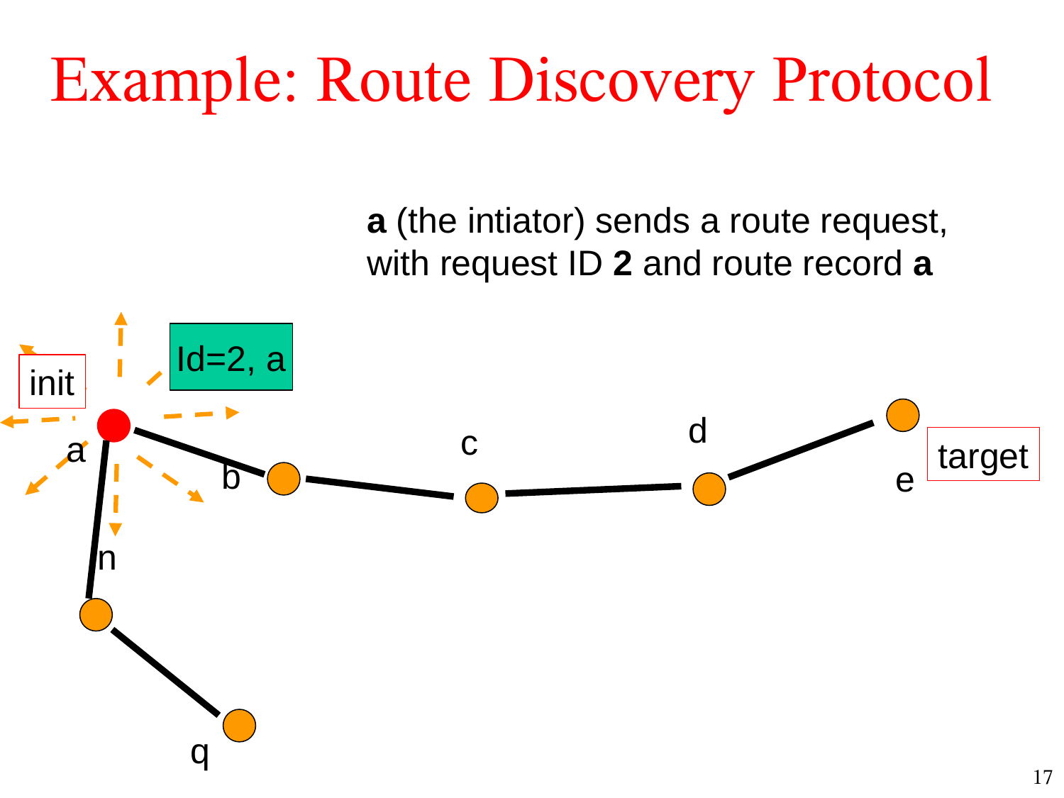# Example: Route Discovery Protocol

**a** (the intiator) sends a route request, with request ID **2** and route record **a**

init

Id=2, a

target

a b c d e n q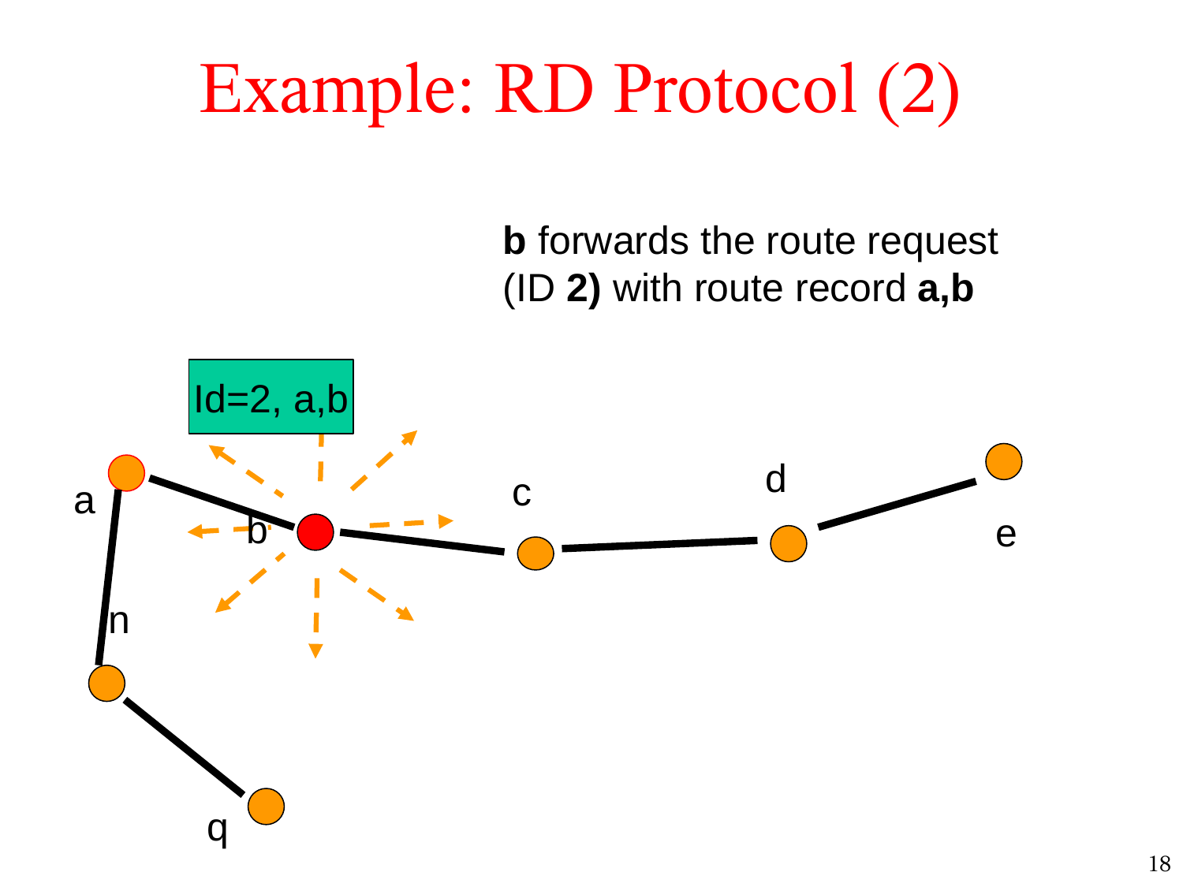# Example: RD Protocol (2)

**b** forwards the route request (ID **2)** with route record **a,b**

Id=2, a,b

a

b

c

d

e

n

q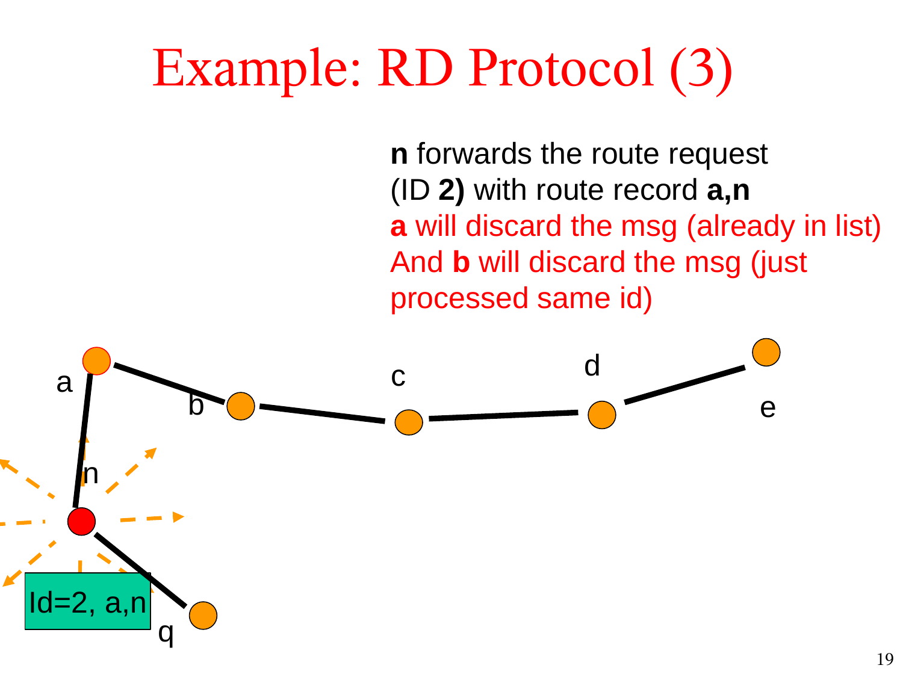# Example: RD Protocol (3)

**n** forwards the route request (ID **2)** with route record **a,n**
**a** will discard the msg (already in list)
And **b** will discard the msg (just processed same id)

a b c d e n q

Id=2, a,n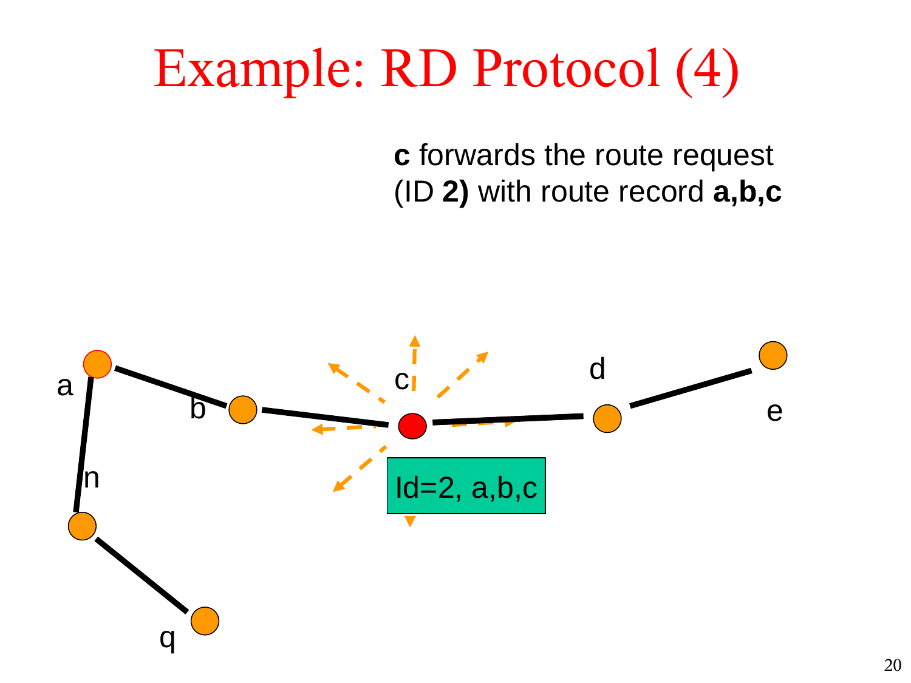# Example: RD Protocol (4)

**c** forwards the route request (ID **2)** with route record **a,b,c**

a

b

c

d

e

n

q

Id=2, a,b,c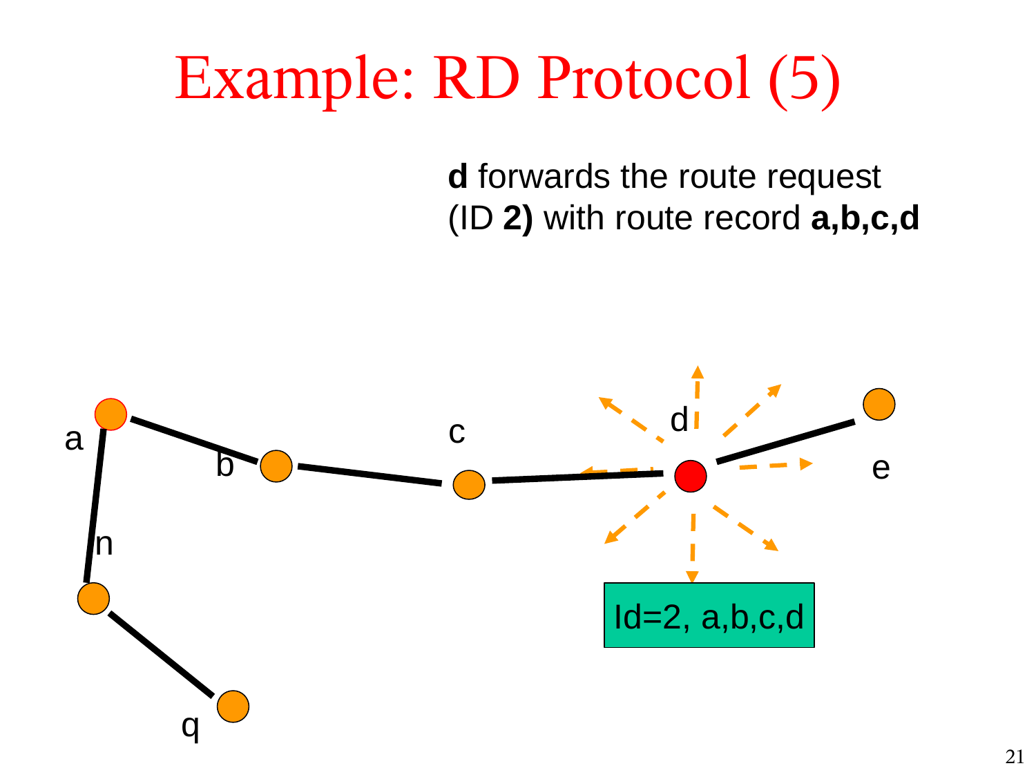# Example: RD Protocol (5)

**d** forwards the route request (ID **2)** with route record **a,b,c,d**

a

b

c

d

e

n

q

Id=2, a,b,c,d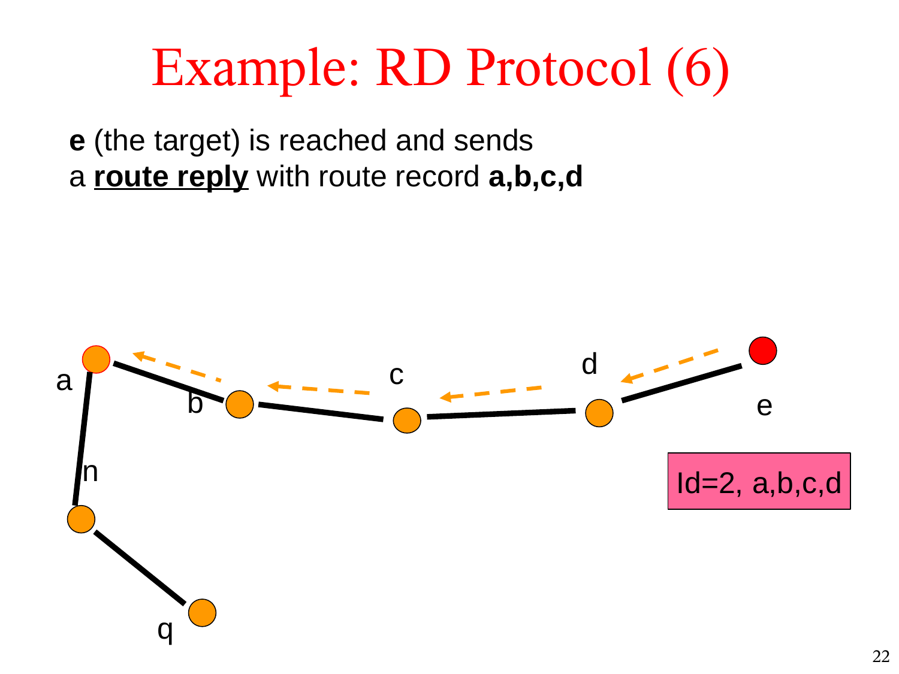# Example: RD Protocol (6)

**e** (the target) is reached and sends a **route reply** with route record **a,b,c,d**

Id=2, a,b,c,d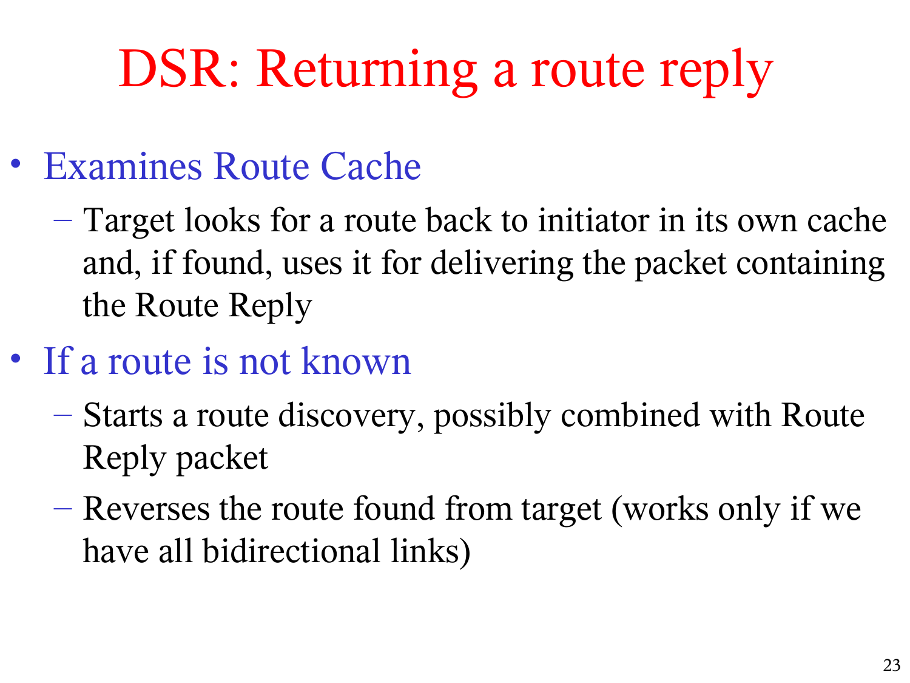# DSR: Returning a route reply

- Examines Route Cache
  - Target looks for a route back to initiator in its own cache and, if found, uses it for delivering the packet containing the Route Reply
- If a route is not known
  - Starts a route discovery, possibly combined with Route Reply packet
  - Reverses the route found from target (works only if we have all bidirectional links)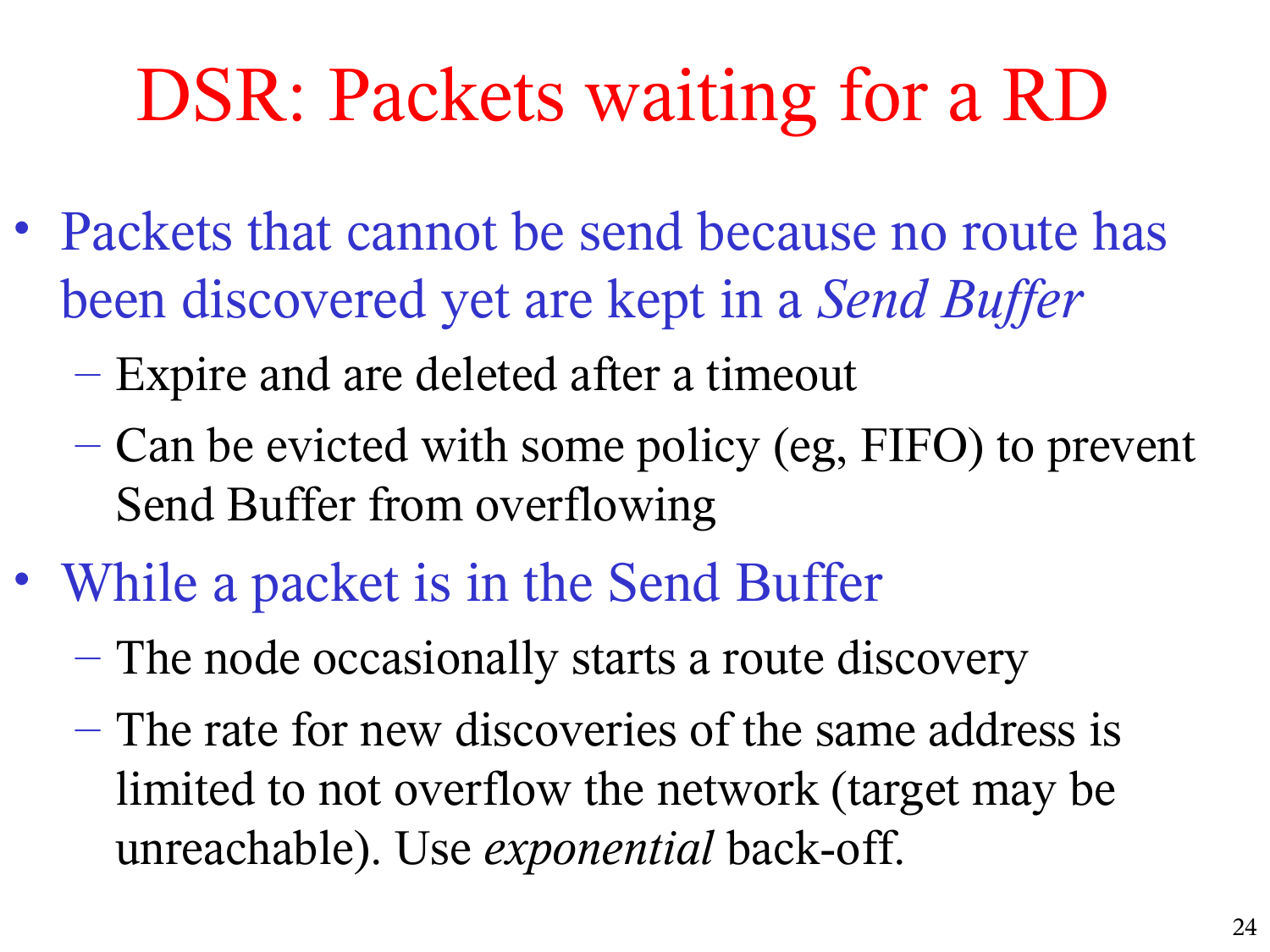# DSR: Packets waiting for a RD

- Packets that cannot be send because no route has been discovered yet are kept in a *Send Buffer*
  - Expire and are deleted after a timeout
  - Can be evicted with some policy (eg, FIFO) to prevent Send Buffer from overflowing
- While a packet is in the Send Buffer
  - The node occasionally starts a route discovery
  - The rate for new discoveries of the same address is limited to not overflow the network (target may be unreachable). Use *exponential* back-off.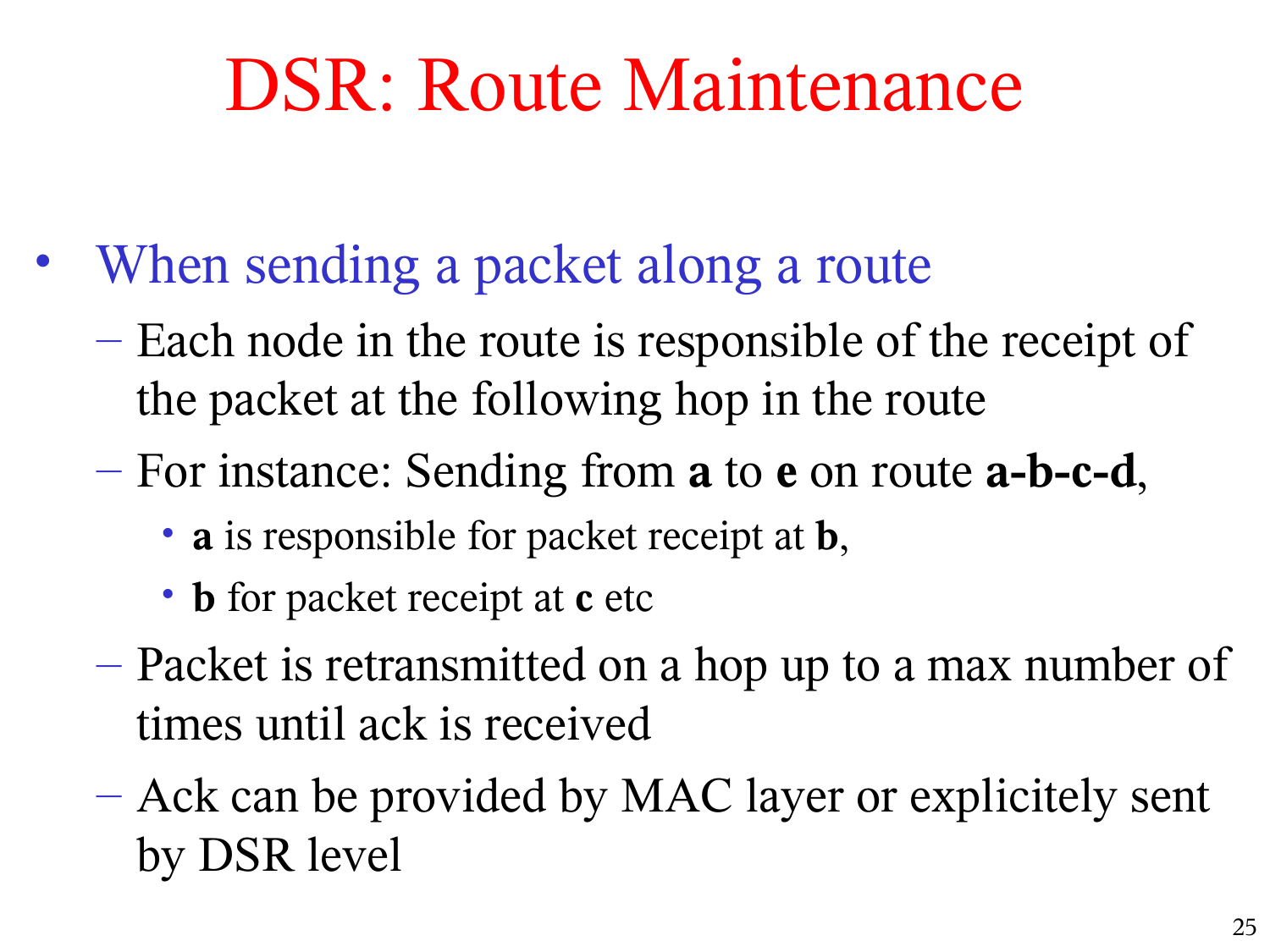# DSR: Route Maintenance

- When sending a packet along a route
  - Each node in the route is responsible of the receipt of the packet at the following hop in the route
  - For instance: Sending from **a** to **e** on route **a-b-c-d**,
    - **a** is responsible for packet receipt at **b**,
    - **b** for packet receipt at **c** etc
  - Packet is retransmitted on a hop up to a max number of times until ack is received
  - Ack can be provided by MAC layer or explicitely sent by DSR level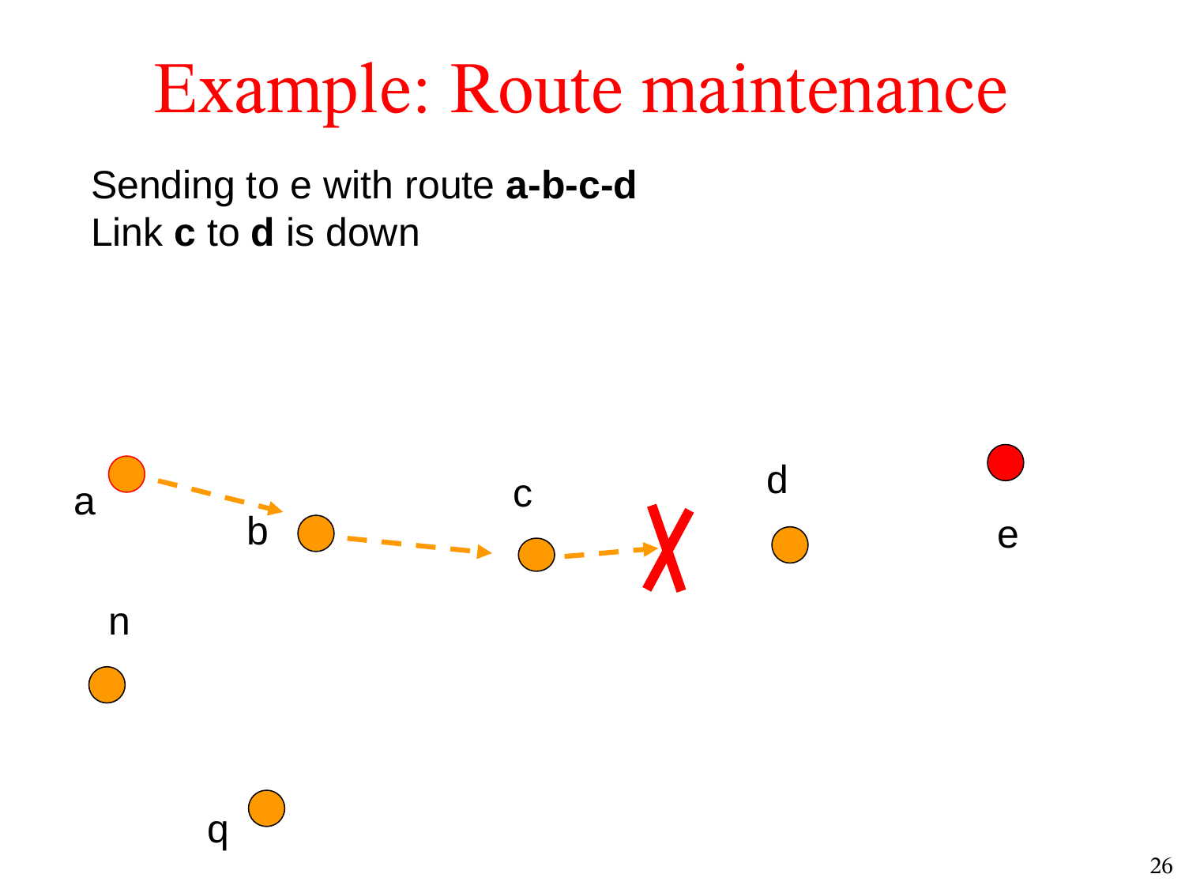# Example: Route maintenance

Sending to e with route **a-b-c-d**
Link **c** to **d** is down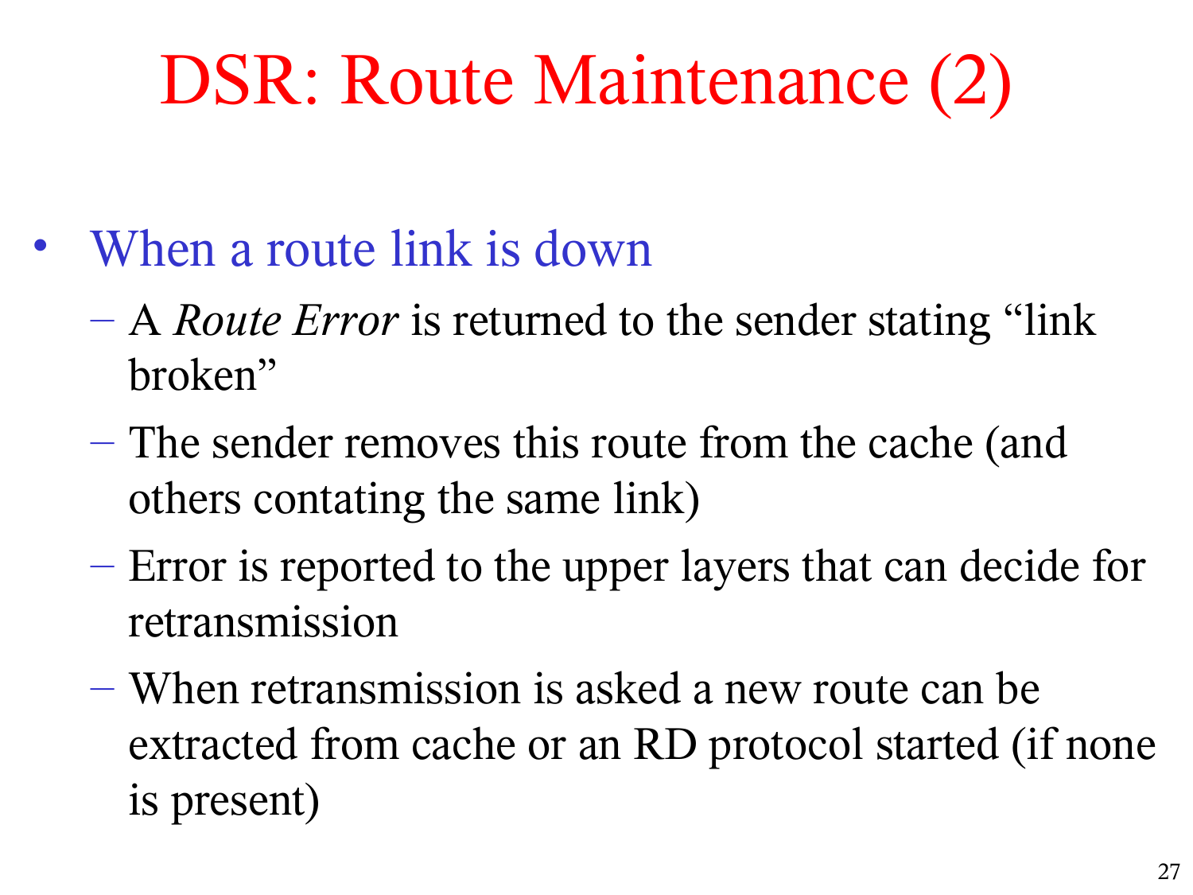# DSR: Route Maintenance (2)

- When a route link is down
  - A *Route Error* is returned to the sender stating "link broken"
  - The sender removes this route from the cache (and others contating the same link)
  - Error is reported to the upper layers that can decide for retransmission
  - When retransmission is asked a new route can be extracted from cache or an RD protocol started (if none is present)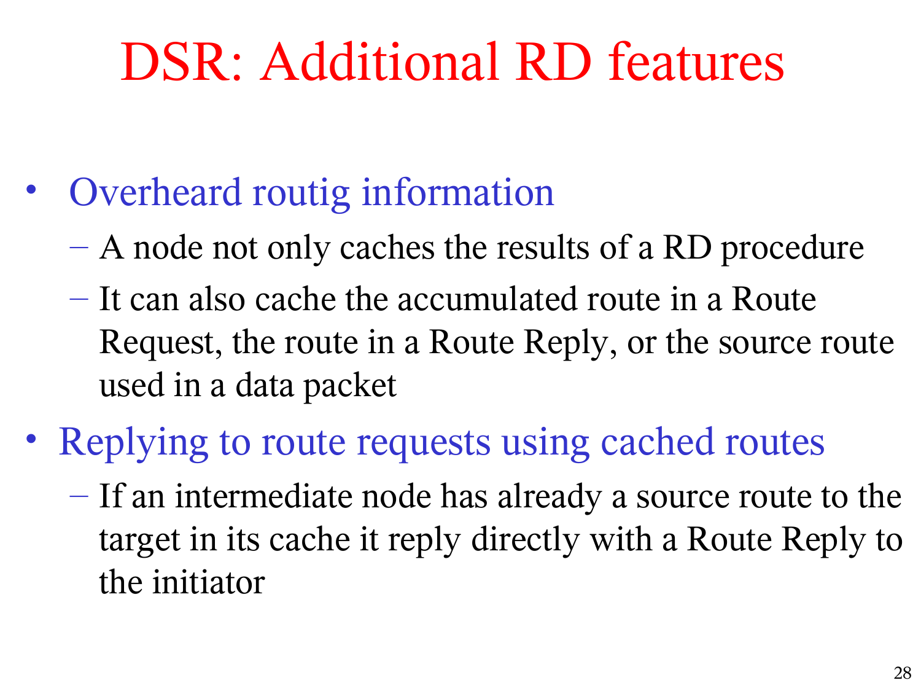# DSR: Additional RD features

- Overheard routig information
  - A node not only caches the results of a RD procedure
  - It can also cache the accumulated route in a Route Request, the route in a Route Reply, or the source route used in a data packet
- Replying to route requests using cached routes
  - If an intermediate node has already a source route to the target in its cache it reply directly with a Route Reply to the initiator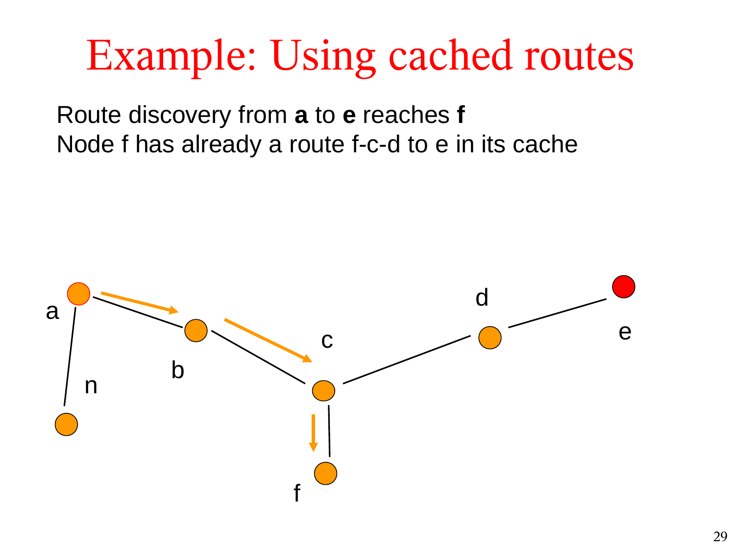# Example: Using cached routes

Route discovery from **a** to **e** reaches **f**
Node f has already a route f-c-d to e in its cache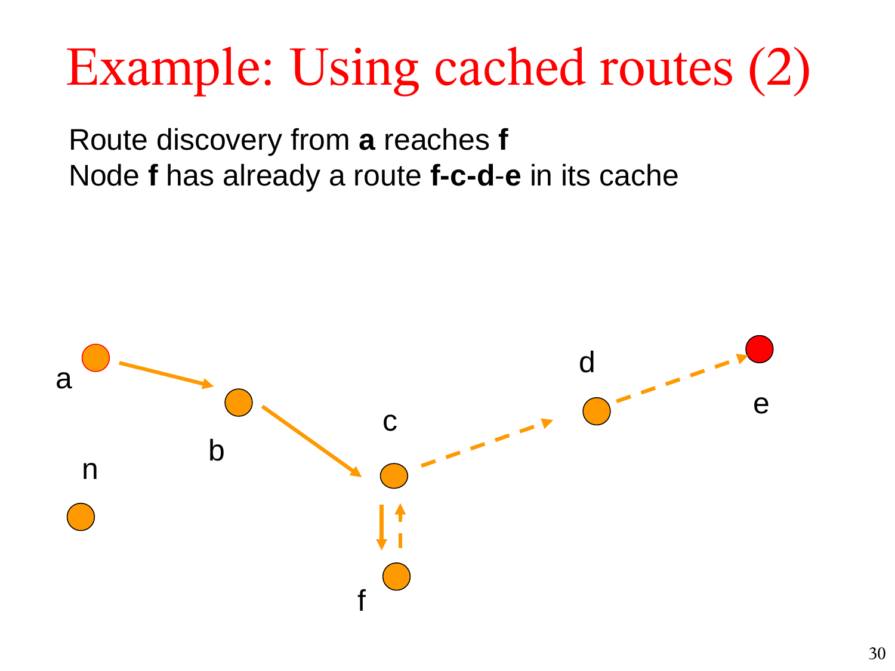# Example: Using cached routes (2)

Route discovery from **a** reaches **f**
Node **f** has already a route **f-c-d-e** in its cache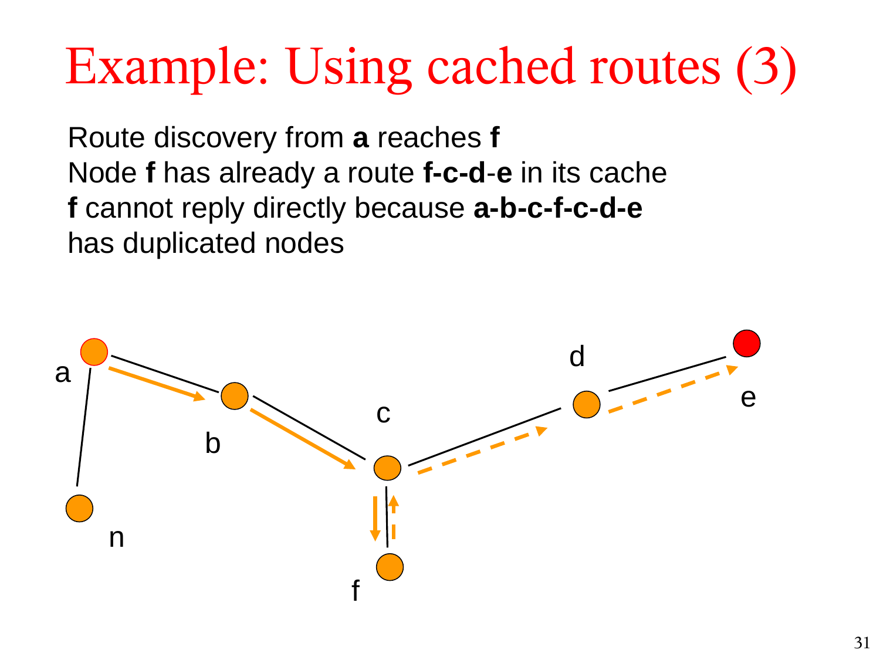# Example: Using cached routes (3)

Route discovery from **a** reaches **f**
Node **f** has already a route **f-c-d-e** in its cache
**f** cannot reply directly because **a-b-c-f-c-d-e** has duplicated nodes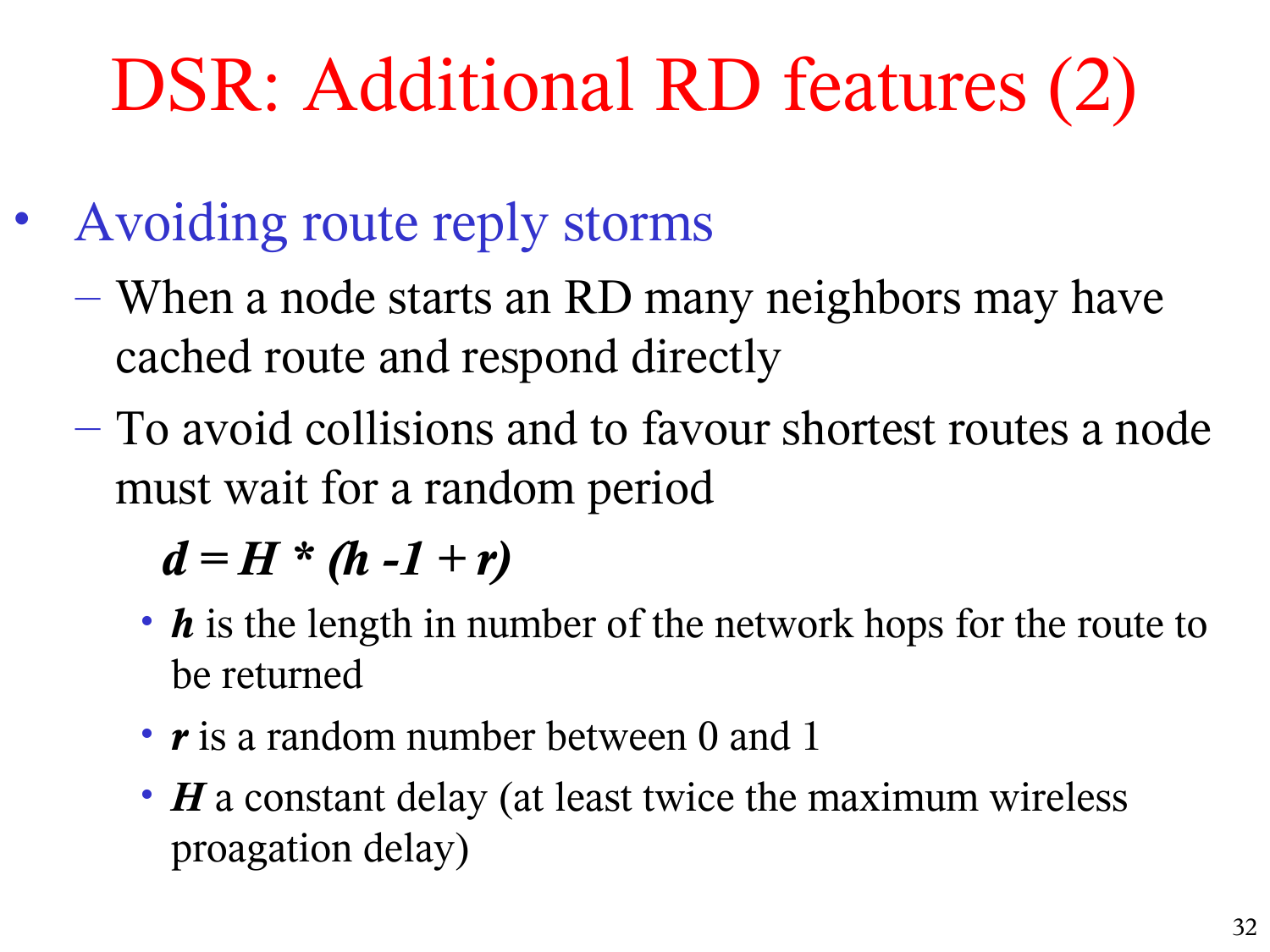# DSR: Additional RD features (2)

- Avoiding route reply storms
  - When a node starts an RD many neighbors may have cached route and respond directly
  - To avoid collisions and to favour shortest routes a node must wait for a random period

    $$d = H * (h - 1 + r)$$

    - $h$ is the length in number of the network hops for the route to be returned
    - $r$ is a random number between 0 and 1
    - $H$ a constant delay (at least twice the maximum wireless proagation delay)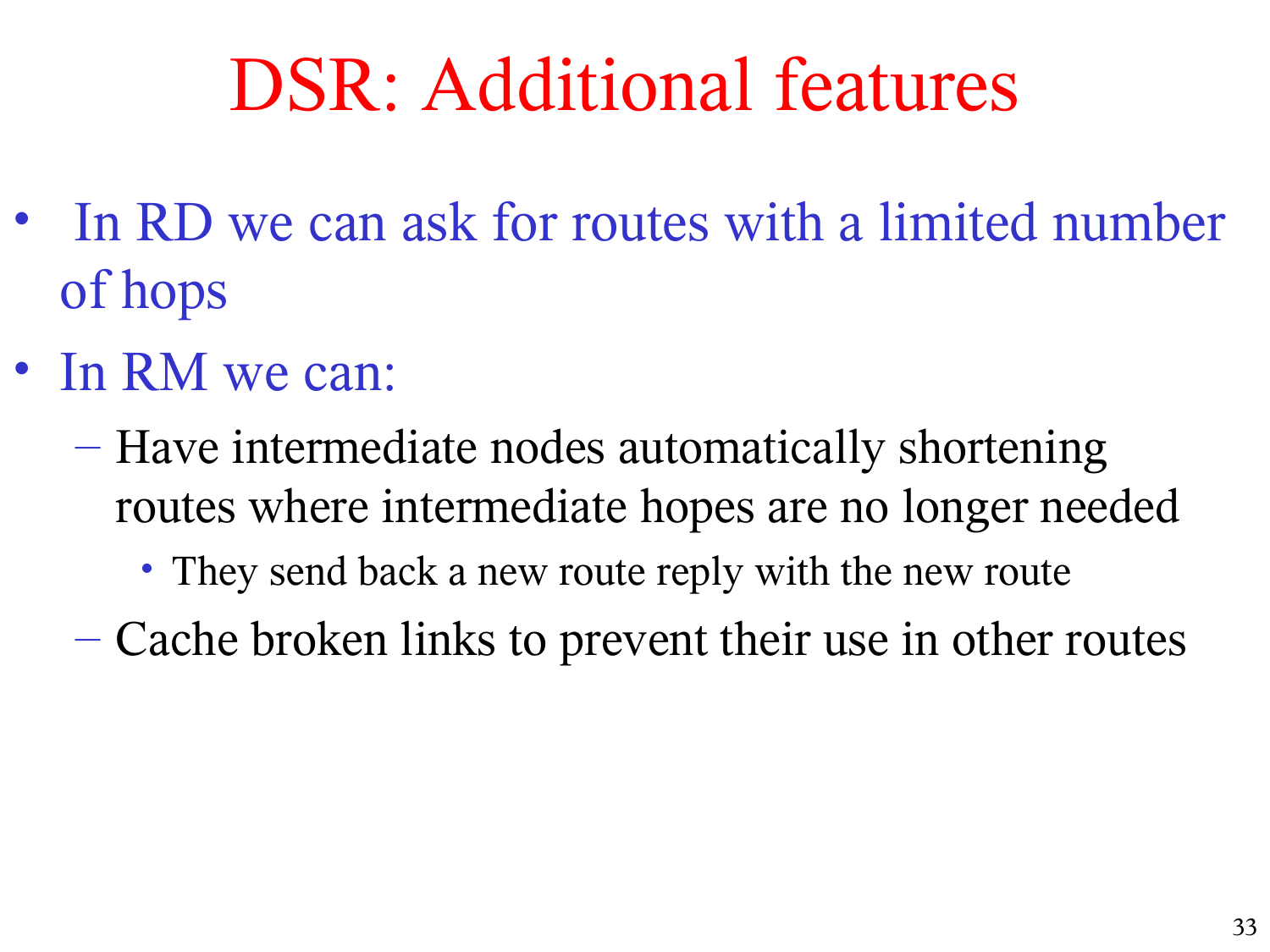# DSR: Additional features

- In RD we can ask for routes with a limited number of hops
- In RM we can:
  - Have intermediate nodes automatically shortening routes where intermediate hopes are no longer needed
    - They send back a new route reply with the new route
  - Cache broken links to prevent their use in other routes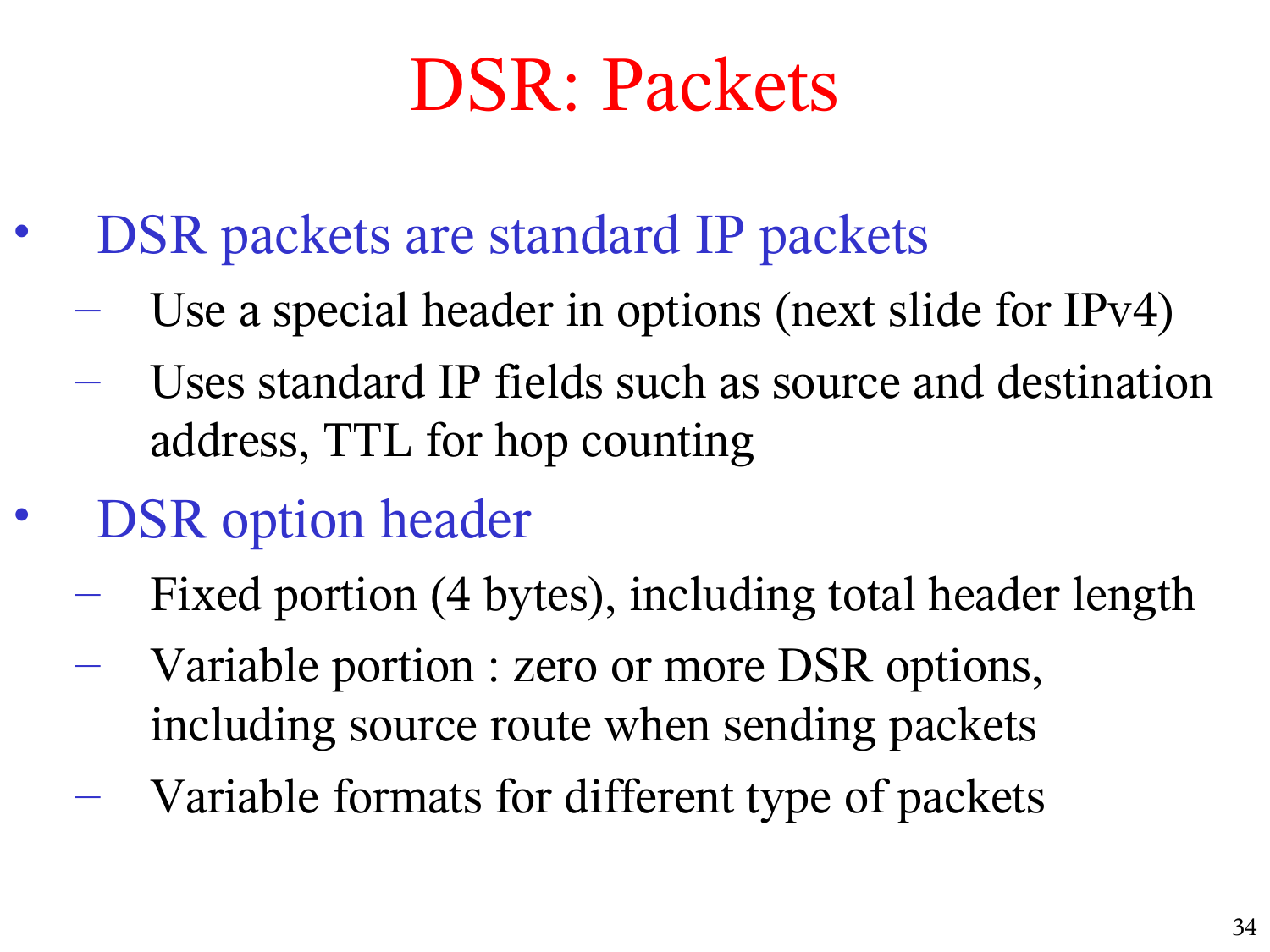# DSR: Packets

- DSR packets are standard IP packets
  - Use a special header in options (next slide for IPv4)
  - Uses standard IP fields such as source and destination address, TTL for hop counting
- DSR option header
  - Fixed portion (4 bytes), including total header length
  - Variable portion : zero or more DSR options, including source route when sending packets
  - Variable formats for different type of packets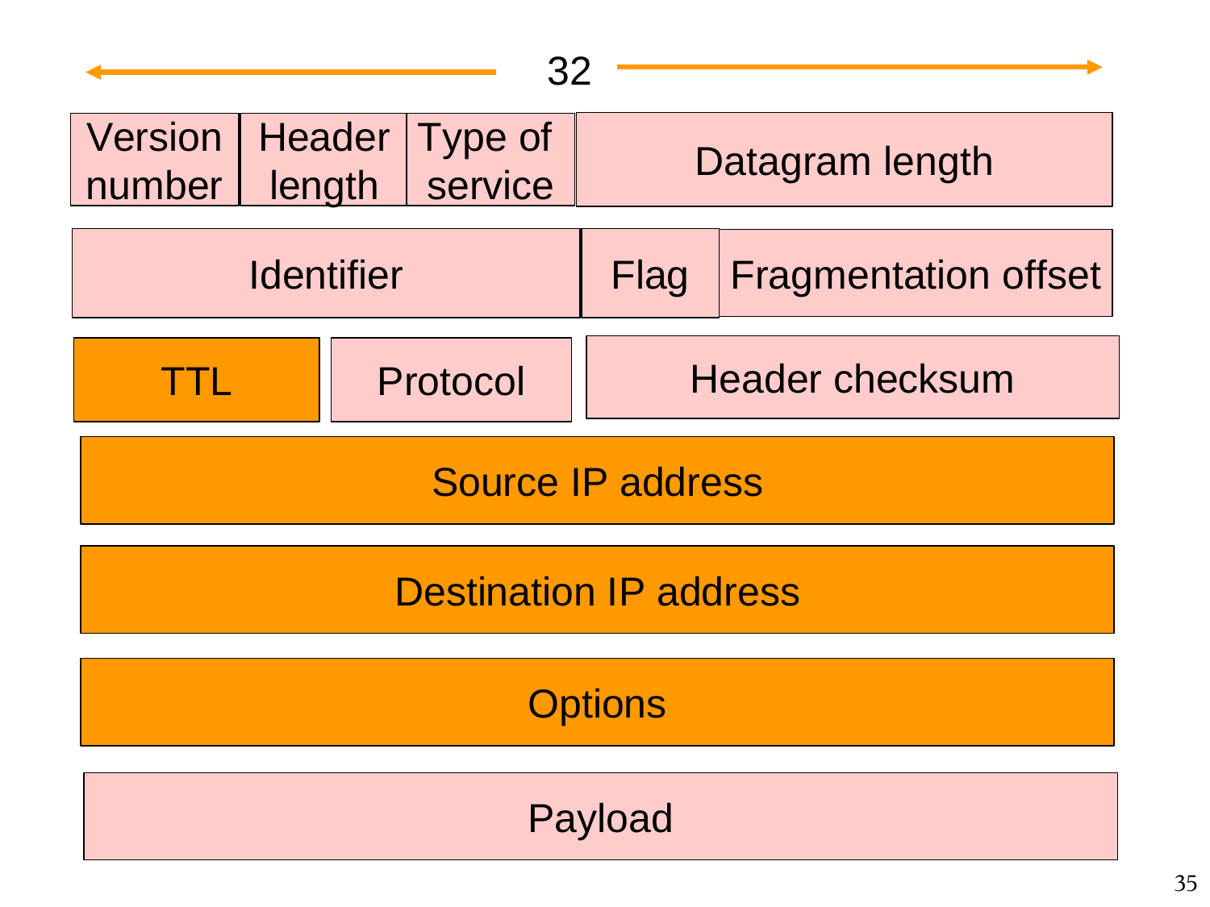32

| Version number | Header length | Type of service | Datagram length |
| --- | --- | --- | --- |
| Identifier | | Flag | Fragmentation offset |
| TTL | Protocol | Header checksum | |
| Source IP address | | | |
| Destination IP address | | | |
| Options | | | |
| Payload | | | |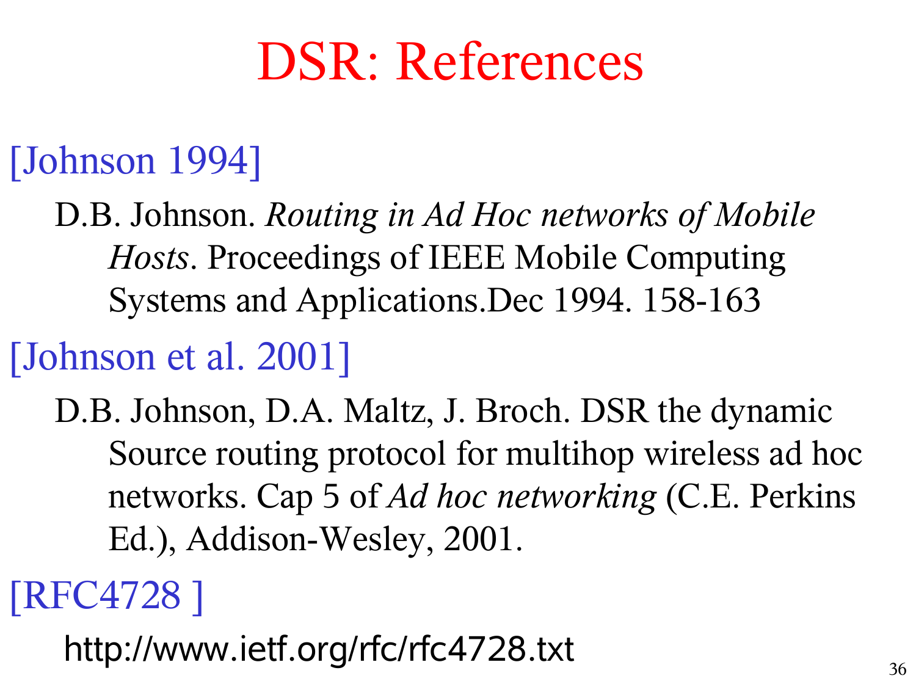# DSR: References

[Johnson 1994]

D.B. Johnson. *Routing in Ad Hoc networks of Mobile Hosts*. Proceedings of IEEE Mobile Computing Systems and Applications.Dec 1994. 158-163

[Johnson et al. 2001]

D.B. Johnson, D.A. Maltz, J. Broch. DSR the dynamic Source routing protocol for multihop wireless ad hoc networks. Cap 5 of *Ad hoc networking* (C.E. Perkins Ed.), Addison-Wesley, 2001.

[RFC4728 ]

http://www.ietf.org/rfc/rfc4728.txt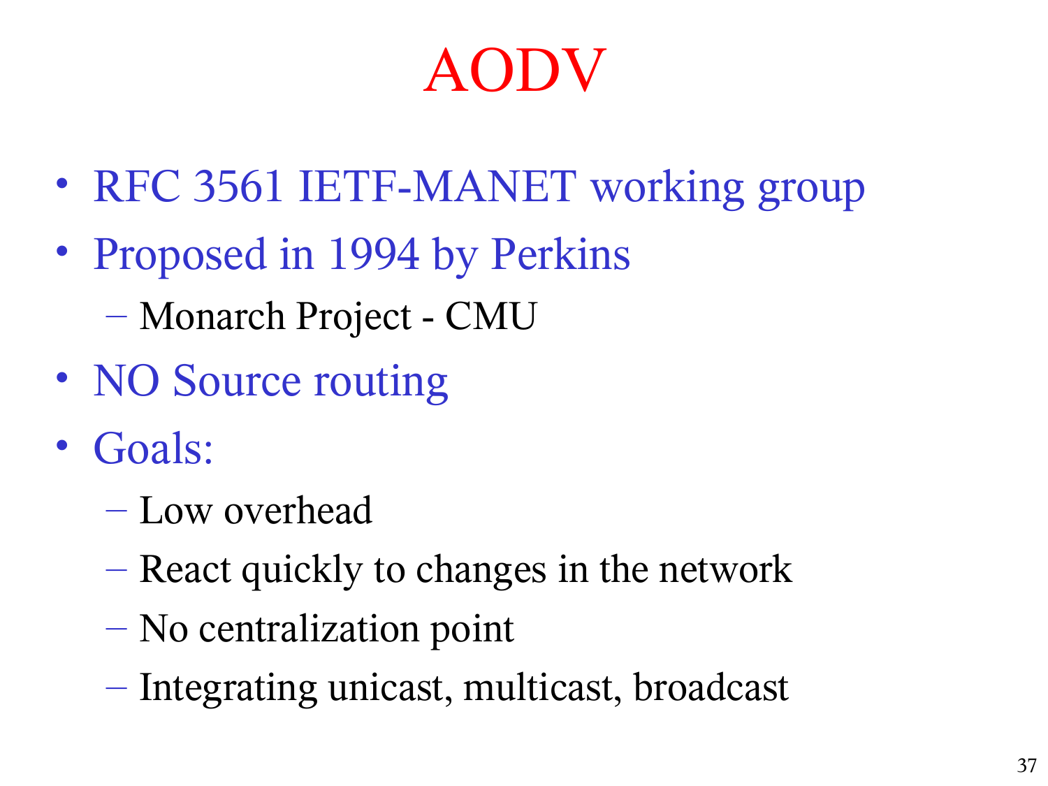# AODV

- RFC 3561 IETF-MANET working group
- Proposed in 1994 by Perkins
  - Monarch Project - CMU
- NO Source routing
- Goals:
  - Low overhead
  - React quickly to changes in the network
  - No centralization point
  - Integrating unicast, multicast, broadcast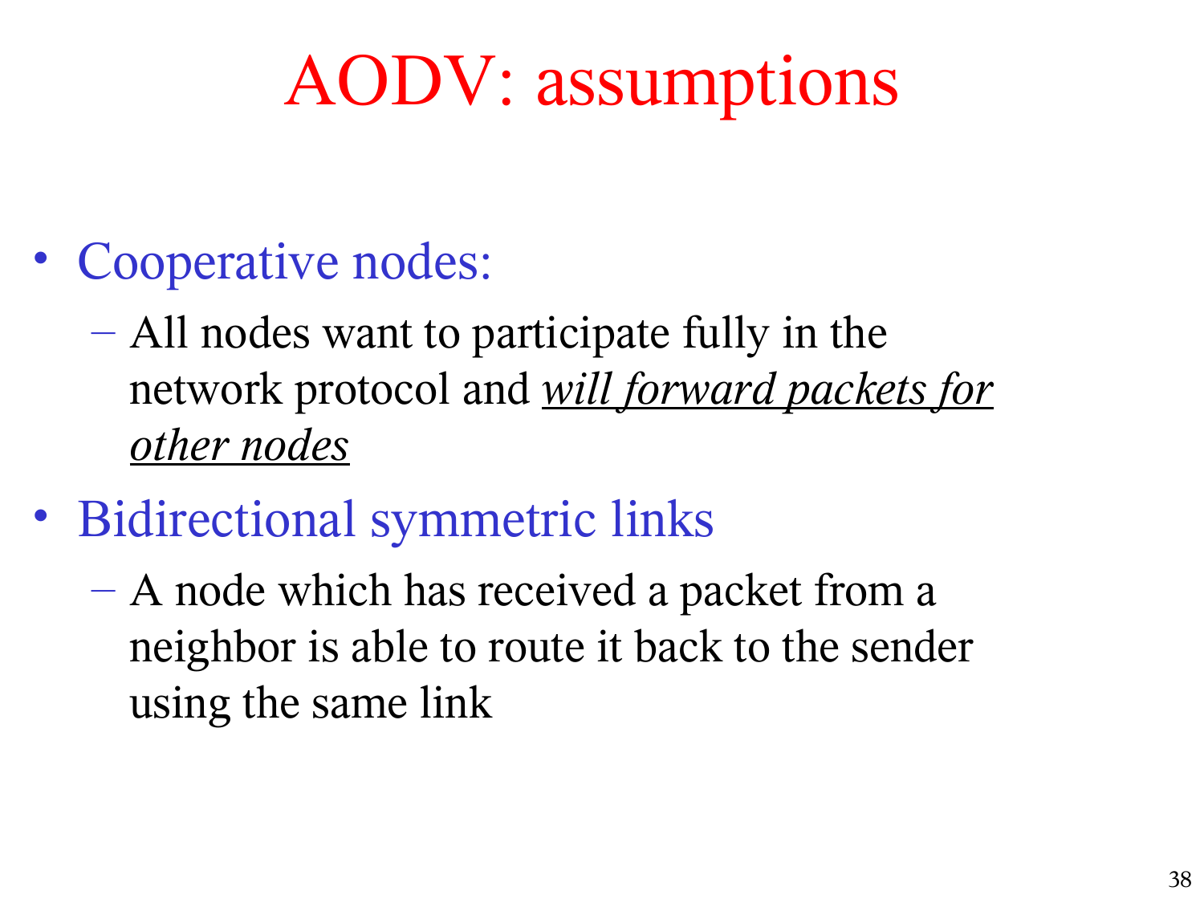# AODV: assumptions

- Cooperative nodes:
  - All nodes want to participate fully in the network protocol and ***will forward packets for other nodes***
- Bidirectional symmetric links
  - A node which has received a packet from a neighbor is able to route it back to the sender using the same link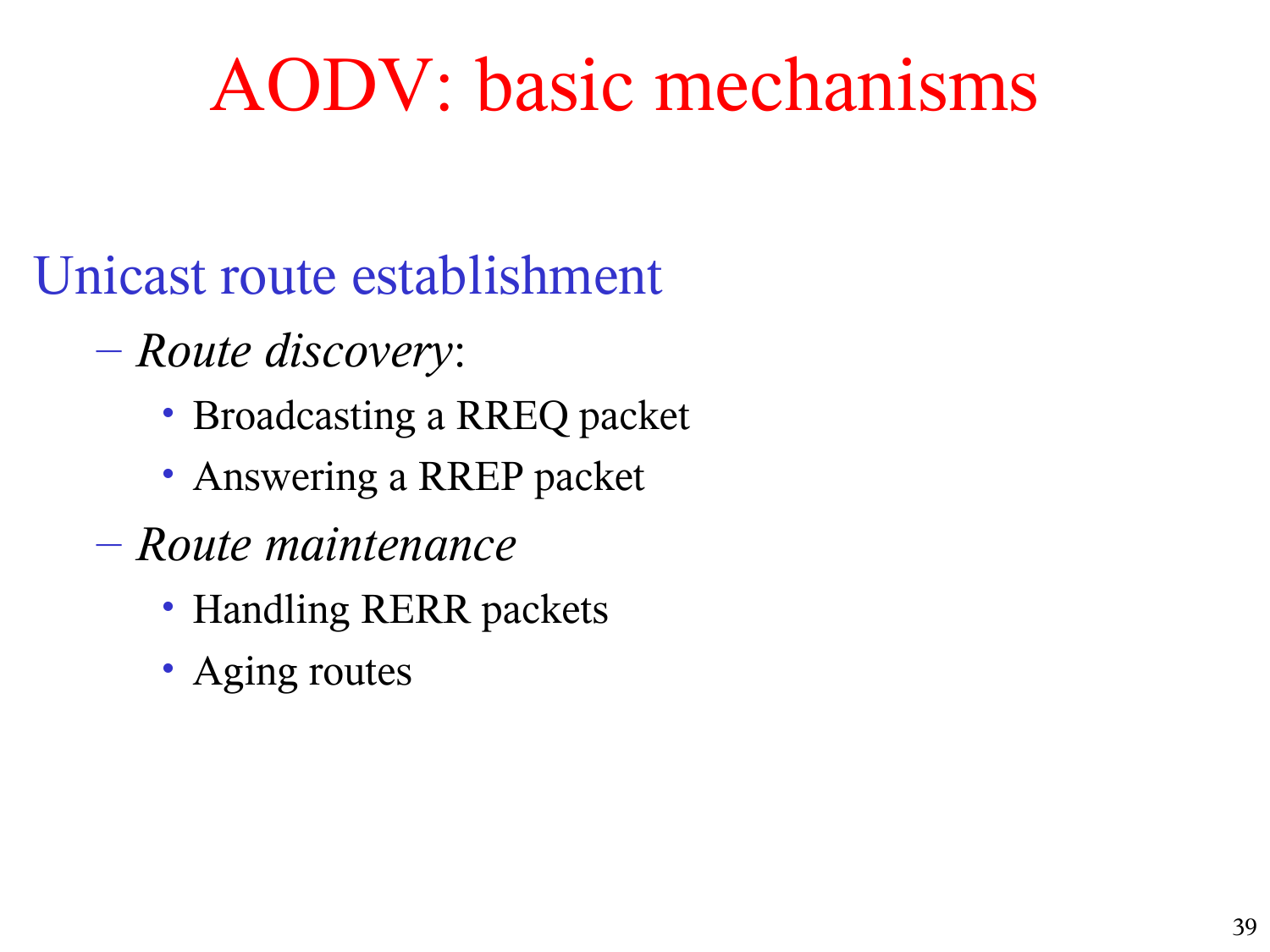# AODV: basic mechanisms

## Unicast route establishment

- *Route discovery*:
  - Broadcasting a RREQ packet
  - Answering a RREP packet
- *Route maintenance*
  - Handling RERR packets
  - Aging routes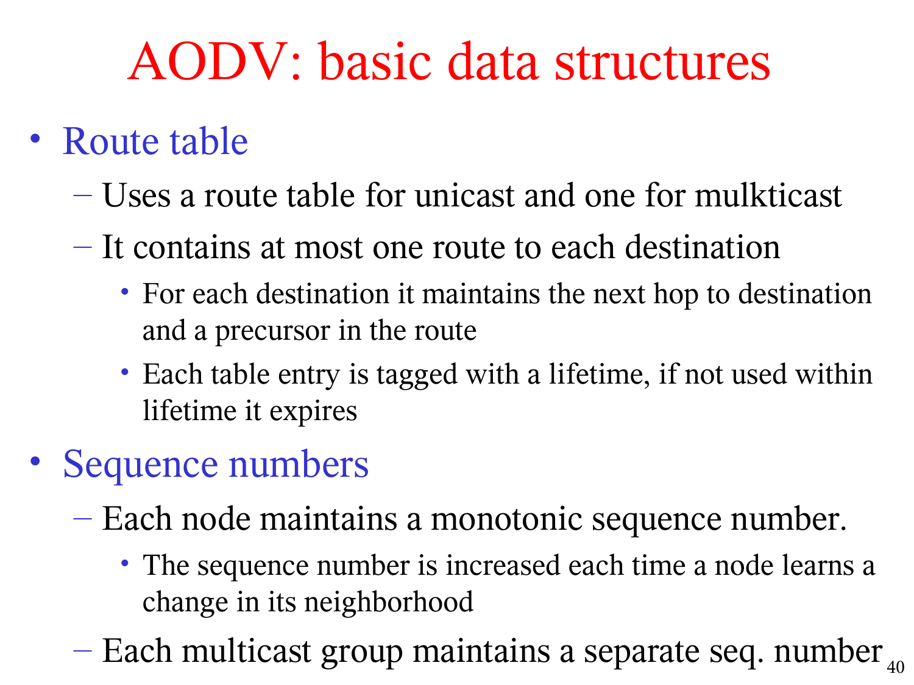# AODV: basic data structures

- Route table
  - Uses a route table for unicast and one for mulkticast
  - It contains at most one route to each destination
    - For each destination it maintains the next hop to destination and a precursor in the route
    - Each table entry is tagged with a lifetime, if not used within lifetime it expires
- Sequence numbers
  - Each node maintains a monotonic sequence number.
    - The sequence number is increased each time a node learns a change in its neighborhood
  - Each multicast group maintains a separate seq. number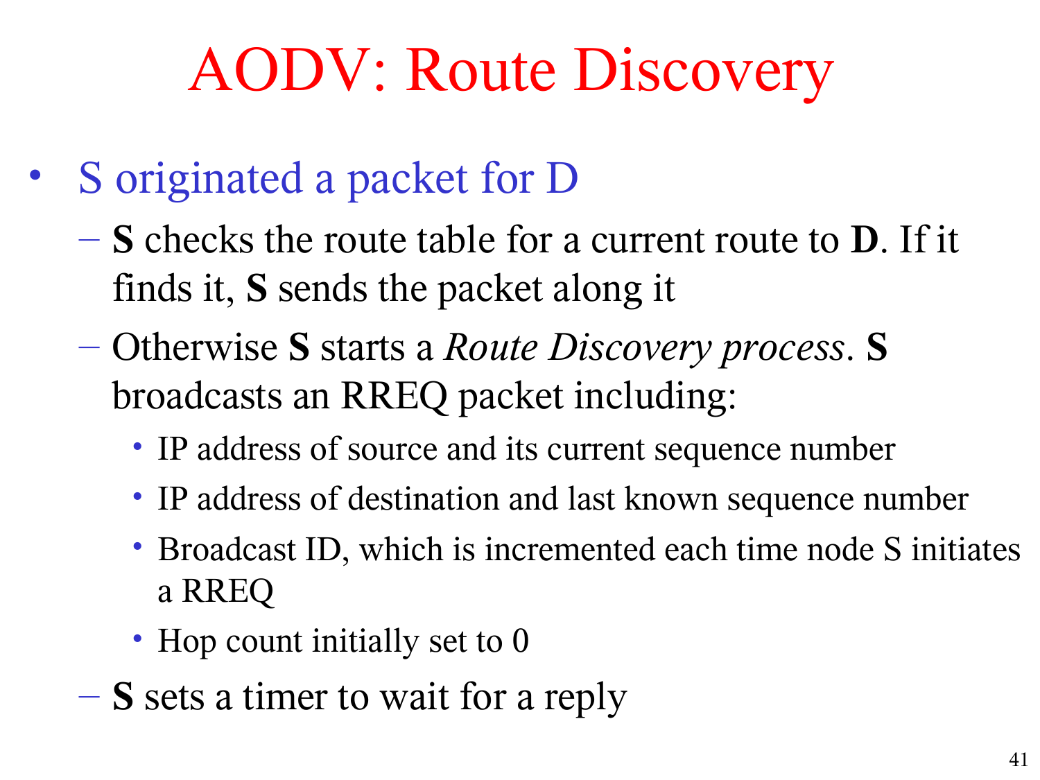# AODV: Route Discovery

- S originated a packet for D
  - **S** checks the route table for a current route to **D**. If it finds it, **S** sends the packet along it
  - Otherwise **S** starts a *Route Discovery process*. **S** broadcasts an RREQ packet including:
    - IP address of source and its current sequence number
    - IP address of destination and last known sequence number
    - Broadcast ID, which is incremented each time node S initiates a RREQ
    - Hop count initially set to 0
  - **S** sets a timer to wait for a reply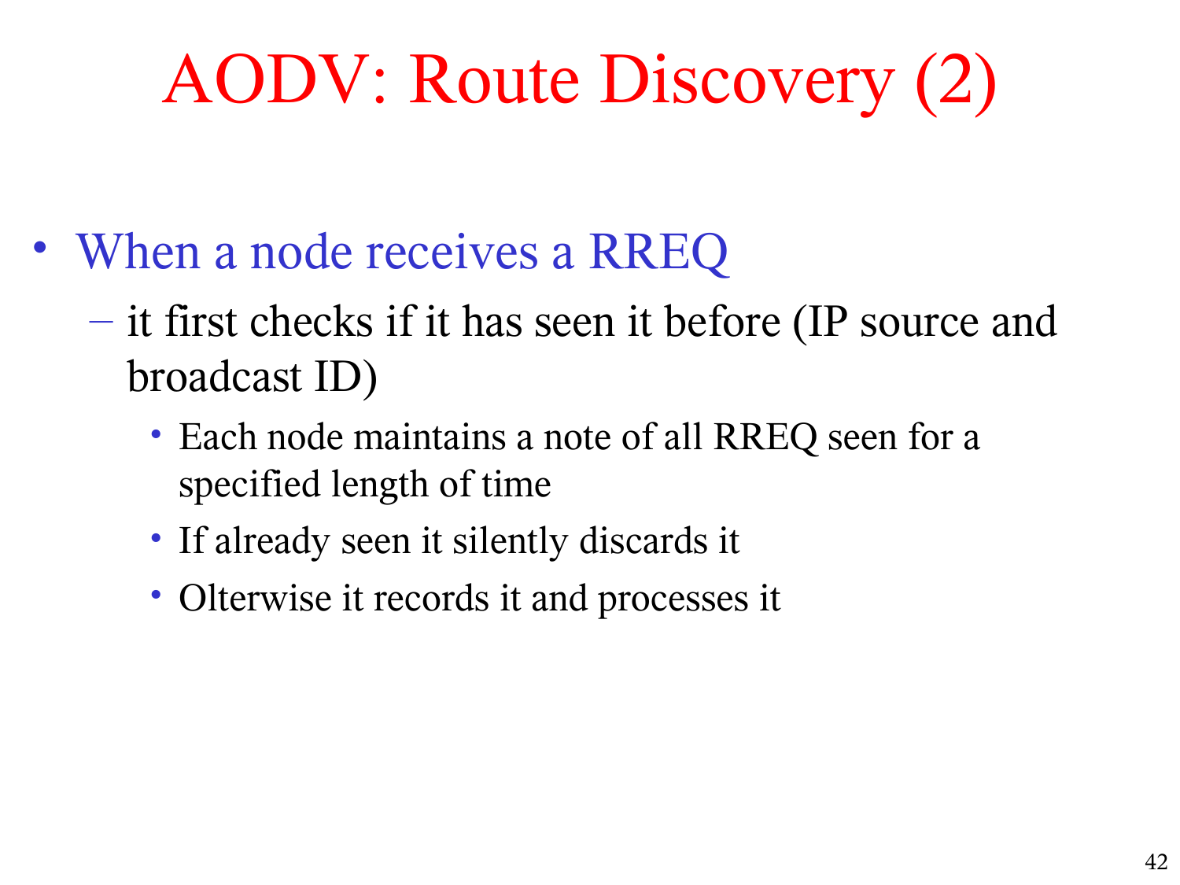# AODV: Route Discovery (2)

- When a node receives a RREQ
  - it first checks if it has seen it before (IP source and broadcast ID)
    - Each node maintains a note of all RREQ seen for a specified length of time
    - If already seen it silently discards it
    - Olterwise it records it and processes it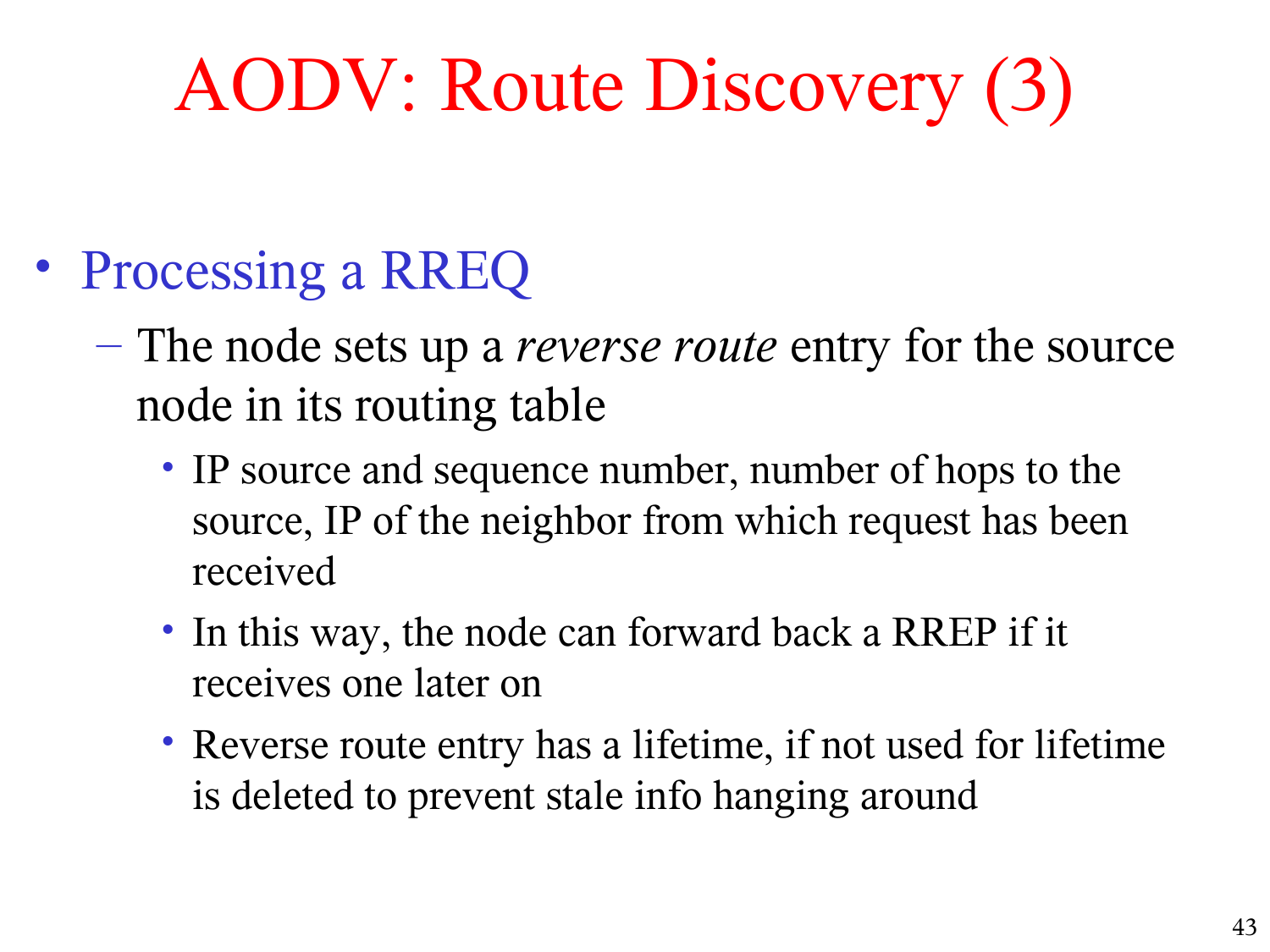# AODV: Route Discovery (3)

- Processing a RREQ
  - The node sets up a *reverse route* entry for the source node in its routing table
    - IP source and sequence number, number of hops to the source, IP of the neighbor from which request has been received
    - In this way, the node can forward back a RREP if it receives one later on
    - Reverse route entry has a lifetime, if not used for lifetime is deleted to prevent stale info hanging around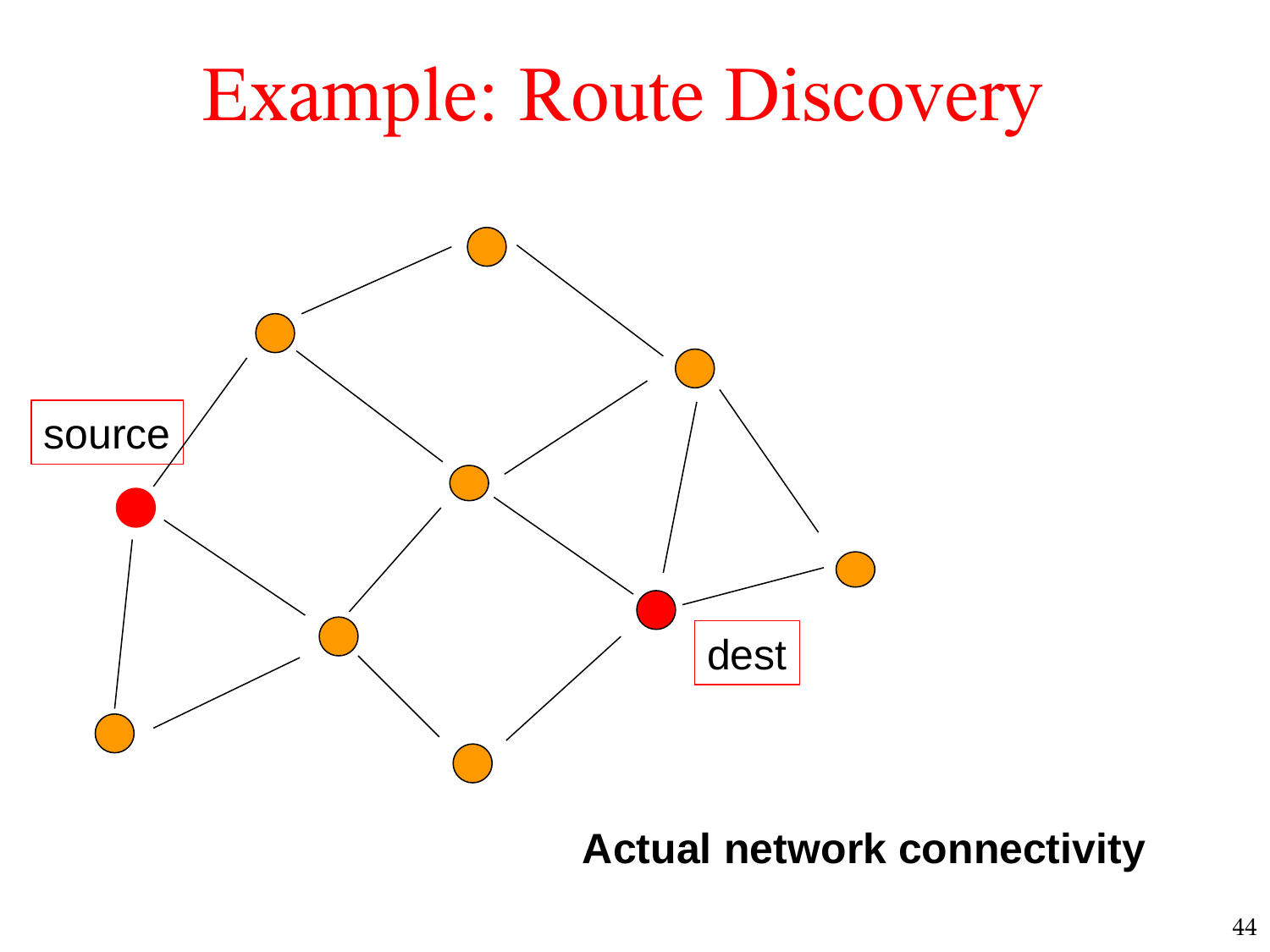# Example: Route Discovery

source

dest

**Actual network connectivity**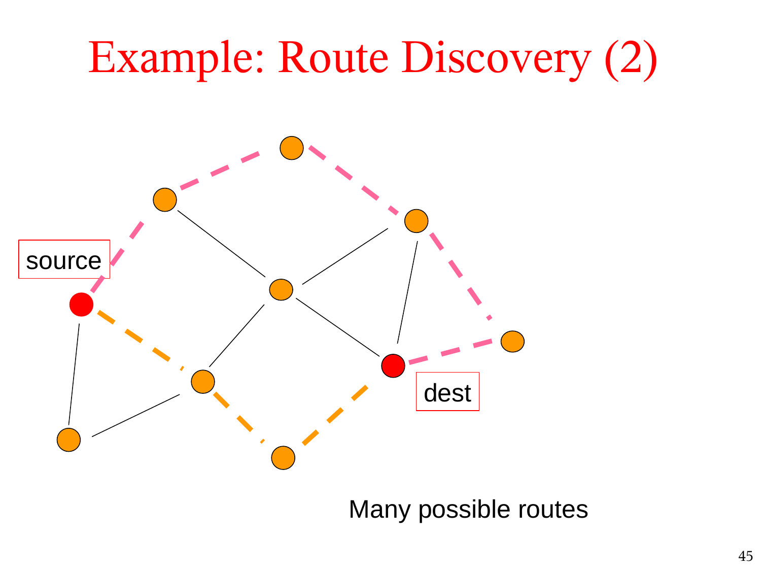# Example: Route Discovery (2)

source

dest

Many possible routes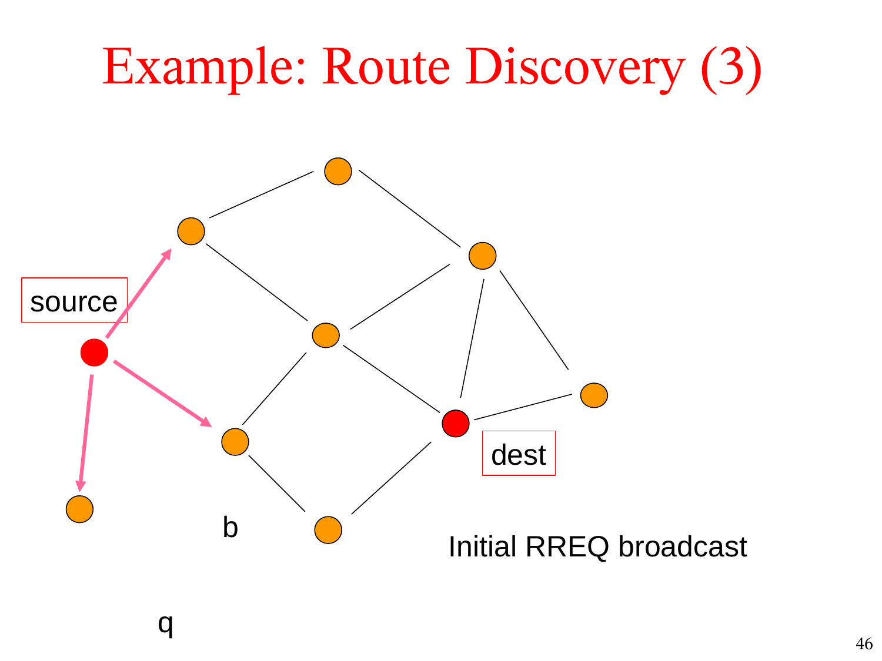# Example: Route Discovery (3)

source

dest

b

q

Initial RREQ broadcast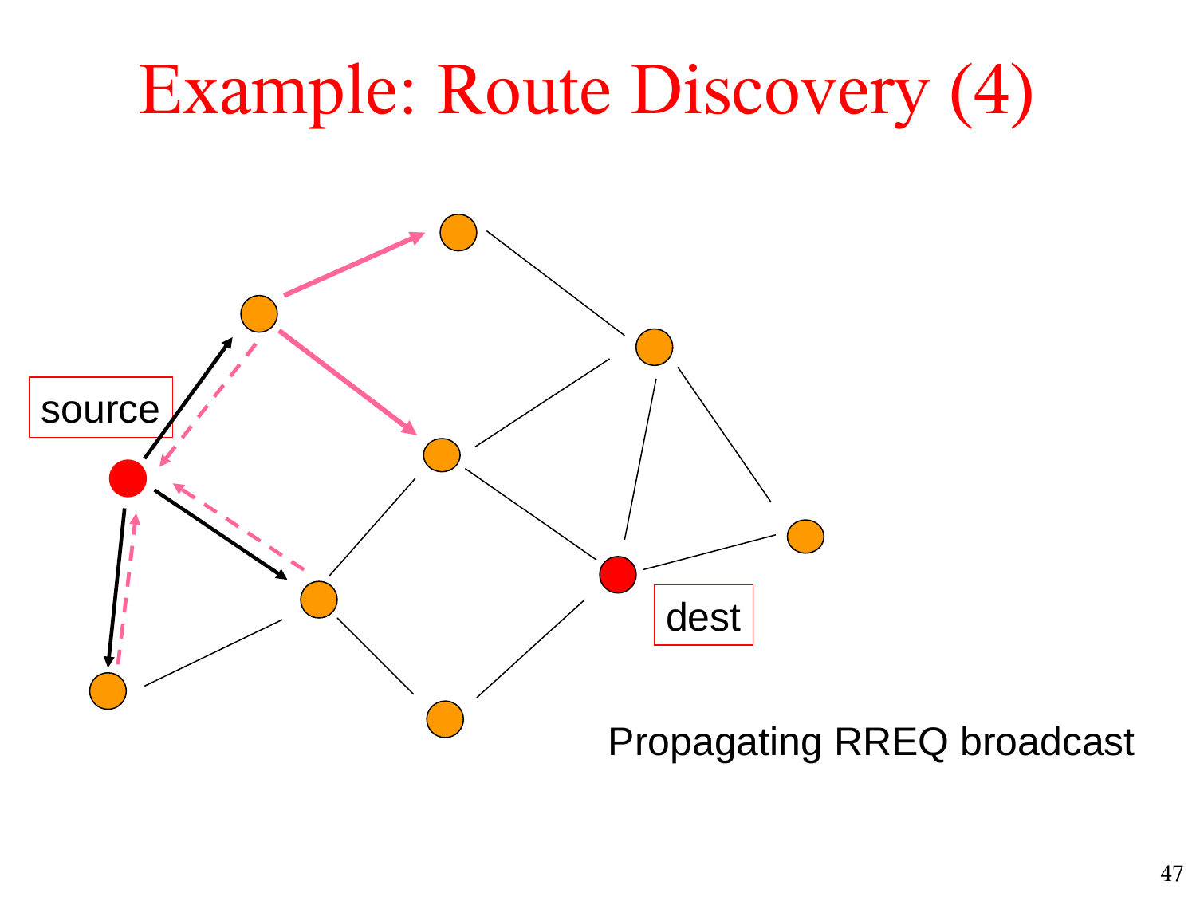# Example: Route Discovery (4)

source

dest

Propagating RREQ broadcast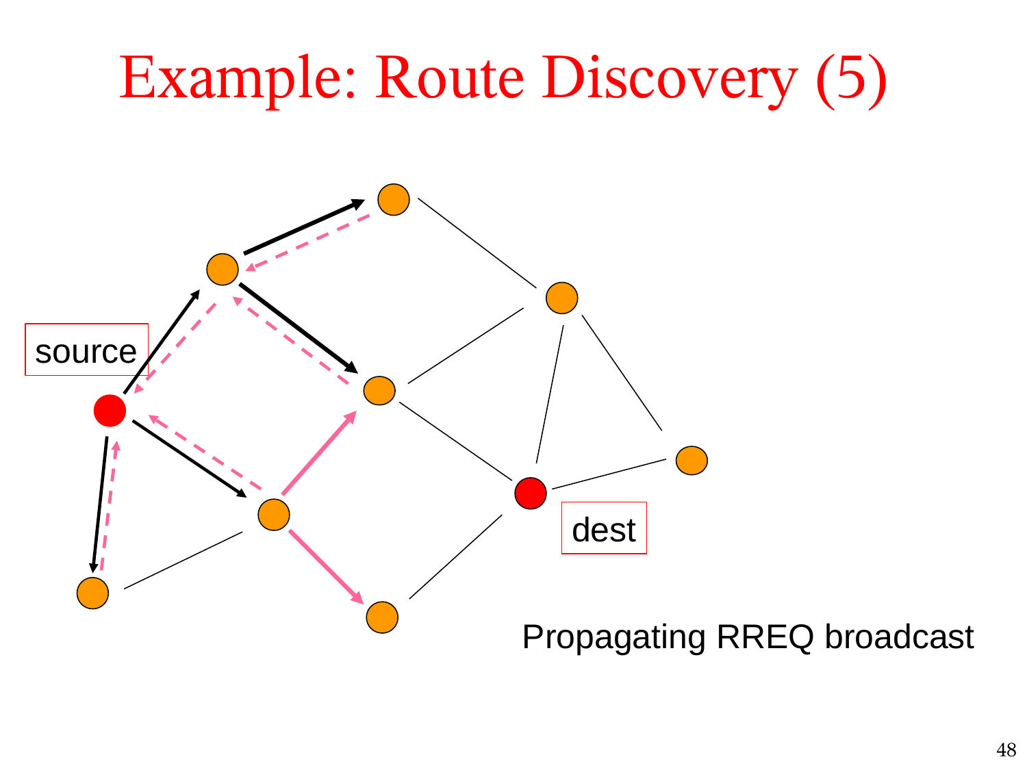# Example: Route Discovery (5)

source

dest

Propagating RREQ broadcast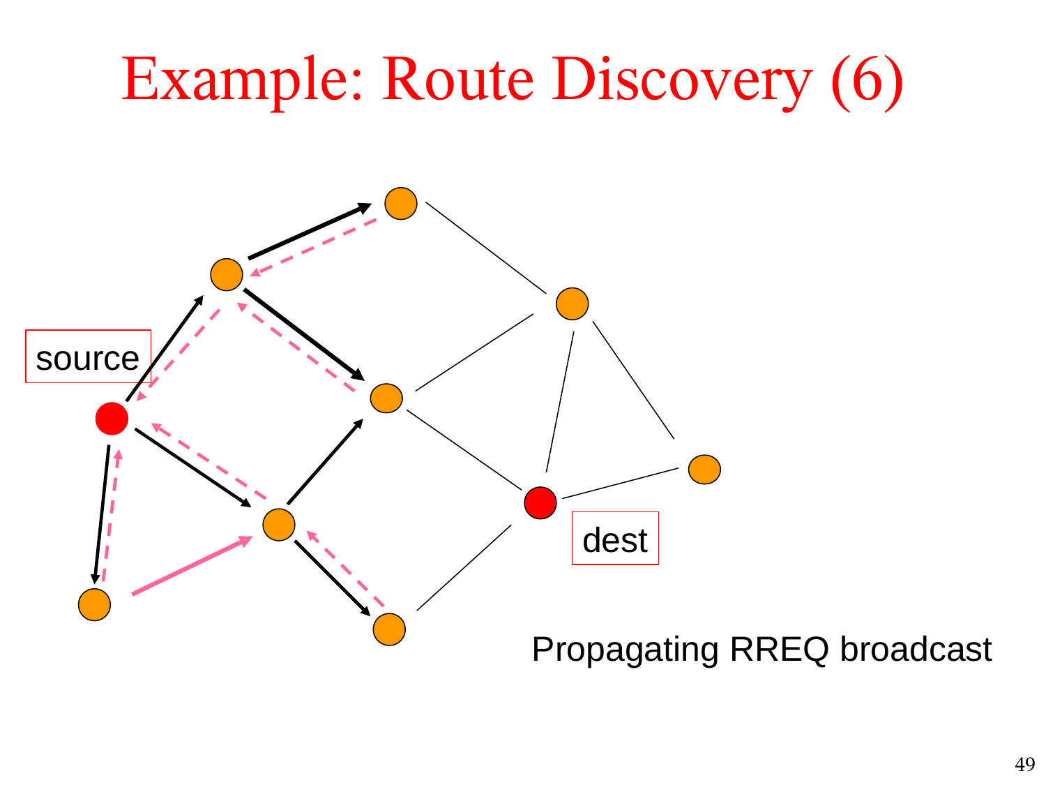# Example: Route Discovery (6)

source

dest

Propagating RREQ broadcast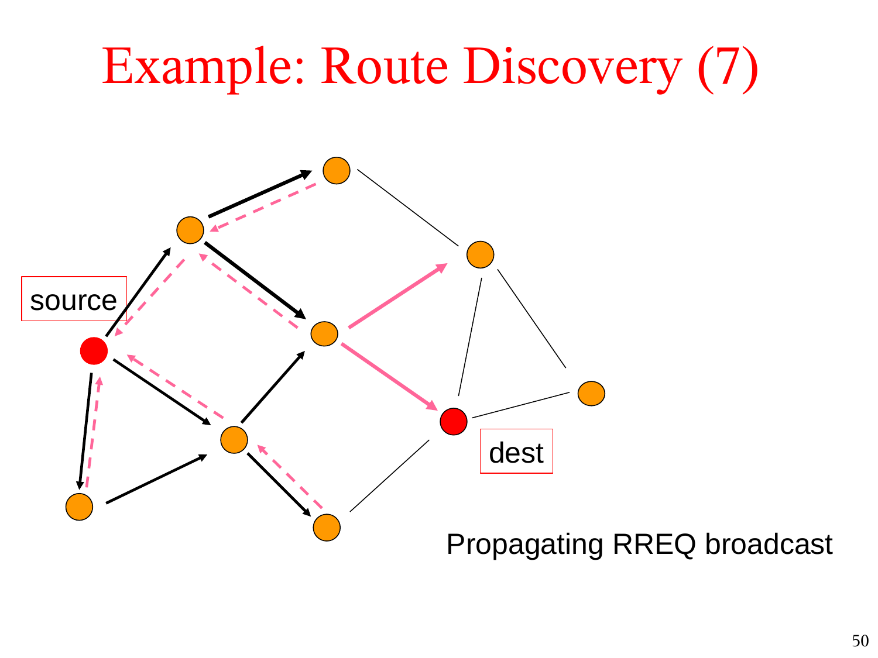# Example: Route Discovery (7)

source

dest

Propagating RREQ broadcast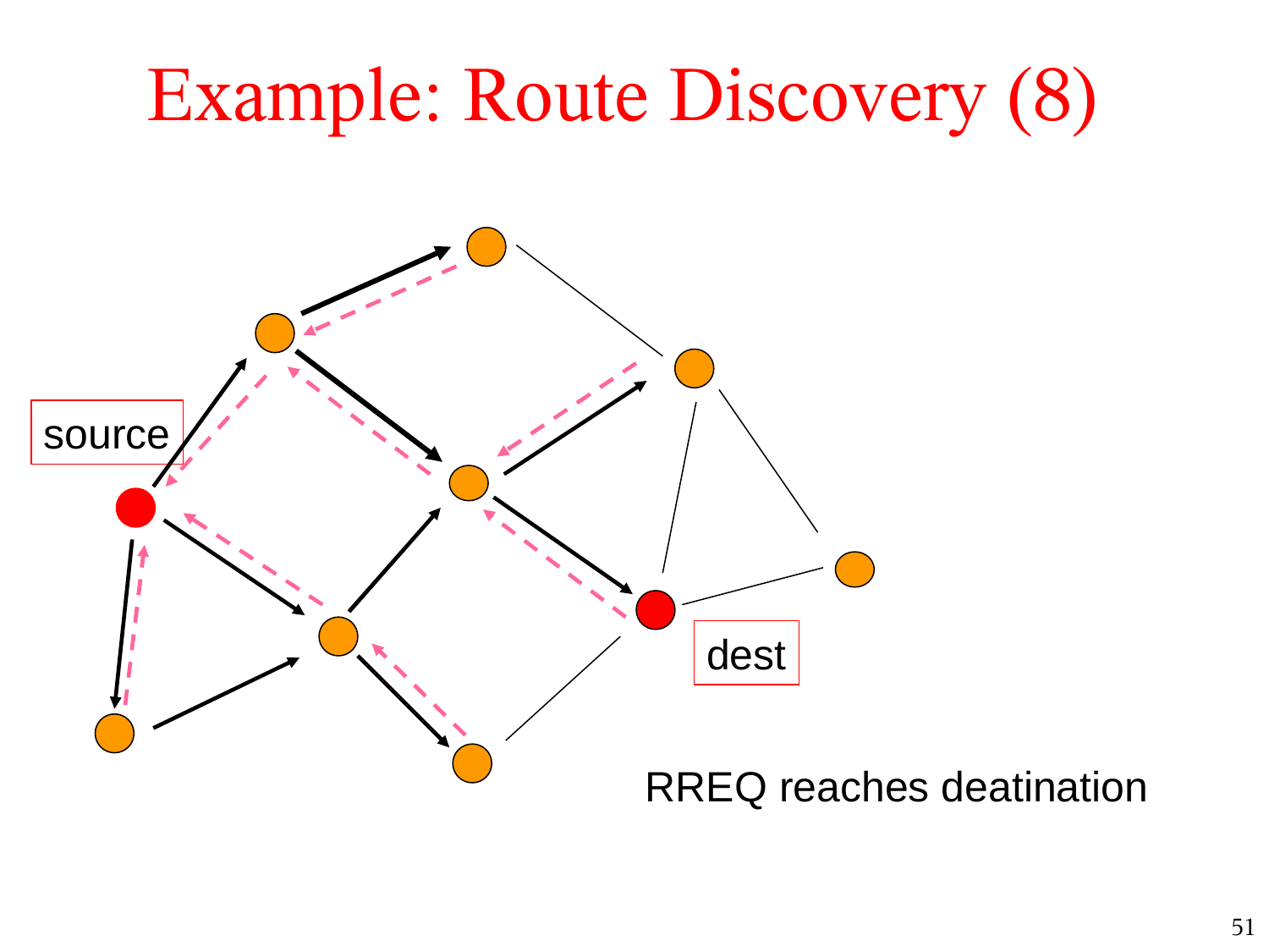# Example: Route Discovery (8)

source

dest

RREQ reaches deatination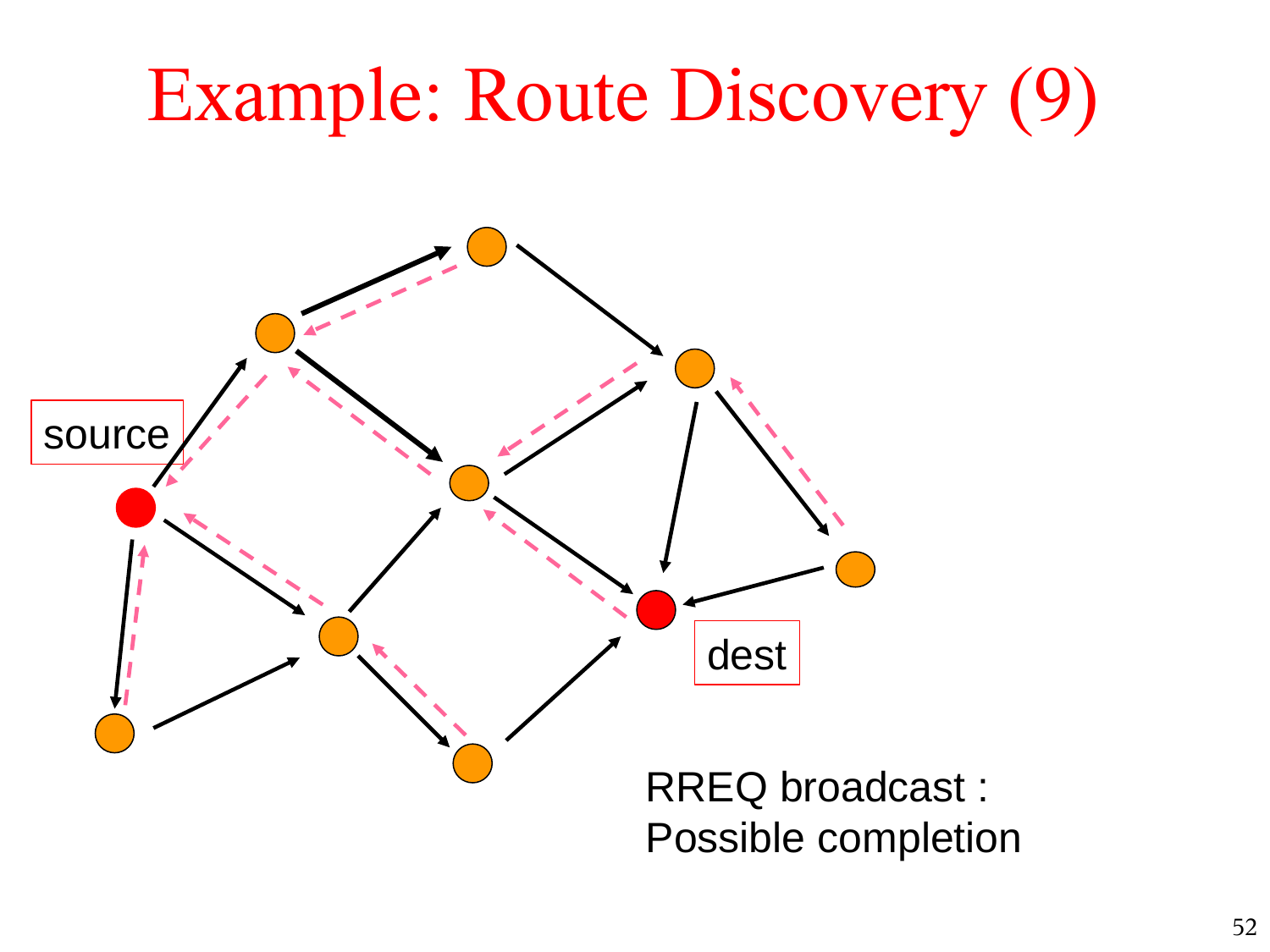# Example: Route Discovery (9)

source

dest

RREQ broadcast :
Possible completion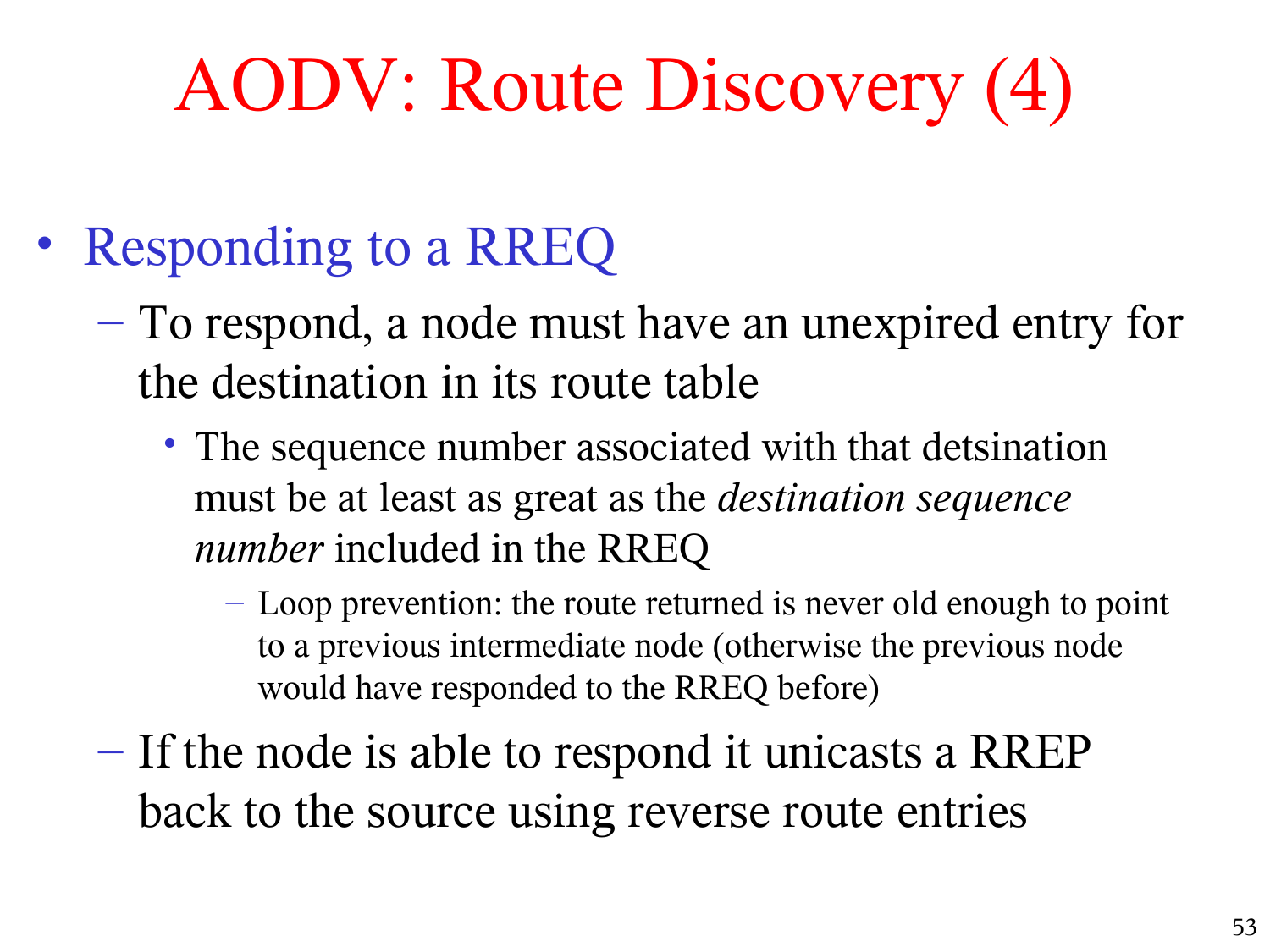# AODV: Route Discovery (4)

- Responding to a RREQ
  - To respond, a node must have an unexpired entry for the destination in its route table
    - The sequence number associated with that detsination must be at least as great as the *destination sequence number* included in the RREQ
      - Loop prevention: the route returned is never old enough to point to a previous intermediate node (otherwise the previous node would have responded to the RREQ before)
  - If the node is able to respond it unicasts a RREP back to the source using reverse route entries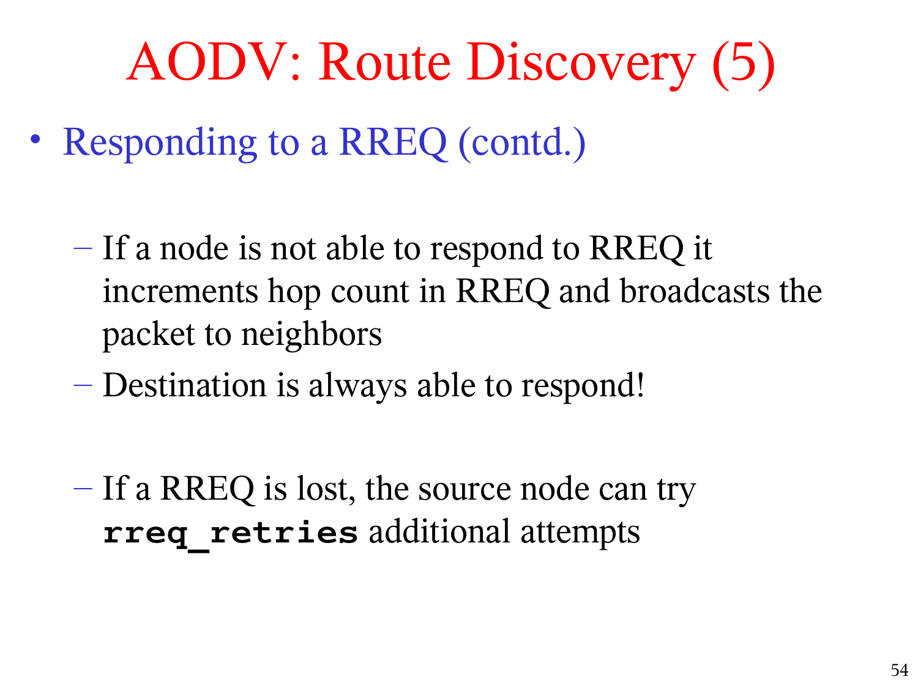# AODV: Route Discovery (5)

- Responding to a RREQ (contd.)
  - If a node is not able to respond to RREQ it increments hop count in RREQ and broadcasts the packet to neighbors
  - Destination is always able to respond!
  - If a RREQ is lost, the source node can try **`rreq_retries`** additional attempts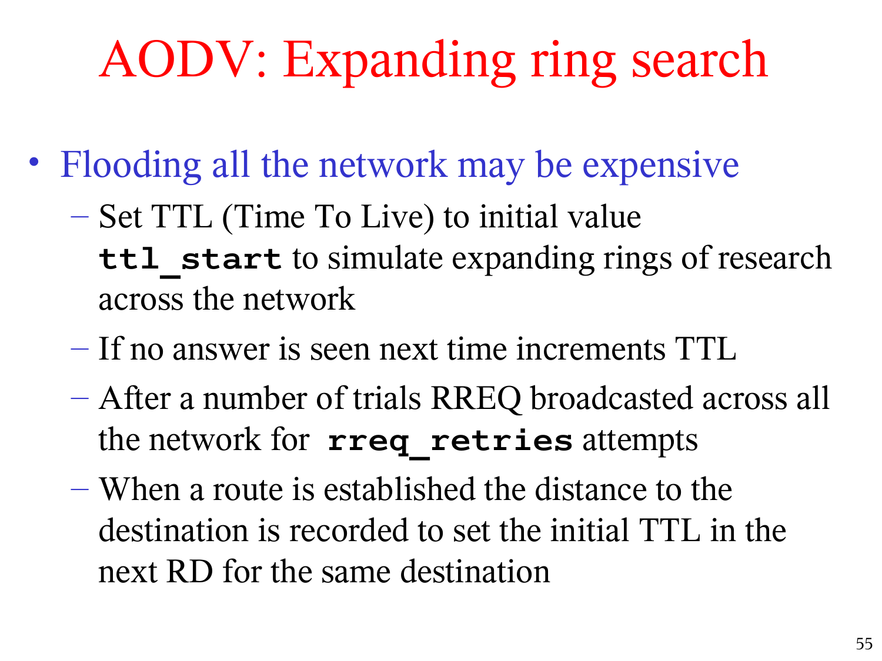# AODV: Expanding ring search

- Flooding all the network may be expensive
  - Set TTL (Time To Live) to initial value **`ttl_start`** to simulate expanding rings of research across the network
  - If no answer is seen next time increments TTL
  - After a number of trials RREQ broadcasted across all the network for **`rreq_retries`** attempts
  - When a route is established the distance to the destination is recorded to set the initial TTL in the next RD for the same destination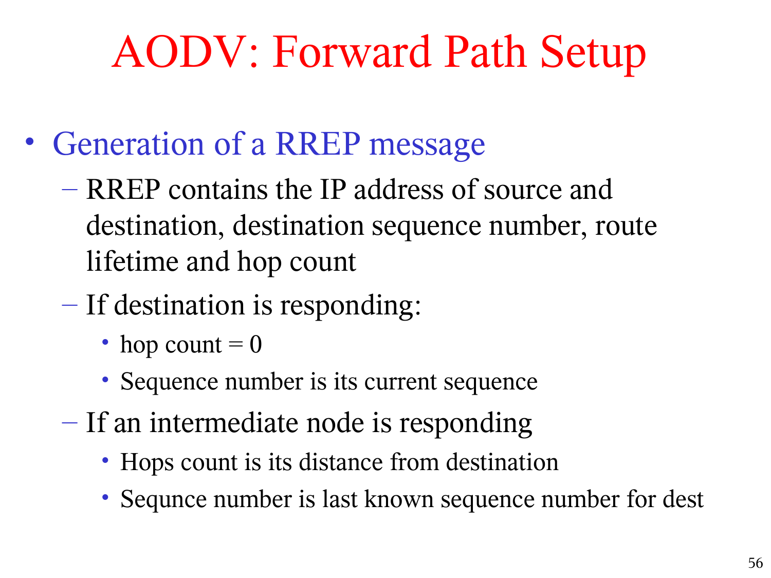# AODV: Forward Path Setup

- Generation of a RREP message
  - RREP contains the IP address of source and destination, destination sequence number, route lifetime and hop count
  - If destination is responding:
    - hop count = 0
    - Sequence number is its current sequence
  - If an intermediate node is responding
    - Hops count is its distance from destination
    - Sequnce number is last known sequence number for dest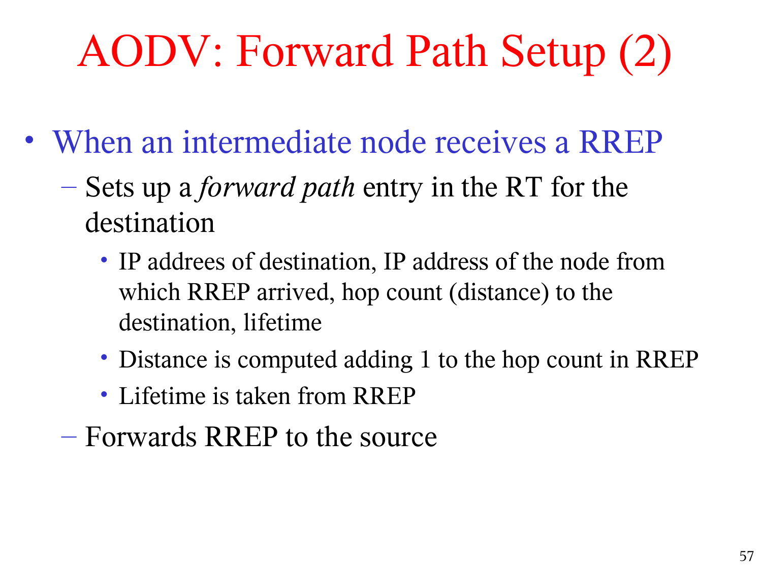# AODV: Forward Path Setup (2)

- When an intermediate node receives a RREP
  - Sets up a *forward path* entry in the RT for the destination
    - IP addrees of destination, IP address of the node from which RREP arrived, hop count (distance) to the destination, lifetime
    - Distance is computed adding 1 to the hop count in RREP
    - Lifetime is taken from RREP
  - Forwards RREP to the source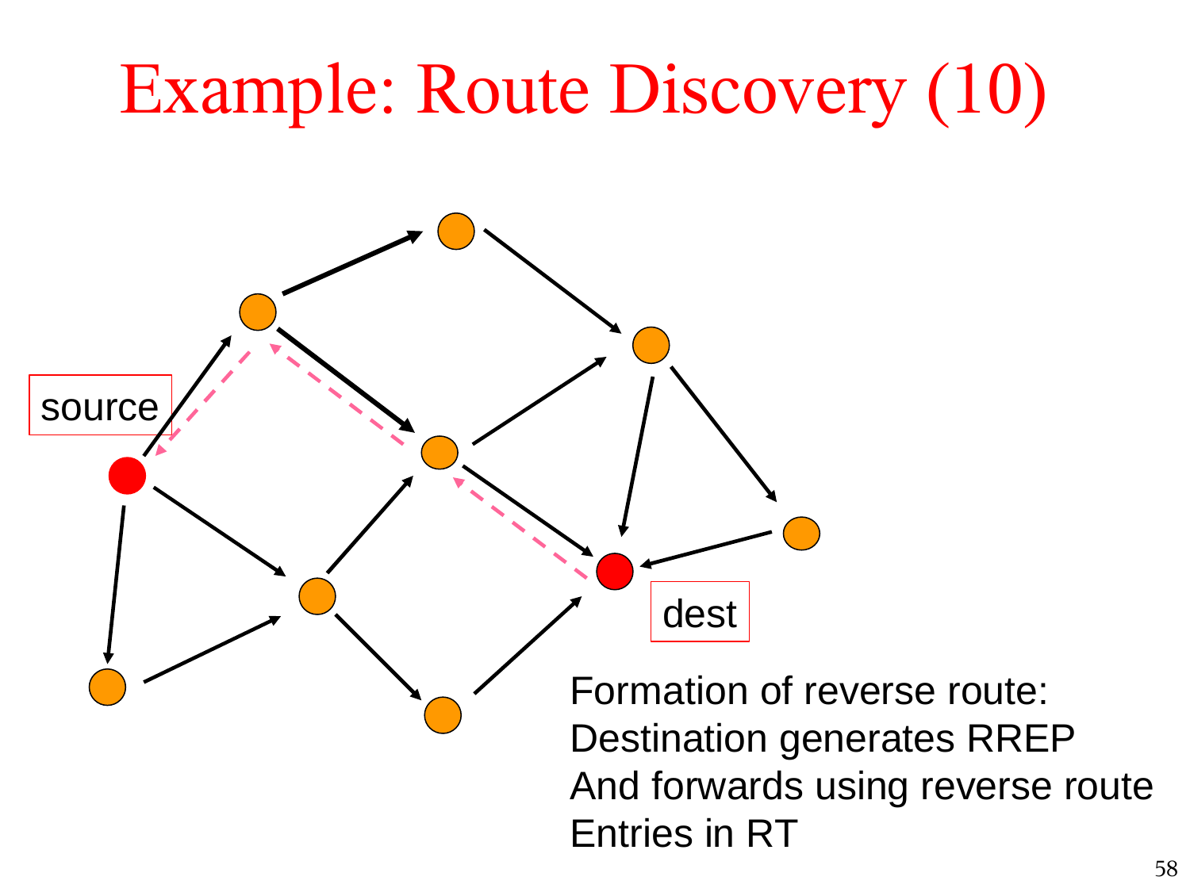# Example: Route Discovery (10)

source

dest

Formation of reverse route:
Destination generates RREP
And forwards using reverse route
Entries in RT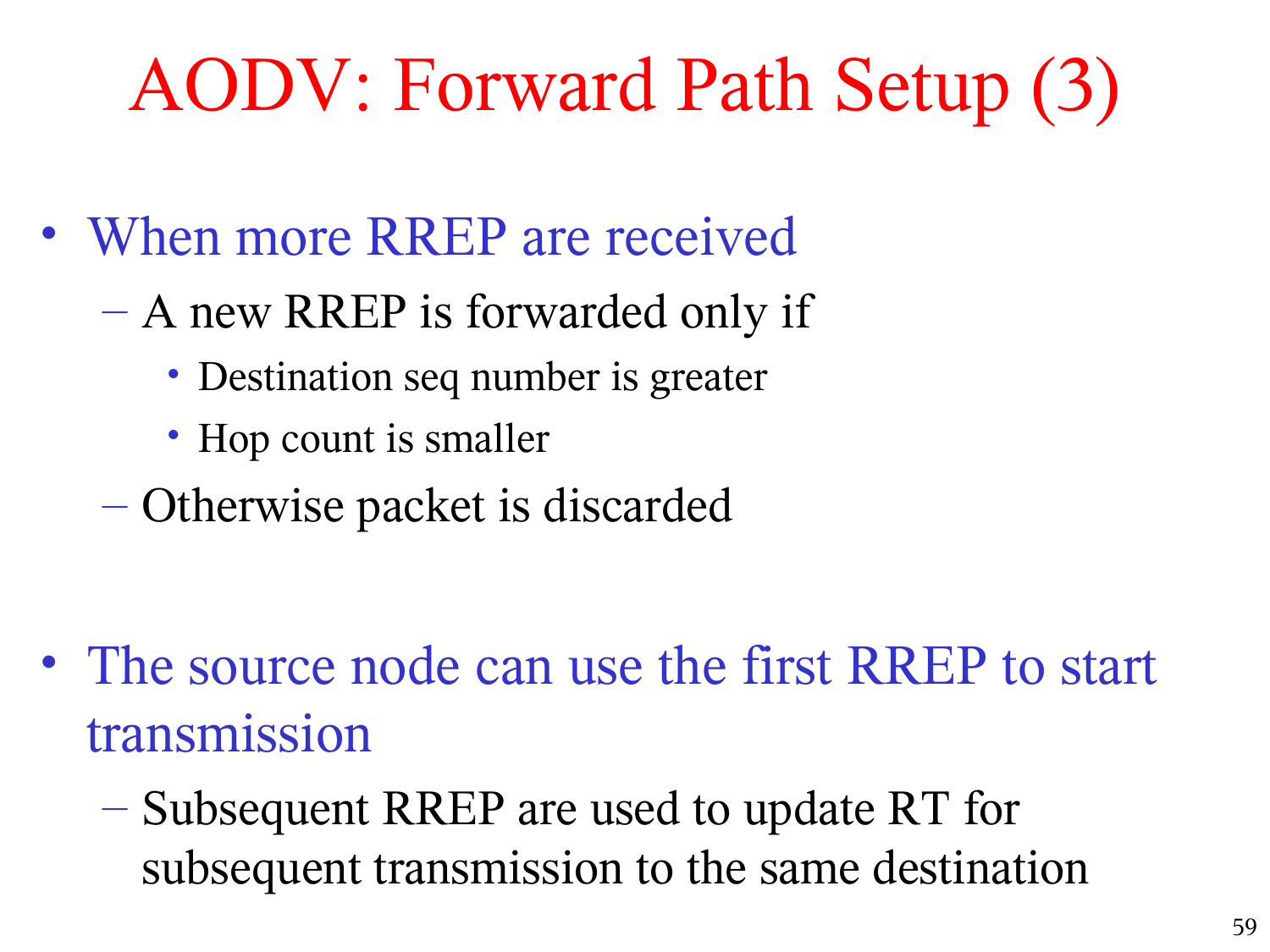# AODV: Forward Path Setup (3)

- When more RREP are received
  - A new RREP is forwarded only if
    - Destination seq number is greater
    - Hop count is smaller
  - Otherwise packet is discarded

- The source node can use the first RREP to start transmission
  - Subsequent RREP are used to update RT for subsequent transmission to the same destination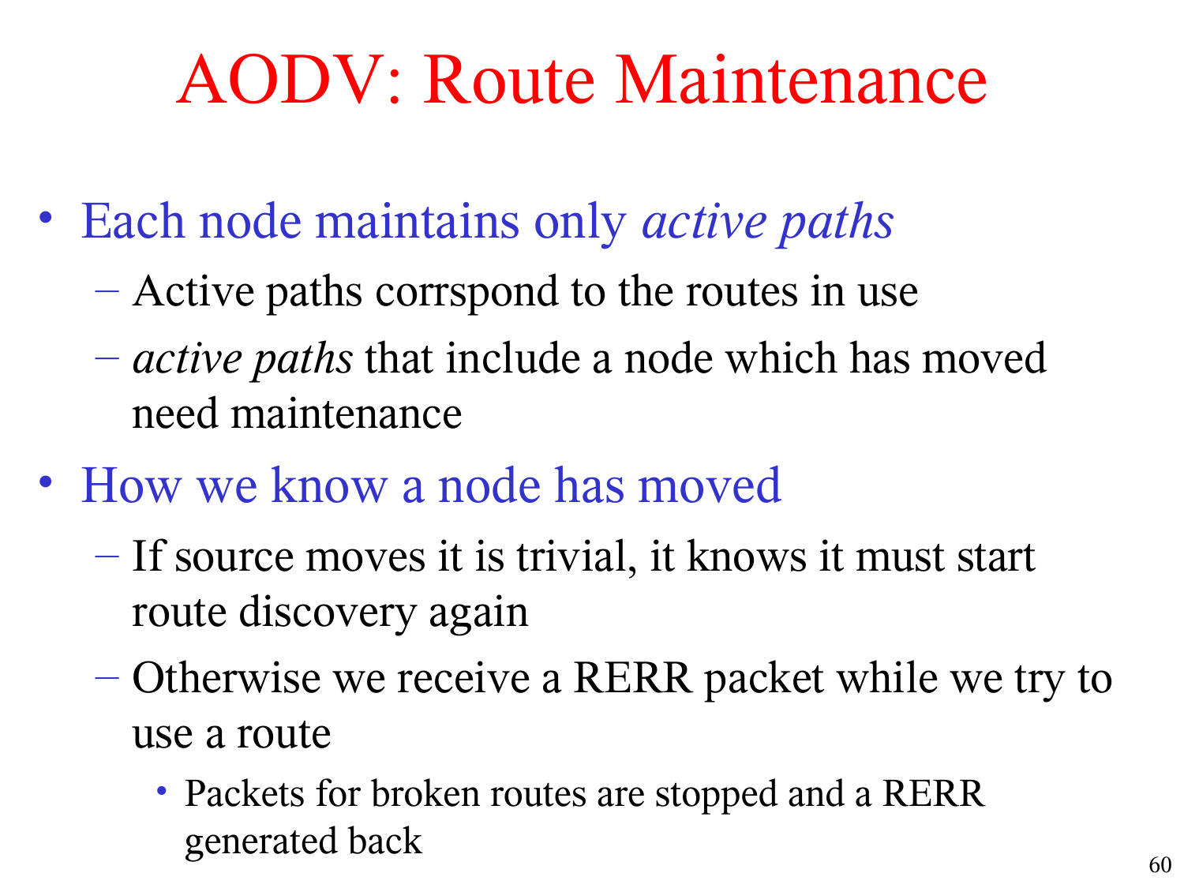# AODV: Route Maintenance

- Each node maintains only *active paths*
  - Active paths corrspond to the routes in use
  - *active paths* that include a node which has moved need maintenance
- How we know a node has moved
  - If source moves it is trivial, it knows it must start route discovery again
  - Otherwise we receive a RERR packet while we try to use a route
    - Packets for broken routes are stopped and a RERR generated back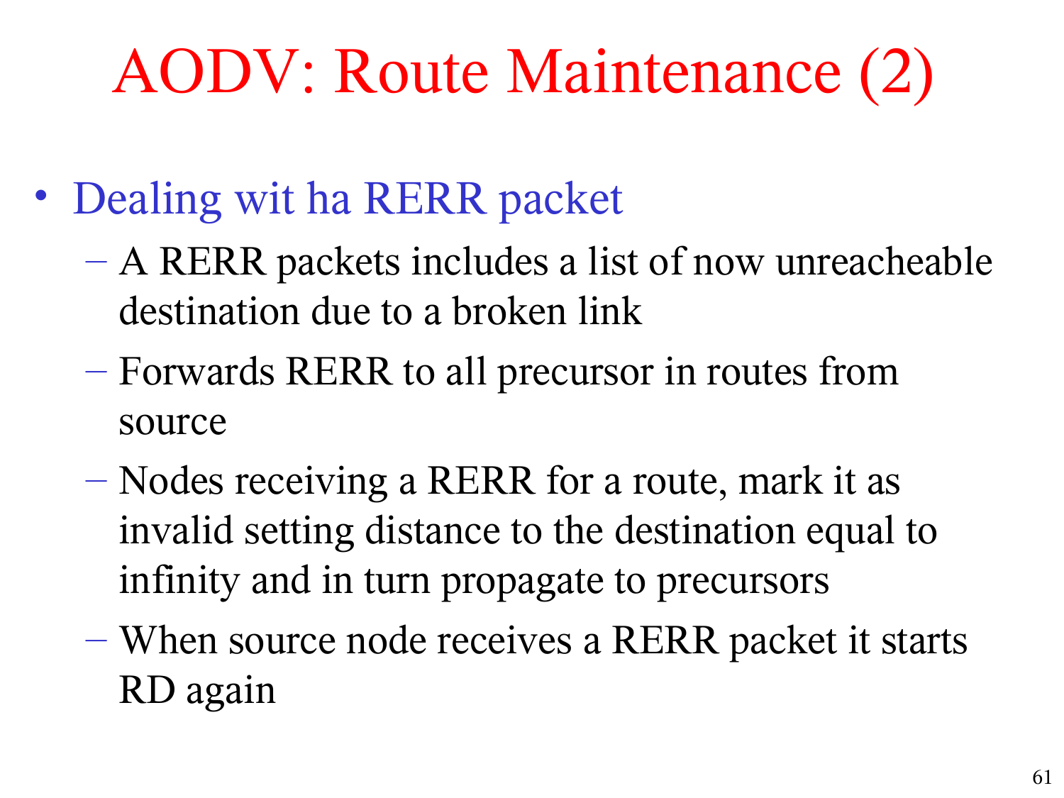# AODV: Route Maintenance (2)

- Dealing wit ha RERR packet
  - A RERR packets includes a list of now unreacheable destination due to a broken link
  - Forwards RERR to all precursor in routes from source
  - Nodes receiving a RERR for a route, mark it as invalid setting distance to the destination equal to infinity and in turn propagate to precursors
  - When source node receives a RERR packet it starts RD again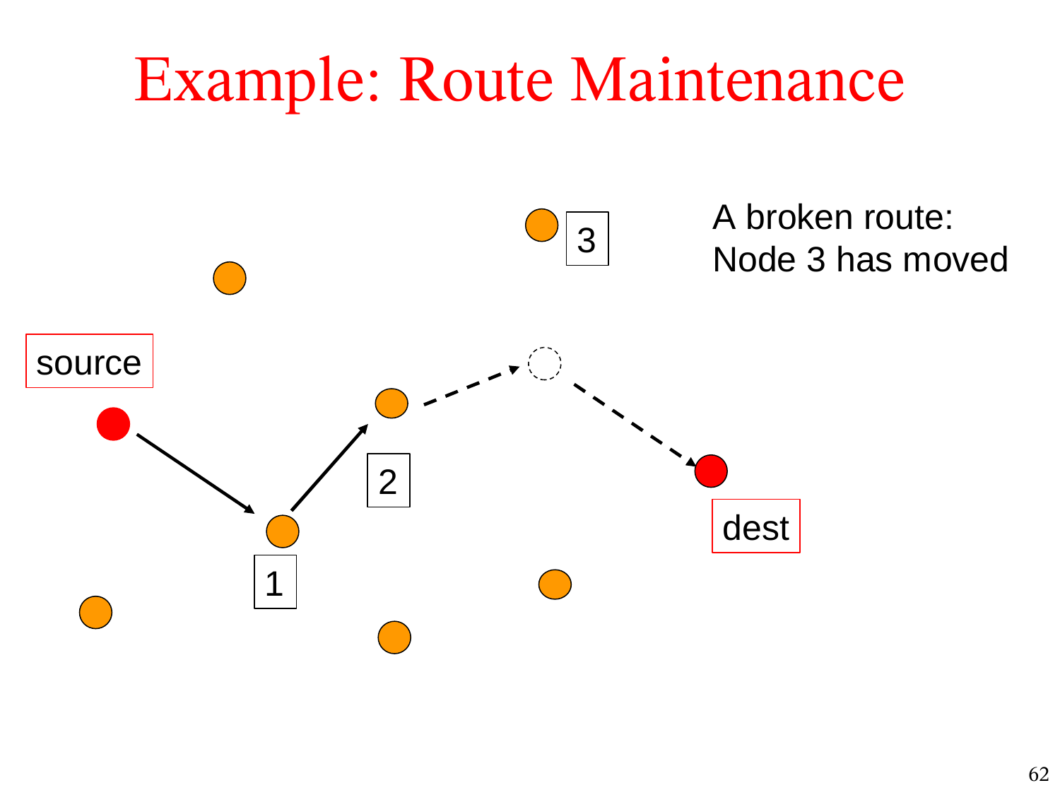# Example: Route Maintenance

A broken route:
Node 3 has moved

source

1

2

3

dest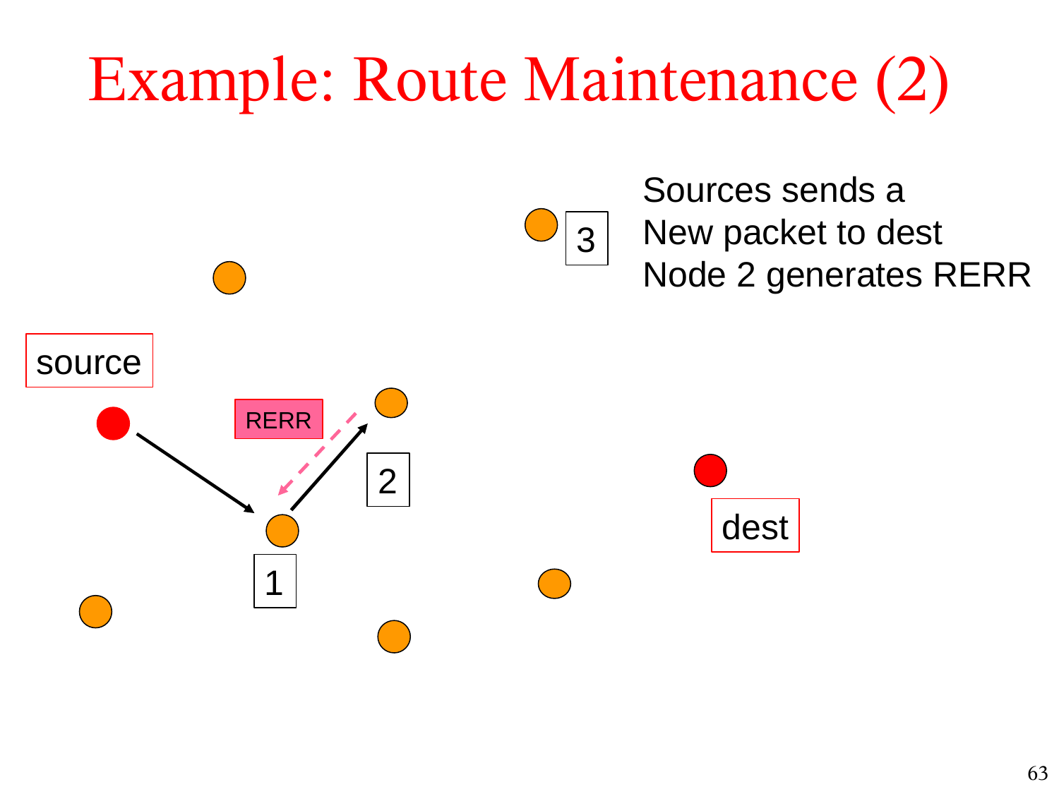# Example: Route Maintenance (2)

Sources sends a
New packet to dest
Node 2 generates RERR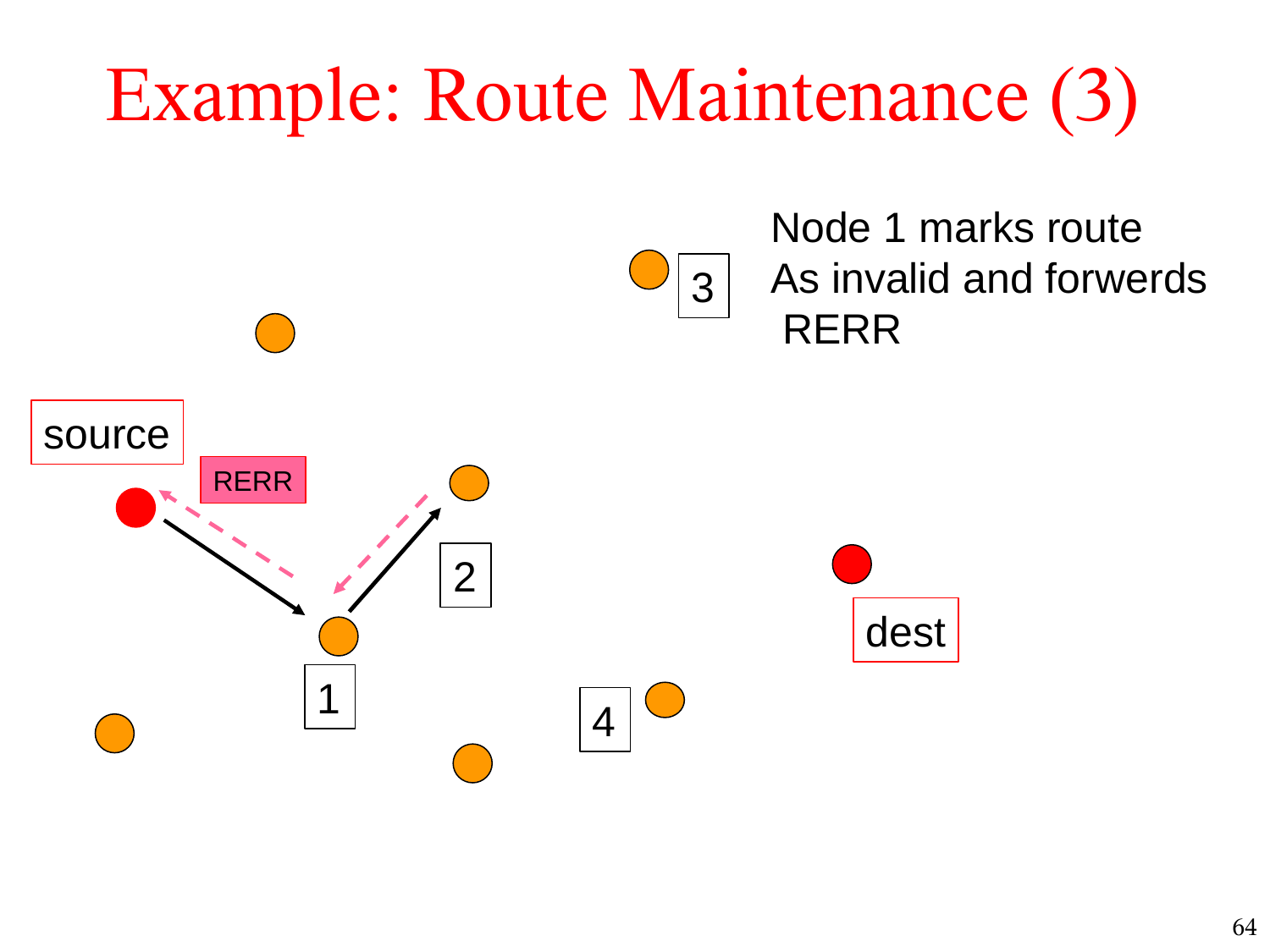# Example: Route Maintenance (3)

Node 1 marks route
As invalid and forwerds
RERR

source

RERR

3

2

1

4

dest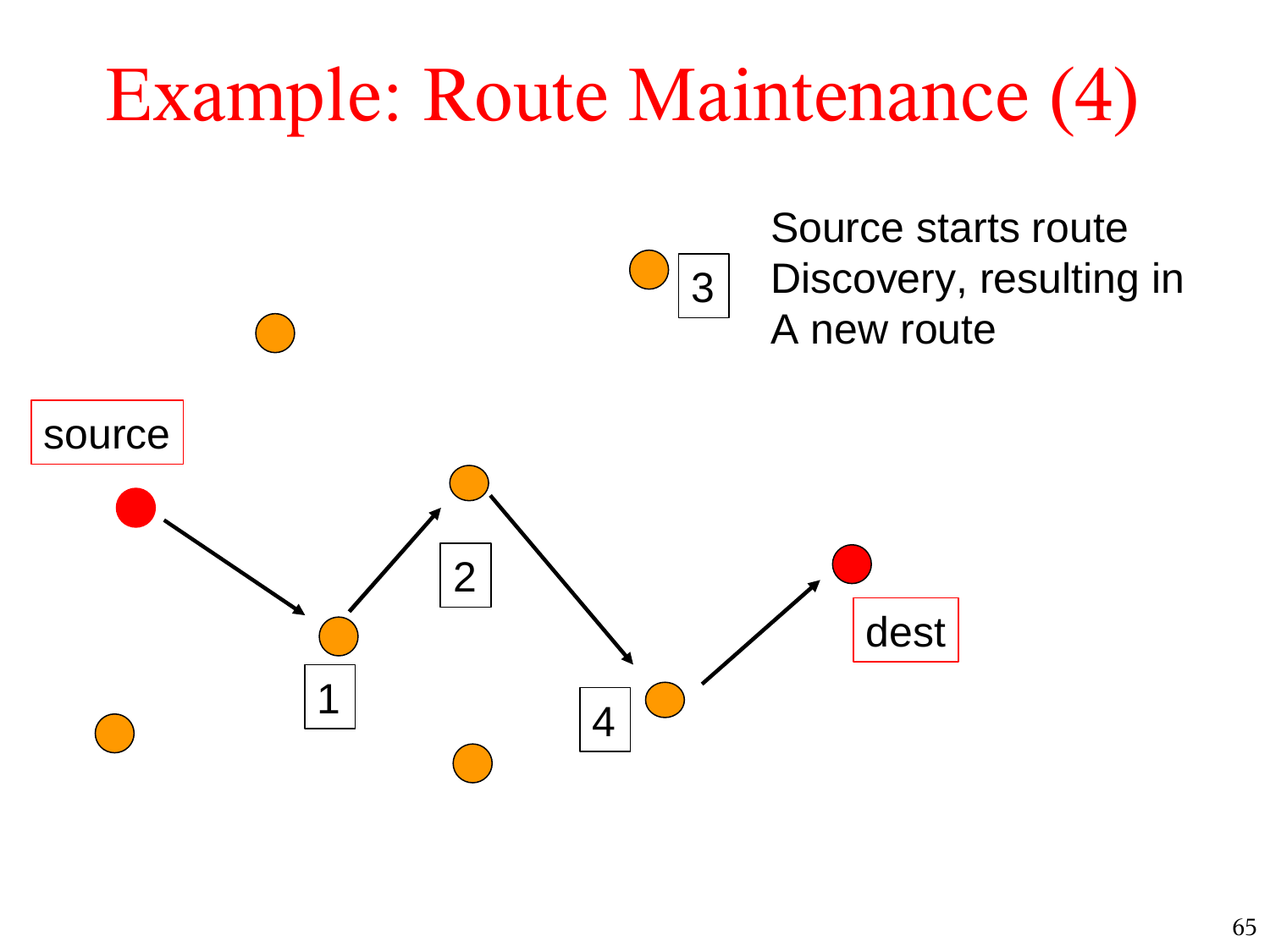# Example: Route Maintenance (4)

Source starts route Discovery, resulting in A new route

source

dest

1

2

3

4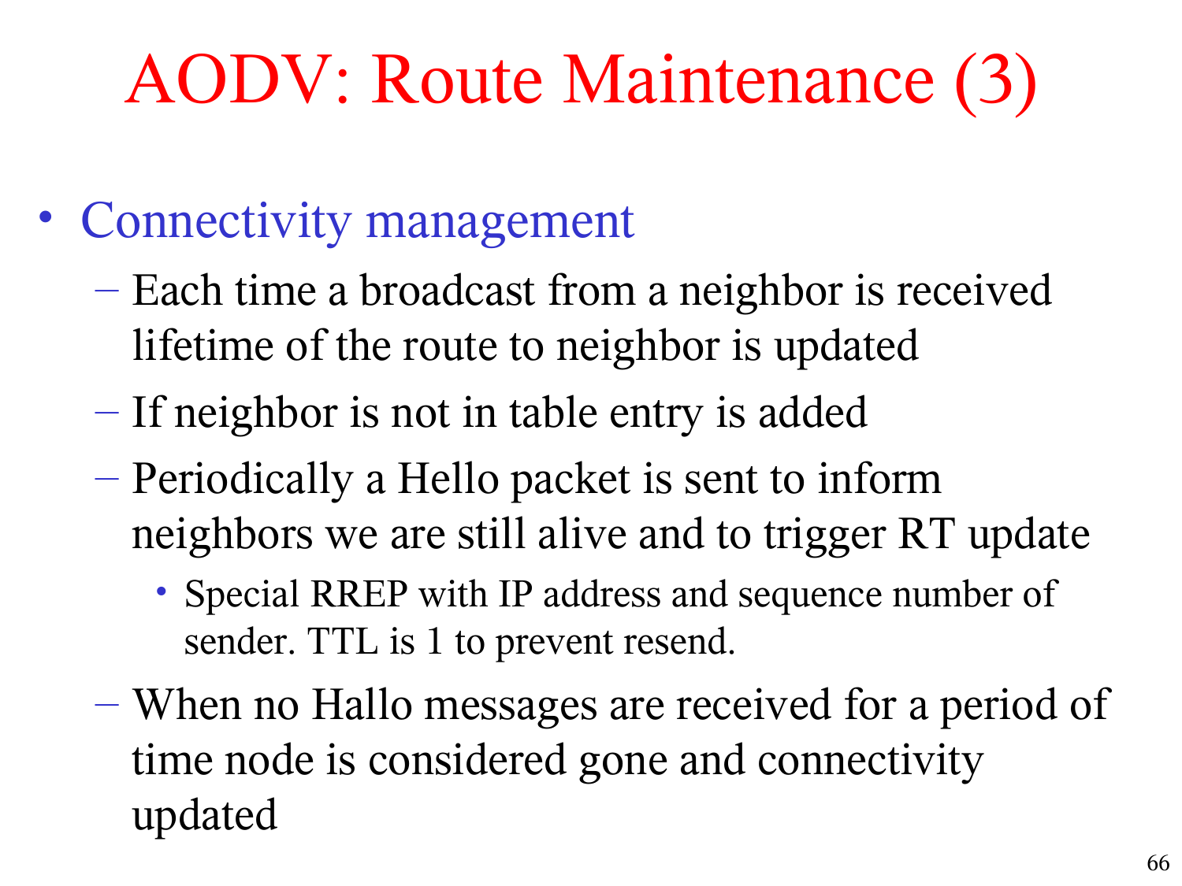# AODV: Route Maintenance (3)

- Connectivity management
  - Each time a broadcast from a neighbor is received lifetime of the route to neighbor is updated
  - If neighbor is not in table entry is added
  - Periodically a Hello packet is sent to inform neighbors we are still alive and to trigger RT update
    - Special RREP with IP address and sequence number of sender. TTL is 1 to prevent resend.
  - When no Hallo messages are received for a period of time node is considered gone and connectivity updated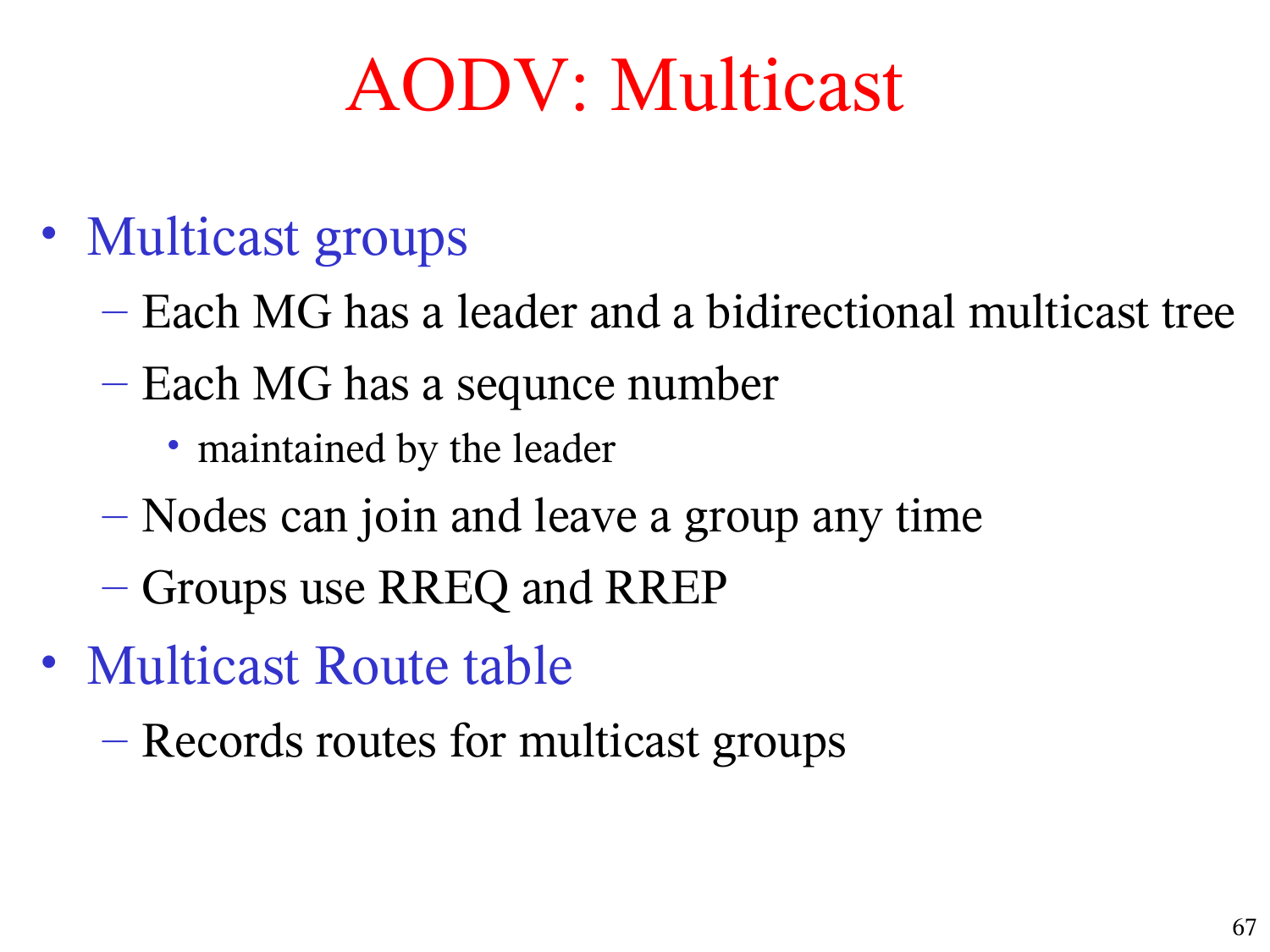# AODV: Multicast

- Multicast groups
  - Each MG has a leader and a bidirectional multicast tree
  - Each MG has a sequnce number
    - maintained by the leader
  - Nodes can join and leave a group any time
  - Groups use RREQ and RREP
- Multicast Route table
  - Records routes for multicast groups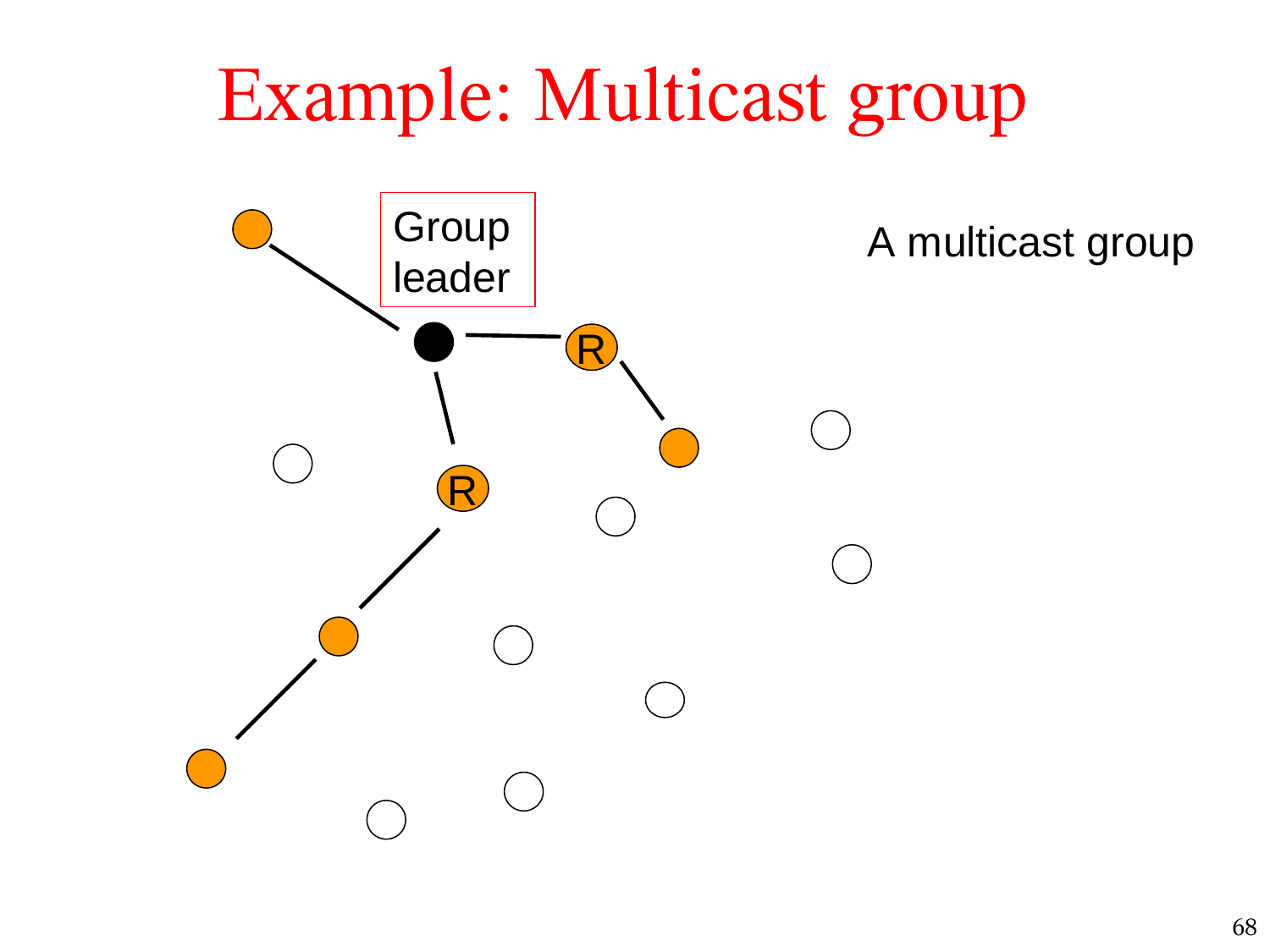# Example: Multicast group

Group leader

A multicast group

R

R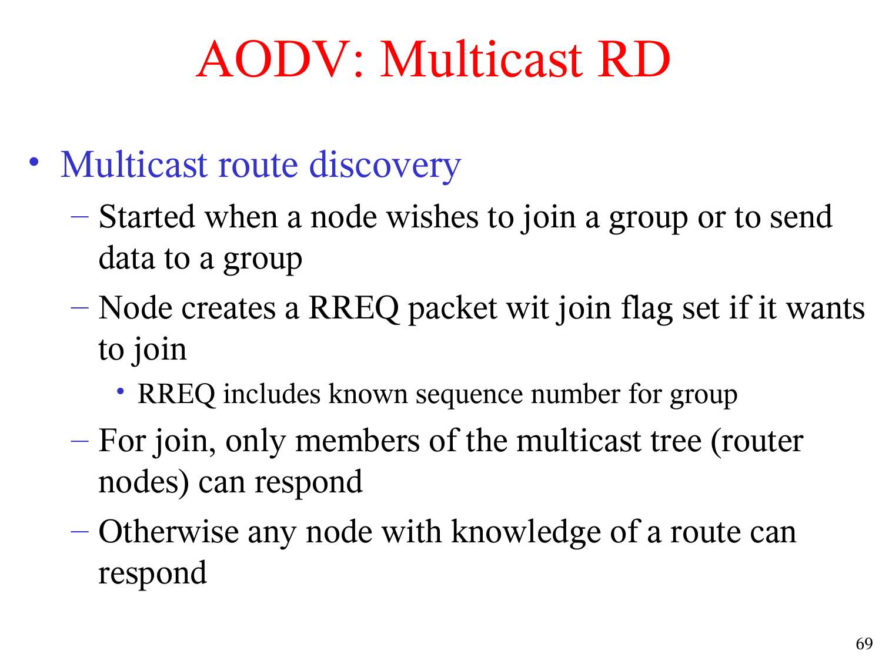# AODV: Multicast RD

- Multicast route discovery
  - Started when a node wishes to join a group or to send data to a group
  - Node creates a RREQ packet wit join flag set if it wants to join
    - RREQ includes known sequence number for group
  - For join, only members of the multicast tree (router nodes) can respond
  - Otherwise any node with knowledge of a route can respond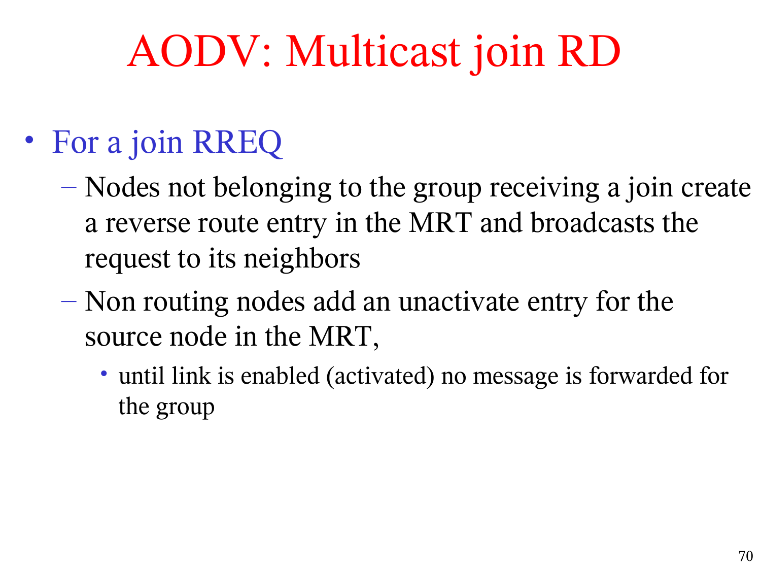# AODV: Multicast join RD

- For a join RREQ
  - Nodes not belonging to the group receiving a join create a reverse route entry in the MRT and broadcasts the request to its neighbors
  - Non routing nodes add an unactivate entry for the source node in the MRT,
    - until link is enabled (activated) no message is forwarded for the group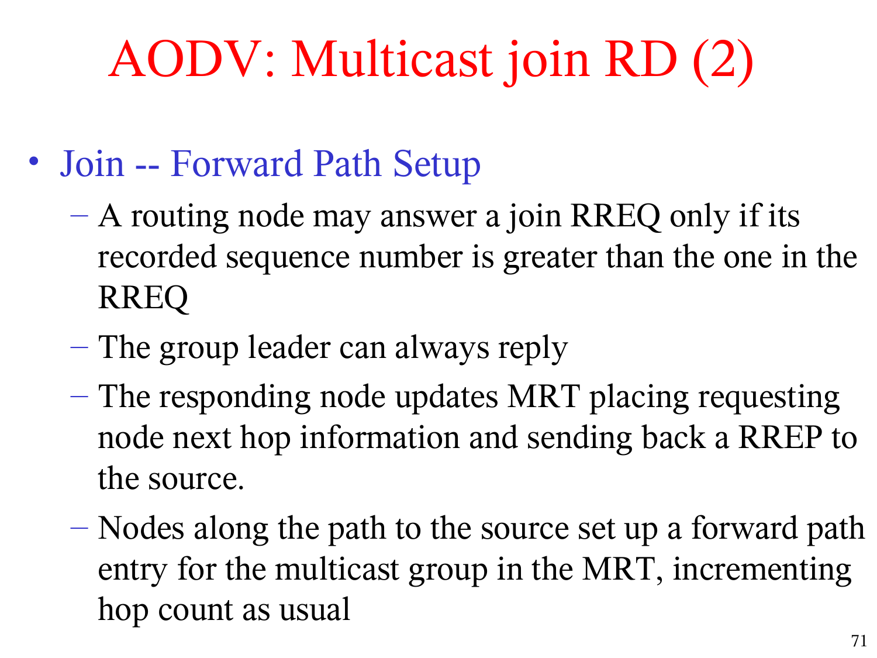# AODV: Multicast join RD (2)

- Join -- Forward Path Setup
  - A routing node may answer a join RREQ only if its recorded sequence number is greater than the one in the RREQ
  - The group leader can always reply
  - The responding node updates MRT placing requesting node next hop information and sending back a RREP to the source.
  - Nodes along the path to the source set up a forward path entry for the multicast group in the MRT, incrementing hop count as usual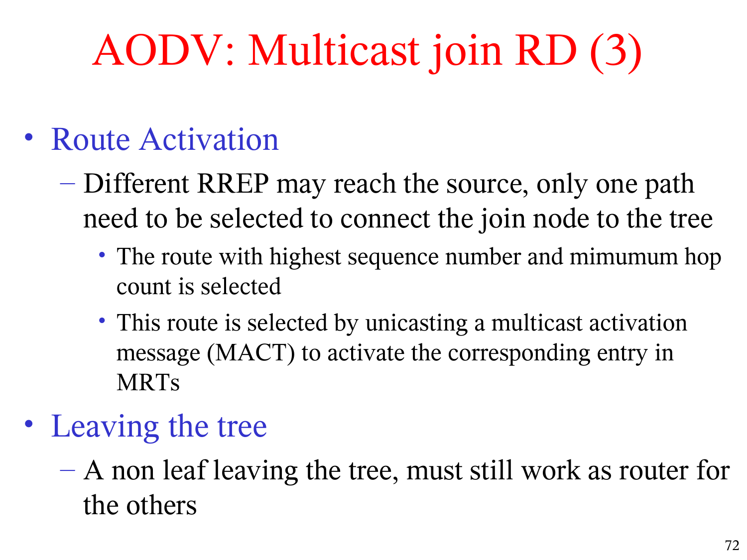# AODV: Multicast join RD (3)

- Route Activation
  - Different RREP may reach the source, only one path need to be selected to connect the join node to the tree
    - The route with highest sequence number and mimumum hop count is selected
    - This route is selected by unicasting a multicast activation message (MACT) to activate the corresponding entry in MRTs
- Leaving the tree
  - A non leaf leaving the tree, must still work as router for the others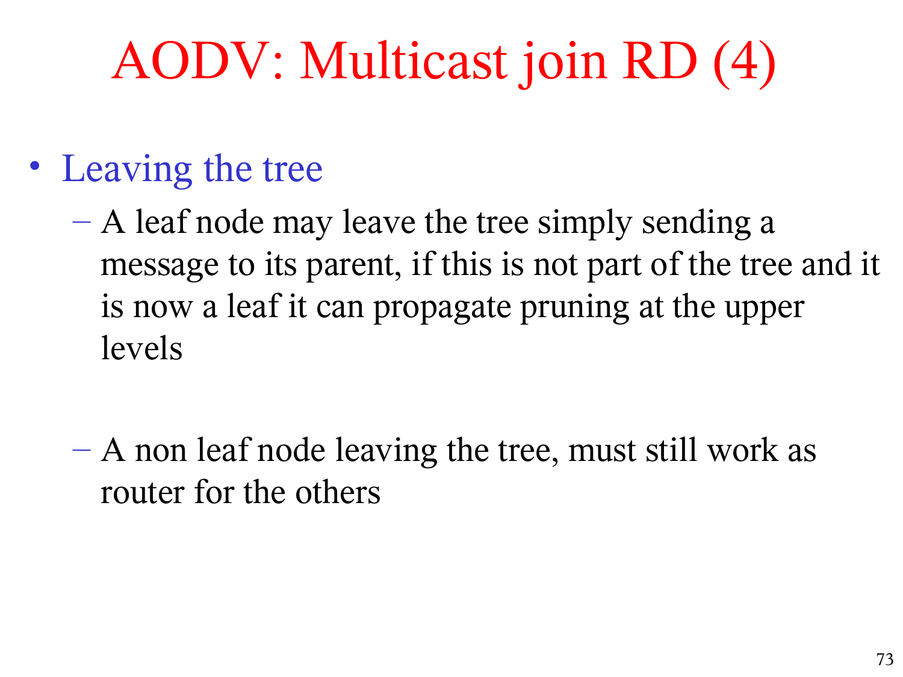# AODV: Multicast join RD (4)

- Leaving the tree
  - A leaf node may leave the tree simply sending a message to its parent, if this is not part of the tree and it is now a leaf it can propagate pruning at the upper levels
  - A non leaf node leaving the tree, must still work as router for the others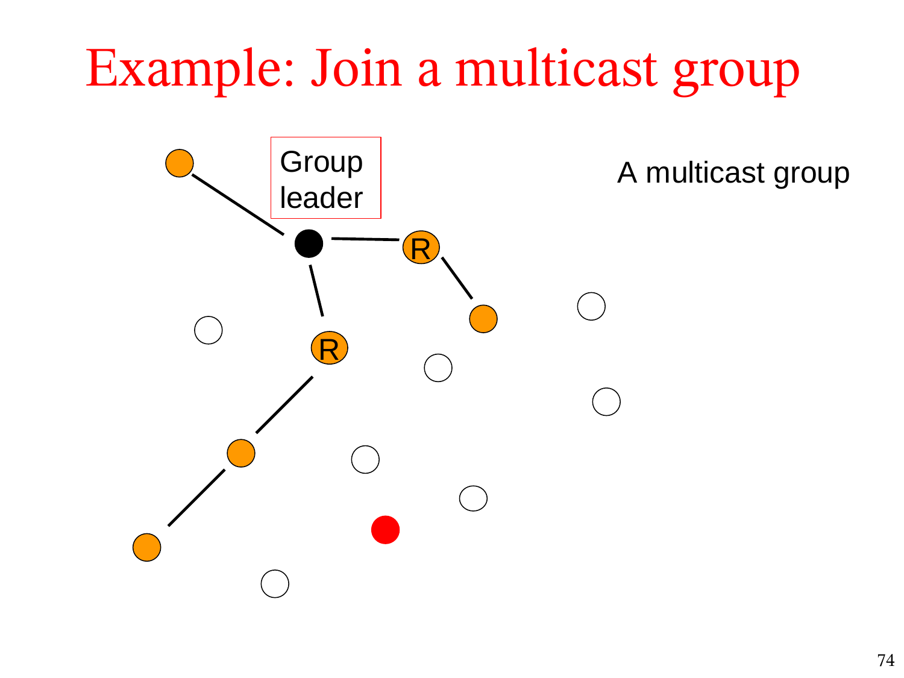# Example: Join a multicast group

Group leader

A multicast group

R

R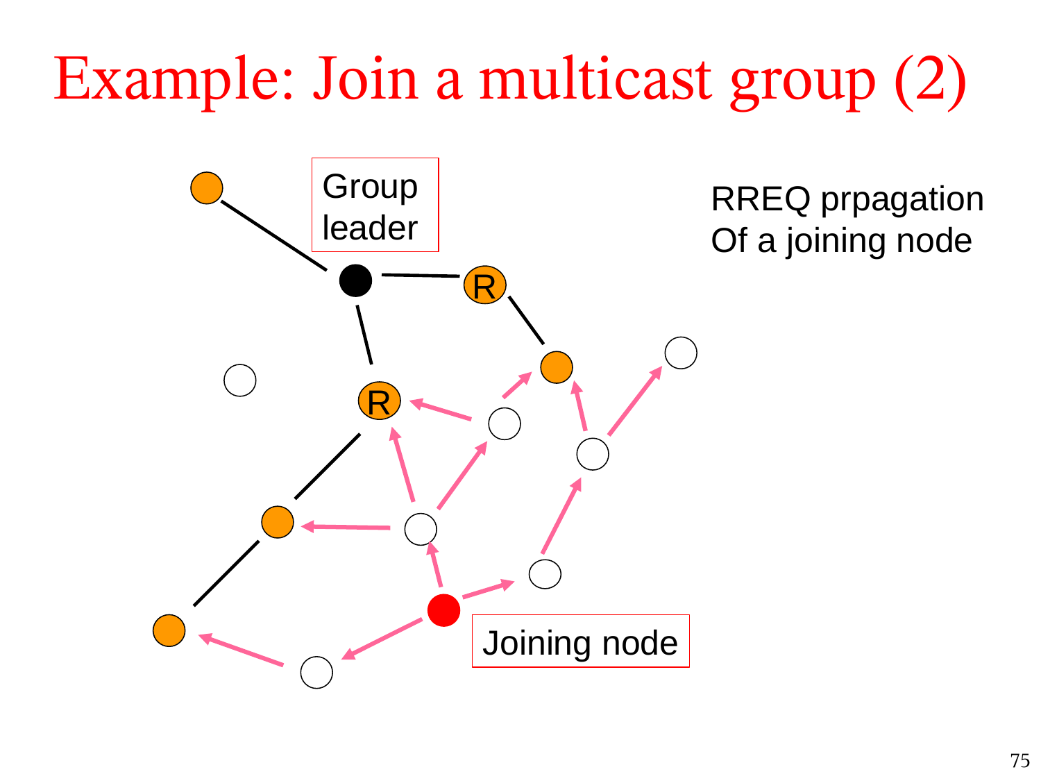# Example: Join a multicast group (2)

Group leader

RREQ prpagation
Of a joining node

R

R

Joining node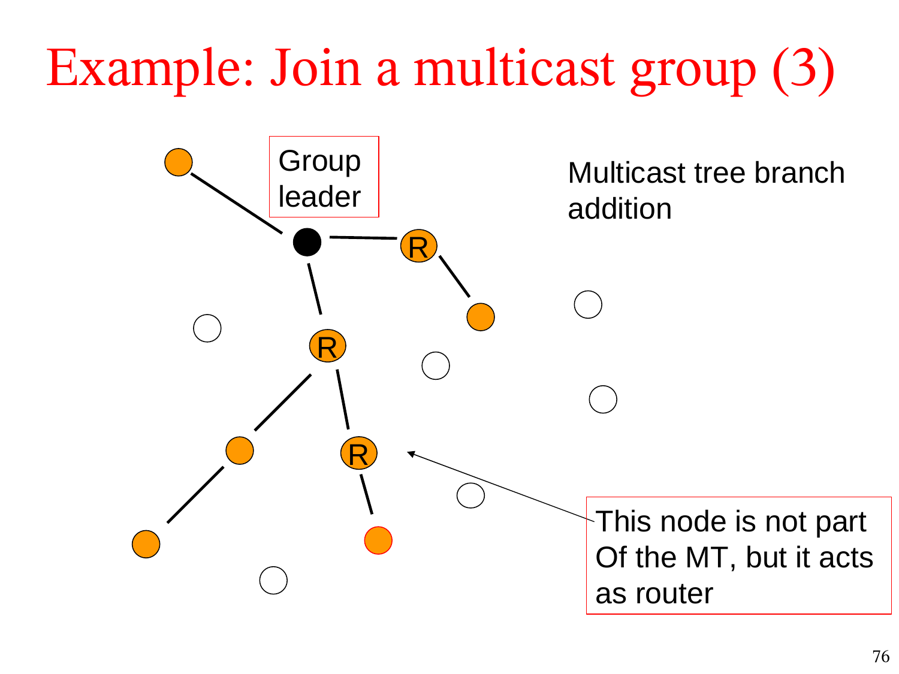# Example: Join a multicast group (3)

Group leader

Multicast tree branch addition

R

R

R

This node is not part Of the MT, but it acts as router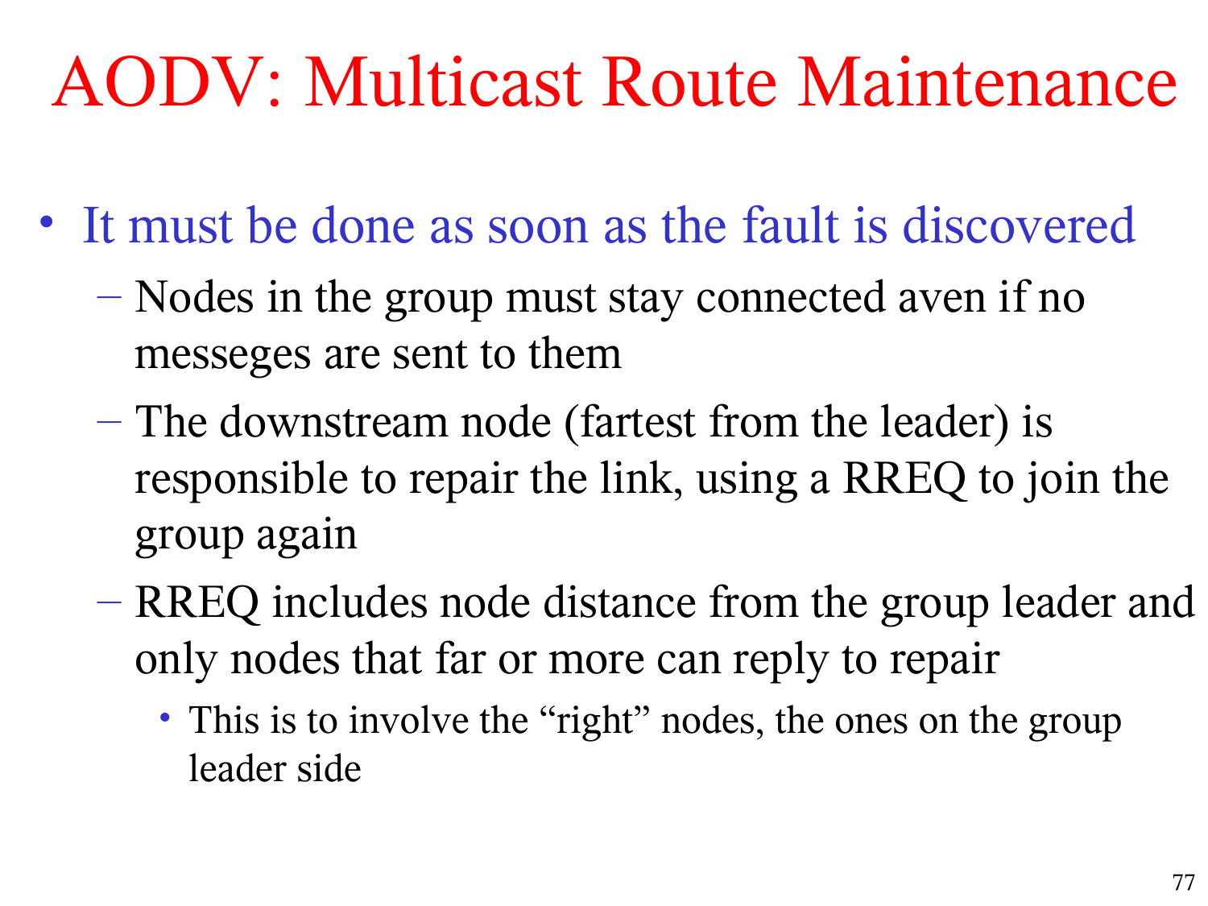# AODV: Multicast Route Maintenance

- It must be done as soon as the fault is discovered
  - Nodes in the group must stay connected aven if no messeges are sent to them
  - The downstream node (fartest from the leader) is responsible to repair the link, using a RREQ to join the group again
  - RREQ includes node distance from the group leader and only nodes that far or more can reply to repair
    - This is to involve the "right" nodes, the ones on the group leader side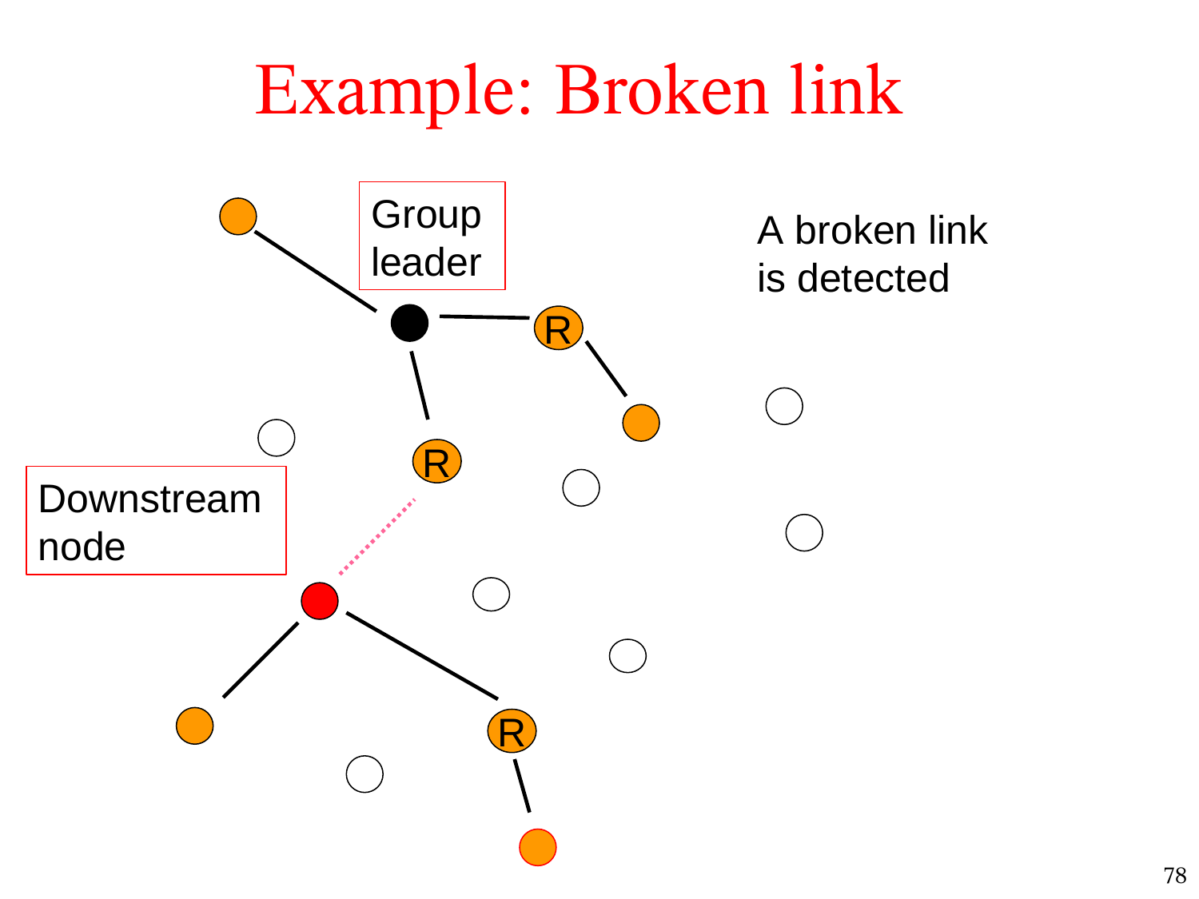# Example: Broken link

A broken link is detected

Group leader

Downstream node

R

R

R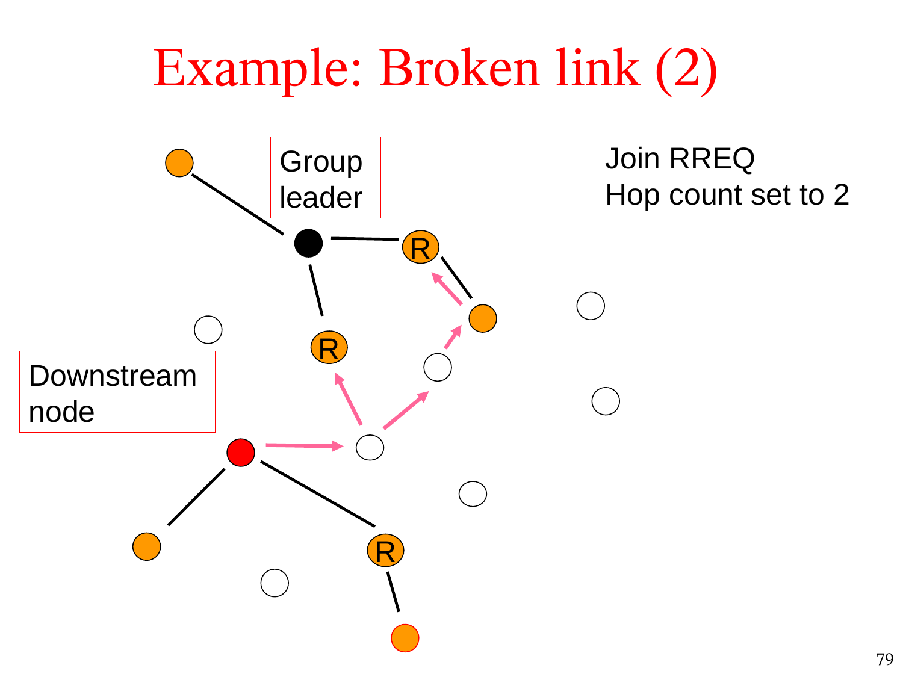# Example: Broken link (2)

Group leader

Downstream node

Join RREQ
Hop count set to 2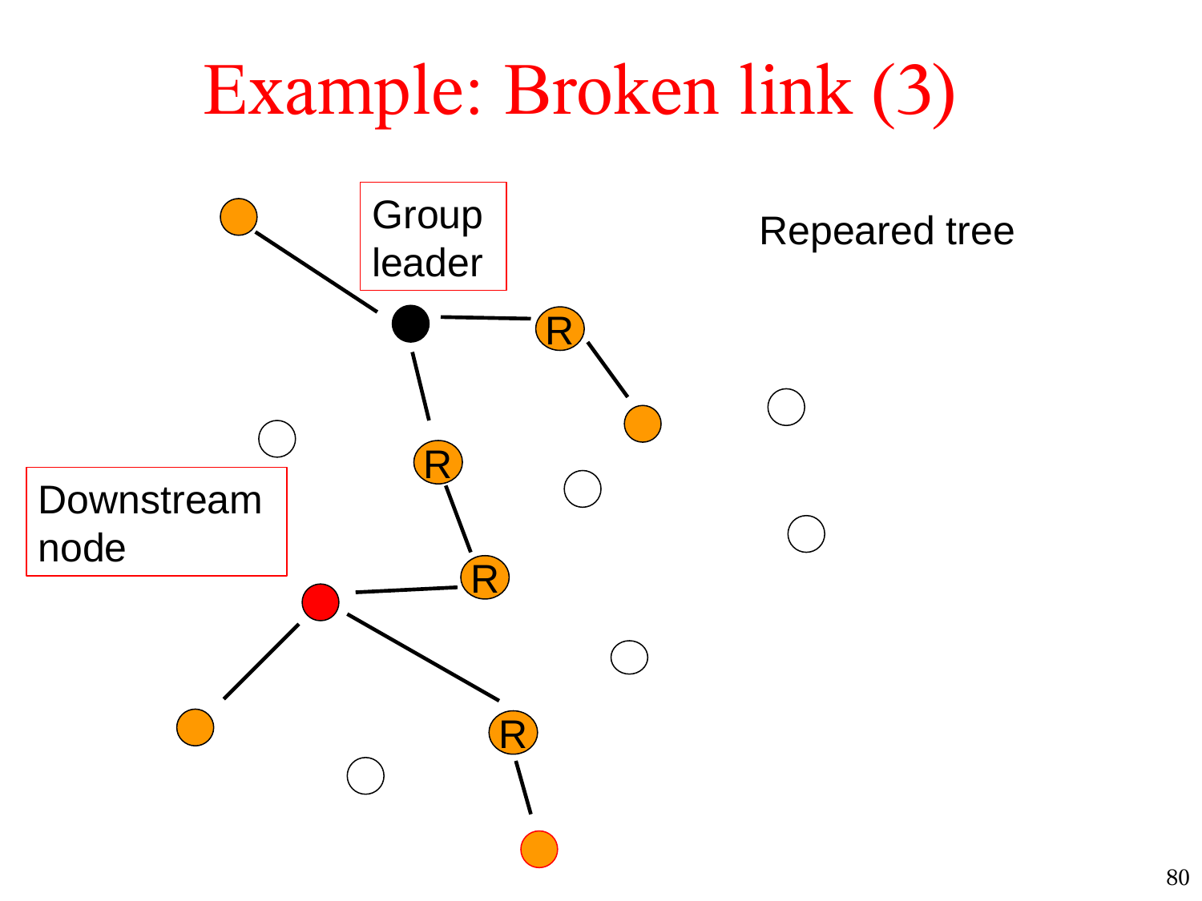# Example: Broken link (3)

Repeared tree

Group leader

Downstream node

R

R

R

R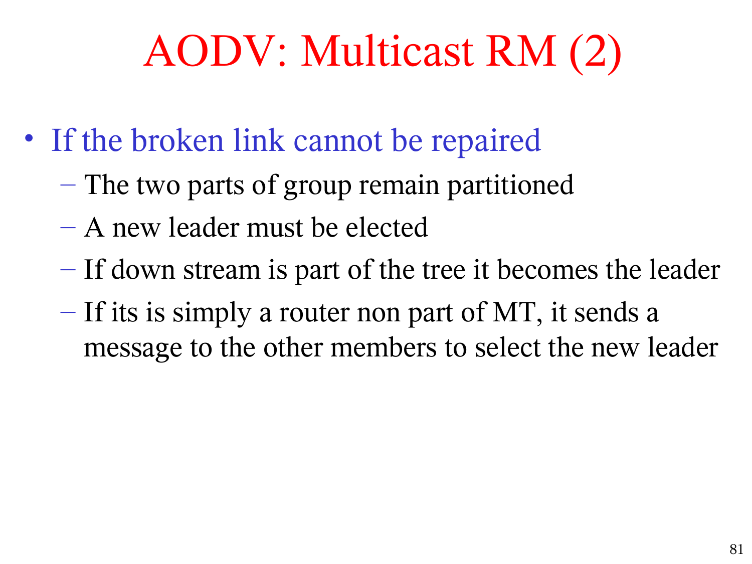# AODV: Multicast RM (2)

- If the broken link cannot be repaired
  - The two parts of group remain partitioned
  - A new leader must be elected
  - If down stream is part of the tree it becomes the leader
  - If its is simply a router non part of MT, it sends a message to the other members to select the new leader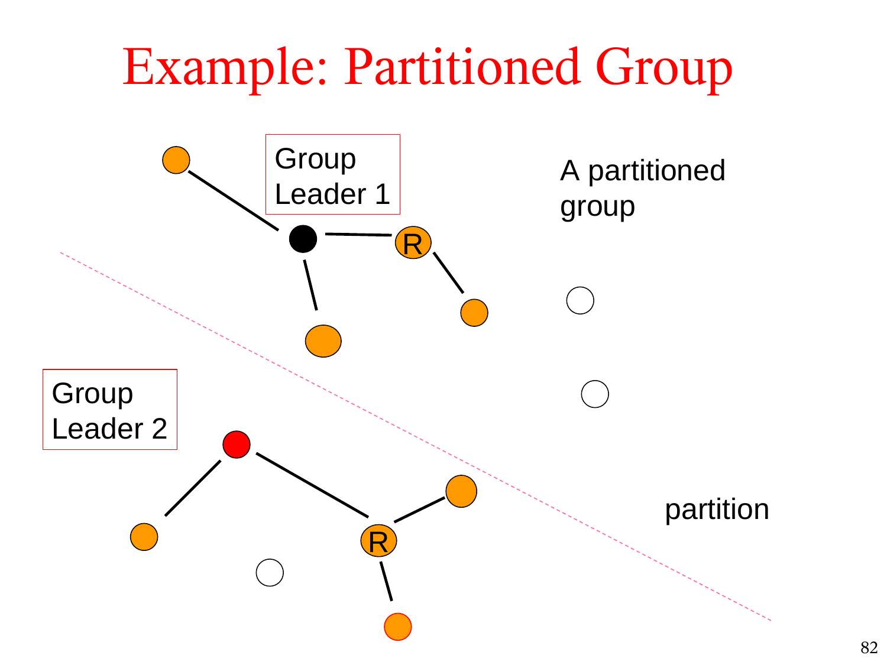# Example: Partitioned Group

Group Leader 1

A partitioned group

Group Leader 2

partition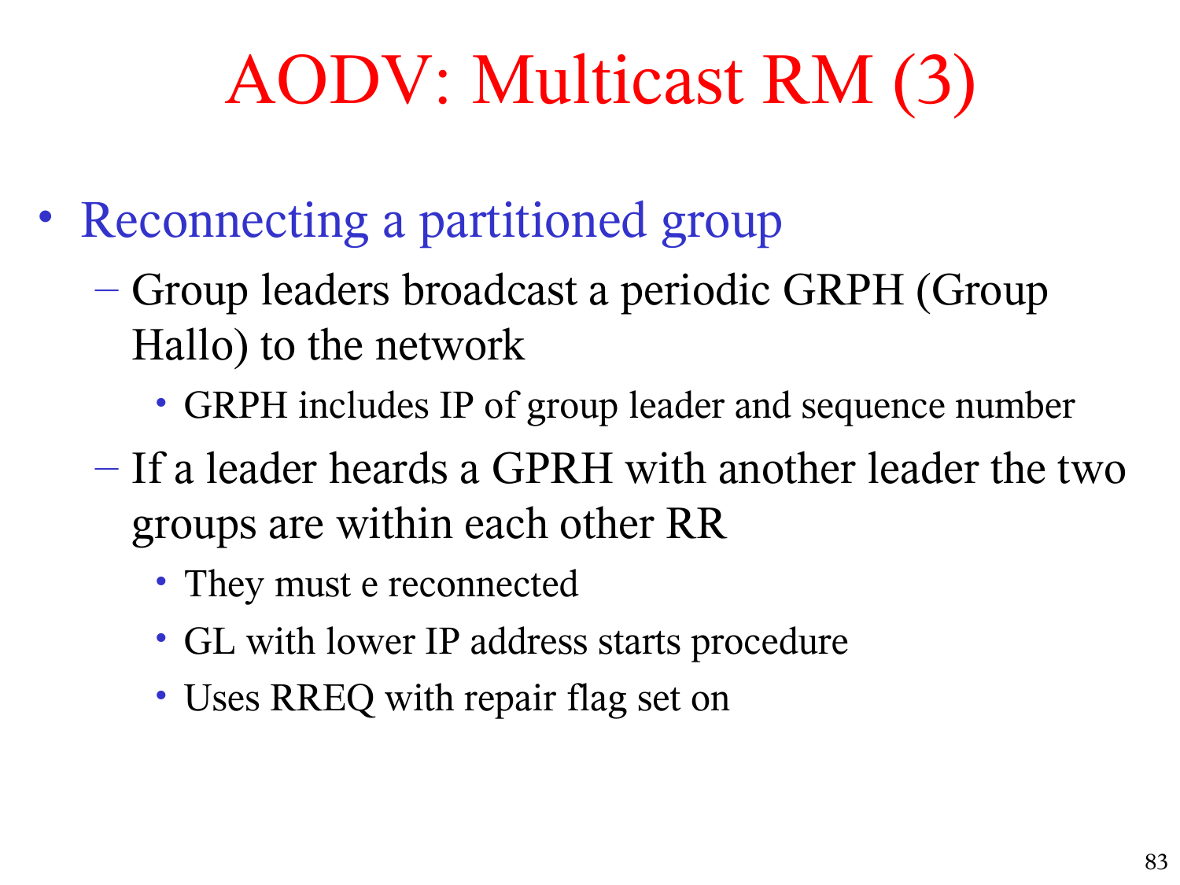# AODV: Multicast RM (3)

- Reconnecting a partitioned group
  - Group leaders broadcast a periodic GRPH (Group Hallo) to the network
    - GRPH includes IP of group leader and sequence number
  - If a leader heards a GPRH with another leader the two groups are within each other RR
    - They must e reconnected
    - GL with lower IP address starts procedure
    - Uses RREQ with repair flag set on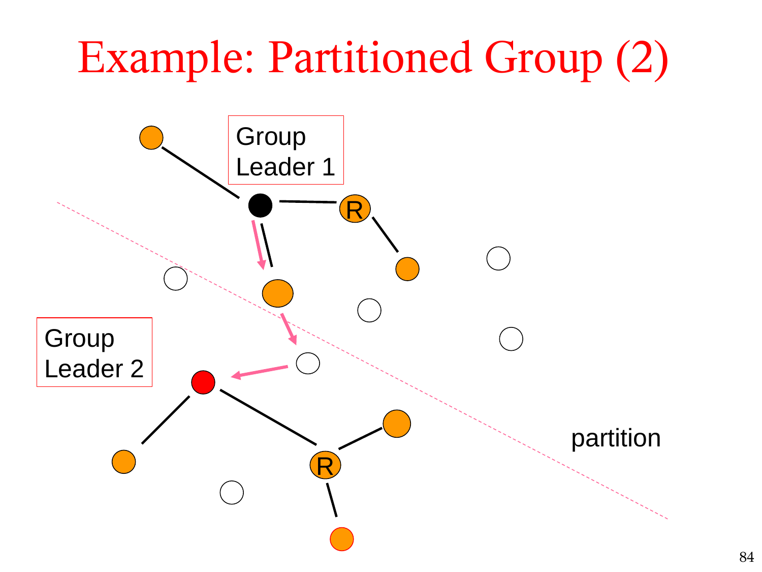# Example: Partitioned Group (2)

Group Leader 1

Group Leader 2

partition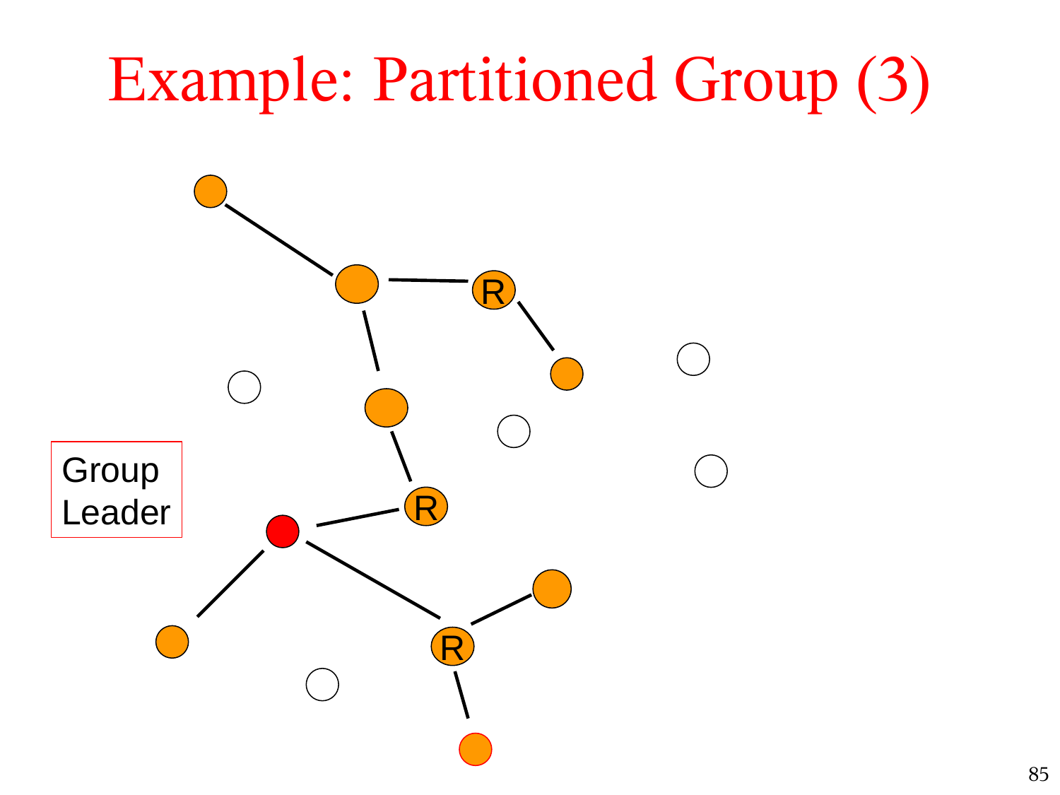# Example: Partitioned Group (3)

Group Leader

R

R

R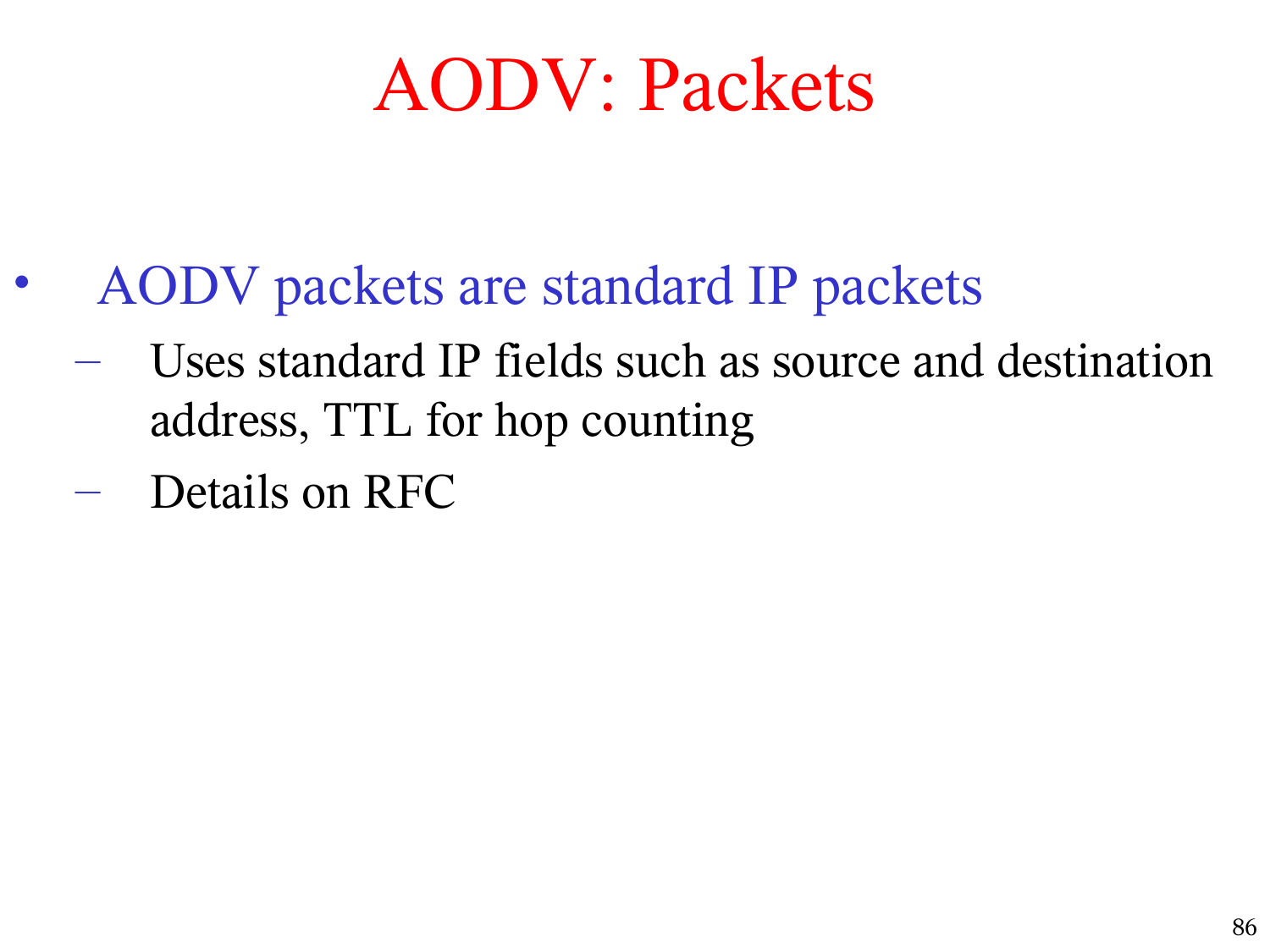# AODV: Packets

- AODV packets are standard IP packets
  - Uses standard IP fields such as source and destination address, TTL for hop counting
  - Details on RFC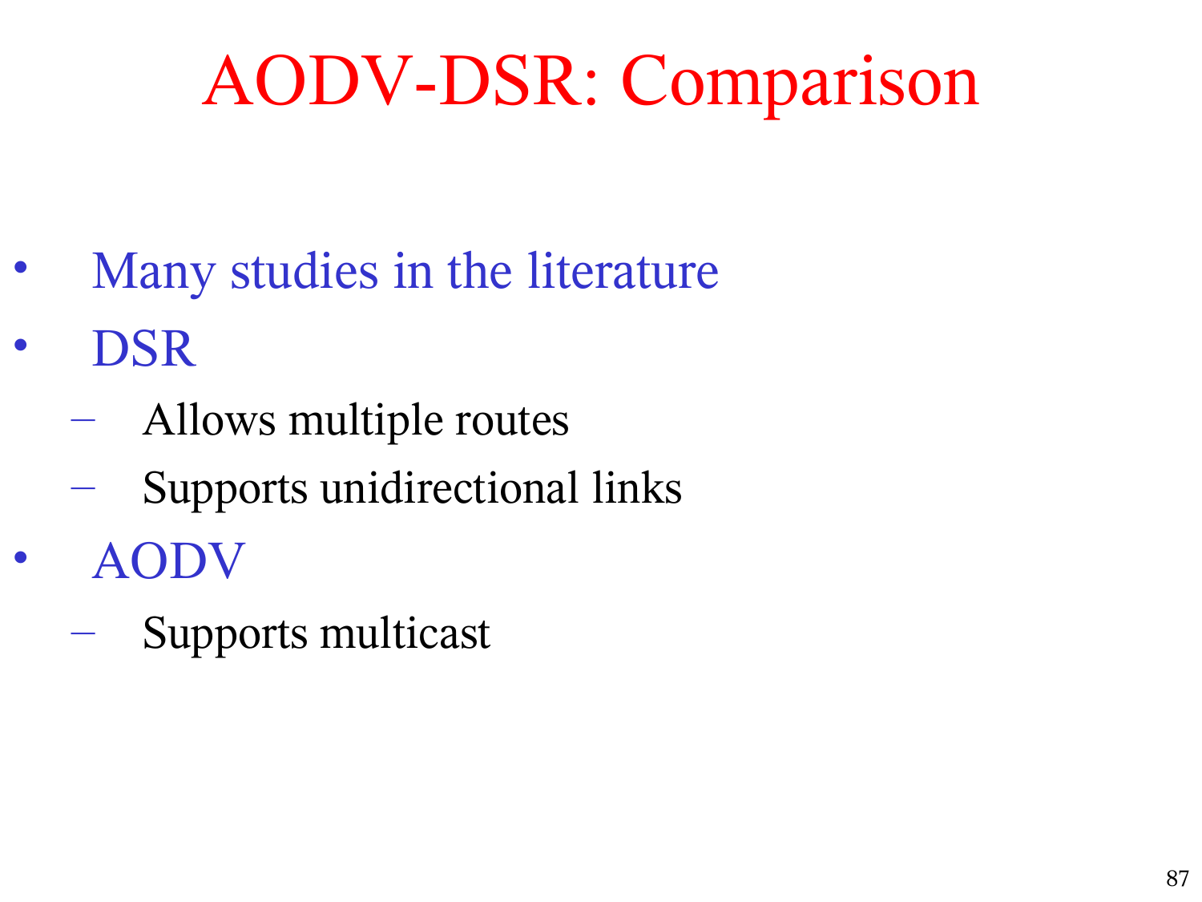# AODV-DSR: Comparison

- Many studies in the literature
- DSR
  - Allows multiple routes
  - Supports unidirectional links
- AODV
  - Supports multicast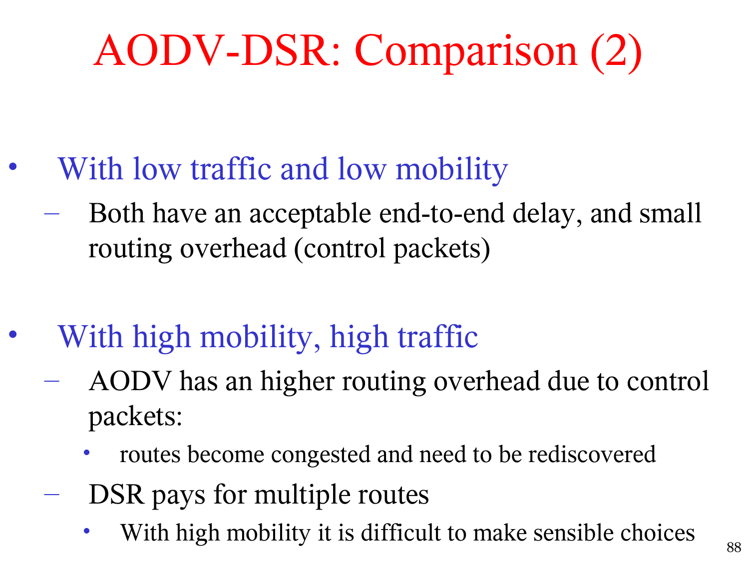# AODV-DSR: Comparison (2)

- With low traffic and low mobility
  - Both have an acceptable end-to-end delay, and small routing overhead (control packets)

- With high mobility, high traffic
  - AODV has an higher routing overhead due to control packets:
    - routes become congested and need to be rediscovered
  - DSR pays for multiple routes
    - With high mobility it is difficult to make sensible choices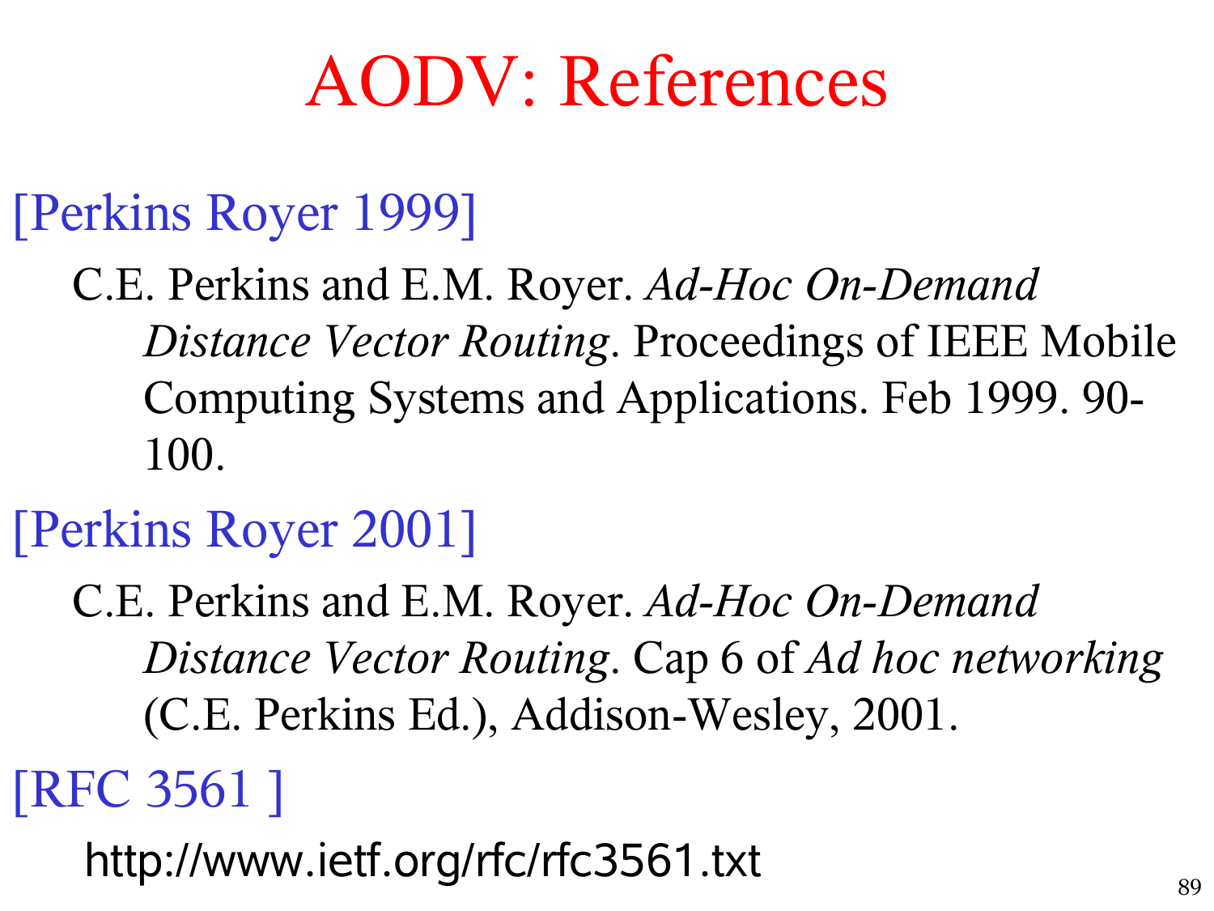# AODV: References

[Perkins Royer 1999]

C.E. Perkins and E.M. Royer. *Ad-Hoc On-Demand Distance Vector Routing*. Proceedings of IEEE Mobile Computing Systems and Applications. Feb 1999. 90-100.

[Perkins Royer 2001]

C.E. Perkins and E.M. Royer. *Ad-Hoc On-Demand Distance Vector Routing*. Cap 6 of *Ad hoc networking* (C.E. Perkins Ed.), Addison-Wesley, 2001.

[RFC 3561 ]

http://www.ietf.org/rfc/rfc3561.txt